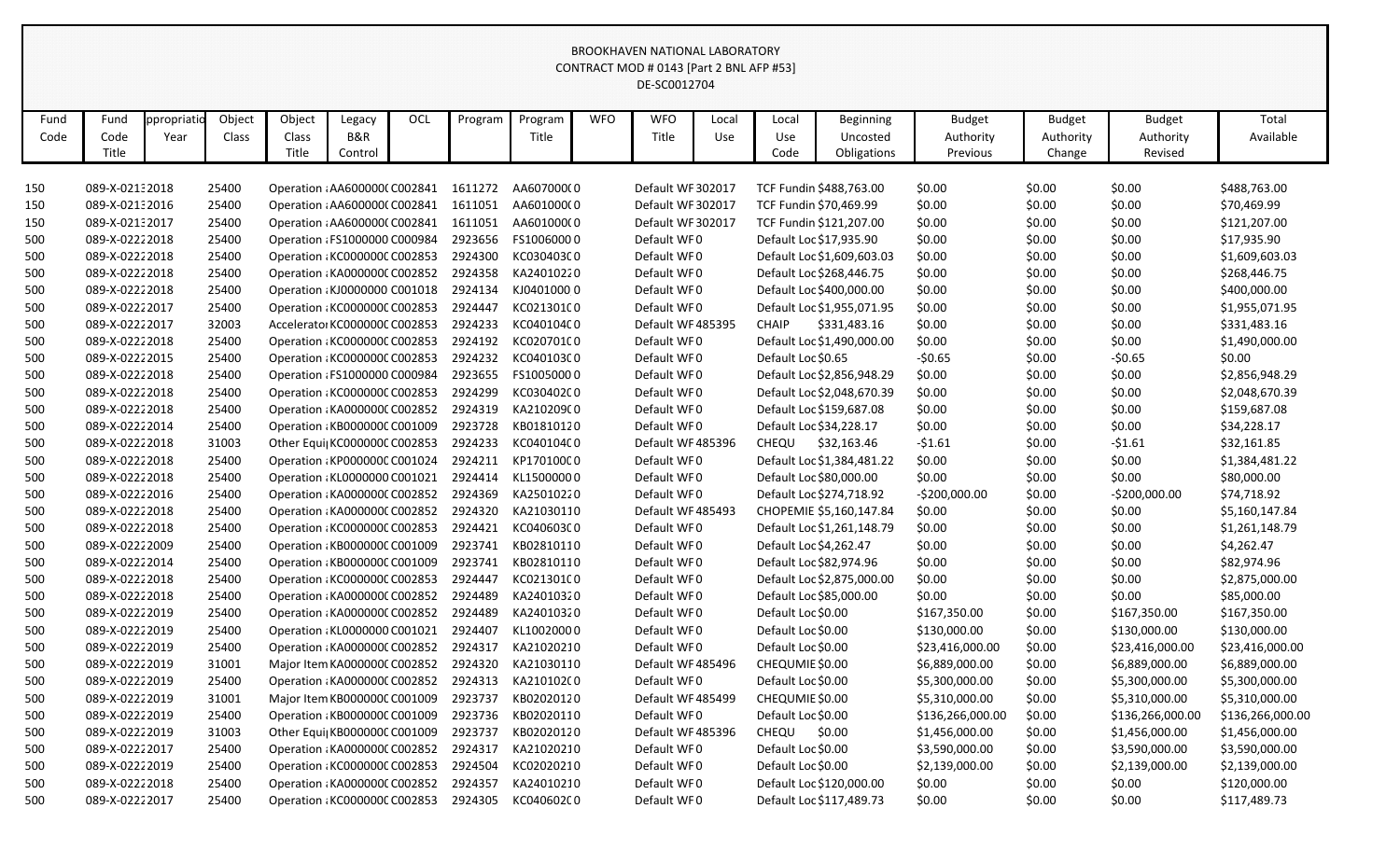BROOKHAVEN NATIONAL LABORATORY
CONTRACT MOD # 0143 [Part 2 BNL AFP #53]
DE-SC0012704

| Fund Code | Fund Code Title | ppropriatio Year | Object Class | Object Class Title | Legacy B&R Control | OCL | Program | Program Title | WFO | WFO Title | Local Use | Local Use Code | Beginning Uncosted Obligations | Budget Authority Previous | Budget Authority Change | Budget Authority Revised | Total Available |
|---|---|---|---|---|---|---|---|---|---|---|---|---|---|---|---|---|---|
| 150 | 089-X-021: | 2018 | 25400 | Operation : | AA600000( | C002841 | 1611272 | AA607000( | 0 | Default WF | 302017 | TCF Fundin | $488,763.00 | $0.00 | $0.00 | $0.00 | $488,763.00 |
| 150 | 089-X-021: | 2016 | 25400 | Operation : | AA600000( | C002841 | 1611051 | AA601000( | 0 | Default WF | 302017 | TCF Fundin | $70,469.99 | $0.00 | $0.00 | $0.00 | $70,469.99 |
| 150 | 089-X-021: | 2017 | 25400 | Operation : | AA600000( | C002841 | 1611051 | AA601000( | 0 | Default WF | 302017 | TCF Fundin | $121,207.00 | $0.00 | $0.00 | $0.00 | $121,207.00 |
| 500 | 089-X-0222 | 2018 | 25400 | Operation : | FS1000000 | C000984 | 2923656 | FS1006000 | 0 | Default WF | 0 | Default Loc | $17,935.90 | $0.00 | $0.00 | $0.00 | $17,935.90 |
| 500 | 089-X-0222 | 2018 | 25400 | Operation : | KC000000( | C002853 | 2924300 | KC030403( | 0 | Default WF | 0 | Default Loc | $1,609,603.03 | $0.00 | $0.00 | $0.00 | $1,609,603.03 |
| 500 | 089-X-0222 | 2018 | 25400 | Operation : | KA000000( | C002852 | 2924358 | KA2401022 | 0 | Default WF | 0 | Default Loc | $268,446.75 | $0.00 | $0.00 | $0.00 | $268,446.75 |
| 500 | 089-X-0222 | 2018 | 25400 | Operation : | KJ0000000 | C001018 | 2924134 | KJ0401000 | 0 | Default WF | 0 | Default Loc | $400,000.00 | $0.00 | $0.00 | $0.00 | $400,000.00 |
| 500 | 089-X-0222 | 2017 | 25400 | Operation : | KC000000( | C002853 | 2924447 | KC021301( | 0 | Default WF | 0 | Default Loc | $1,955,071.95 | $0.00 | $0.00 | $0.00 | $1,955,071.95 |
| 500 | 089-X-0222 | 2017 | 32003 | Accelerator | KC000000( | C002853 | 2924233 | KC040104( | 0 | Default WF | 485395 | CHAIP | $331,483.16 | $0.00 | $0.00 | $0.00 | $331,483.16 |
| 500 | 089-X-0222 | 2018 | 25400 | Operation : | KC000000( | C002853 | 2924192 | KC020701( | 0 | Default WF | 0 | Default Loc | $1,490,000.00 | $0.00 | $0.00 | $0.00 | $1,490,000.00 |
| 500 | 089-X-0222 | 2015 | 25400 | Operation : | KC000000( | C002853 | 2924232 | KC040103( | 0 | Default WF | 0 | Default Loc | $0.65 | -$0.65 | $0.00 | -$0.65 | $0.00 |
| 500 | 089-X-0222 | 2018 | 25400 | Operation : | FS1000000 | C000984 | 2923655 | FS1005000 | 0 | Default WF | 0 | Default Loc | $2,856,948.29 | $0.00 | $0.00 | $0.00 | $2,856,948.29 |
| 500 | 089-X-0222 | 2018 | 25400 | Operation : | KC000000( | C002853 | 2924299 | KC030402( | 0 | Default WF | 0 | Default Loc | $2,048,670.39 | $0.00 | $0.00 | $0.00 | $2,048,670.39 |
| 500 | 089-X-0222 | 2018 | 25400 | Operation : | KA000000( | C002852 | 2924319 | KA210209( | 0 | Default WF | 0 | Default Loc | $159,687.08 | $0.00 | $0.00 | $0.00 | $159,687.08 |
| 500 | 089-X-0222 | 2014 | 25400 | Operation : | KB000000( | C001009 | 2923728 | KB0181012 | 0 | Default WF | 0 | Default Loc | $34,228.17 | $0.00 | $0.00 | $0.00 | $34,228.17 |
| 500 | 089-X-0222 | 2018 | 31003 | Other Equi | KC000000( | C002853 | 2924233 | KC040104( | 0 | Default WF | 485396 | CHEQU | $32,163.46 | -$1.61 | $0.00 | -$1.61 | $32,161.85 |
| 500 | 089-X-0222 | 2018 | 25400 | Operation : | KP000000( | C001024 | 2924211 | KP170100( | 0 | Default WF | 0 | Default Loc | $1,384,481.22 | $0.00 | $0.00 | $0.00 | $1,384,481.22 |
| 500 | 089-X-0222 | 2018 | 25400 | Operation : | KL0000000 | C001021 | 2924414 | KL1500000 | 0 | Default WF | 0 | Default Loc | $80,000.00 | $0.00 | $0.00 | $0.00 | $80,000.00 |
| 500 | 089-X-0222 | 2016 | 25400 | Operation : | KA000000( | C002852 | 2924369 | KA2501022 | 0 | Default WF | 0 | Default Loc | $274,718.92 | -$200,000.00 | $0.00 | -$200,000.00 | $74,718.92 |
| 500 | 089-X-0222 | 2018 | 25400 | Operation : | KA000000( | C002852 | 2924320 | KA2103011 | 0 | Default WF | 485493 | CHOPEMIE | $5,160,147.84 | $0.00 | $0.00 | $0.00 | $5,160,147.84 |
| 500 | 089-X-0222 | 2018 | 25400 | Operation : | KC000000( | C002853 | 2924421 | KC040603( | 0 | Default WF | 0 | Default Loc | $1,261,148.79 | $0.00 | $0.00 | $0.00 | $1,261,148.79 |
| 500 | 089-X-0222 | 2009 | 25400 | Operation : | KB000000( | C001009 | 2923741 | KB0281011 | 0 | Default WF | 0 | Default Loc | $4,262.47 | $0.00 | $0.00 | $0.00 | $4,262.47 |
| 500 | 089-X-0222 | 2014 | 25400 | Operation : | KB000000( | C001009 | 2923741 | KB0281011 | 0 | Default WF | 0 | Default Loc | $82,974.96 | $0.00 | $0.00 | $0.00 | $82,974.96 |
| 500 | 089-X-0222 | 2018 | 25400 | Operation : | KC000000( | C002853 | 2924447 | KC021301( | 0 | Default WF | 0 | Default Loc | $2,875,000.00 | $0.00 | $0.00 | $0.00 | $2,875,000.00 |
| 500 | 089-X-0222 | 2018 | 25400 | Operation : | KA000000( | C002852 | 2924489 | KA2401032 | 0 | Default WF | 0 | Default Loc | $85,000.00 | $0.00 | $0.00 | $0.00 | $85,000.00 |
| 500 | 089-X-0222 | 2019 | 25400 | Operation : | KA000000( | C002852 | 2924489 | KA2401032 | 0 | Default WF | 0 | Default Loc | $0.00 | $167,350.00 | $0.00 | $167,350.00 | $167,350.00 |
| 500 | 089-X-0222 | 2019 | 25400 | Operation : | KL0000000 | C001021 | 2924407 | KL1002000 | 0 | Default WF | 0 | Default Loc | $0.00 | $130,000.00 | $0.00 | $130,000.00 | $130,000.00 |
| 500 | 089-X-0222 | 2019 | 25400 | Operation : | KA000000( | C002852 | 2924317 | KA2102021 | 0 | Default WF | 0 | Default Loc | $0.00 | $23,416,000.00 | $0.00 | $23,416,000.00 | $23,416,000.00 |
| 500 | 089-X-0222 | 2019 | 31001 | Major Item | KA000000( | C002852 | 2924320 | KA2103011 | 0 | Default WF | 485496 | CHEQUMIE | $0.00 | $6,889,000.00 | $0.00 | $6,889,000.00 | $6,889,000.00 |
| 500 | 089-X-0222 | 2019 | 25400 | Operation : | KA000000( | C002852 | 2924313 | KA210102( | 0 | Default WF | 0 | Default Loc | $0.00 | $5,300,000.00 | $0.00 | $5,300,000.00 | $5,300,000.00 |
| 500 | 089-X-0222 | 2019 | 31001 | Major Item | KB000000( | C001009 | 2923737 | KB0202012 | 0 | Default WF | 485499 | CHEQUMIE | $0.00 | $5,310,000.00 | $0.00 | $5,310,000.00 | $5,310,000.00 |
| 500 | 089-X-0222 | 2019 | 25400 | Operation : | KB000000( | C001009 | 2923736 | KB0202011 | 0 | Default WF | 0 | Default Loc | $0.00 | $136,266,000.00 | $0.00 | $136,266,000.00 | $136,266,000.00 |
| 500 | 089-X-0222 | 2019 | 31003 | Other Equi | KB000000( | C001009 | 2923737 | KB0202012 | 0 | Default WF | 485396 | CHEQU | $0.00 | $1,456,000.00 | $0.00 | $1,456,000.00 | $1,456,000.00 |
| 500 | 089-X-0222 | 2017 | 25400 | Operation : | KA000000( | C002852 | 2924317 | KA2102021 | 0 | Default WF | 0 | Default Loc | $0.00 | $3,590,000.00 | $0.00 | $3,590,000.00 | $3,590,000.00 |
| 500 | 089-X-0222 | 2019 | 25400 | Operation : | KC000000( | C002853 | 2924504 | KC0202021 | 0 | Default WF | 0 | Default Loc | $0.00 | $2,139,000.00 | $0.00 | $2,139,000.00 | $2,139,000.00 |
| 500 | 089-X-0222 | 2018 | 25400 | Operation : | KA000000( | C002852 | 2924357 | KA2401021 | 0 | Default WF | 0 | Default Loc | $120,000.00 | $0.00 | $0.00 | $0.00 | $120,000.00 |
| 500 | 089-X-0222 | 2017 | 25400 | Operation : | KC000000( | C002853 | 2924305 | KC040602( | 0 | Default WF | 0 | Default Loc | $117,489.73 | $0.00 | $0.00 | $0.00 | $117,489.73 |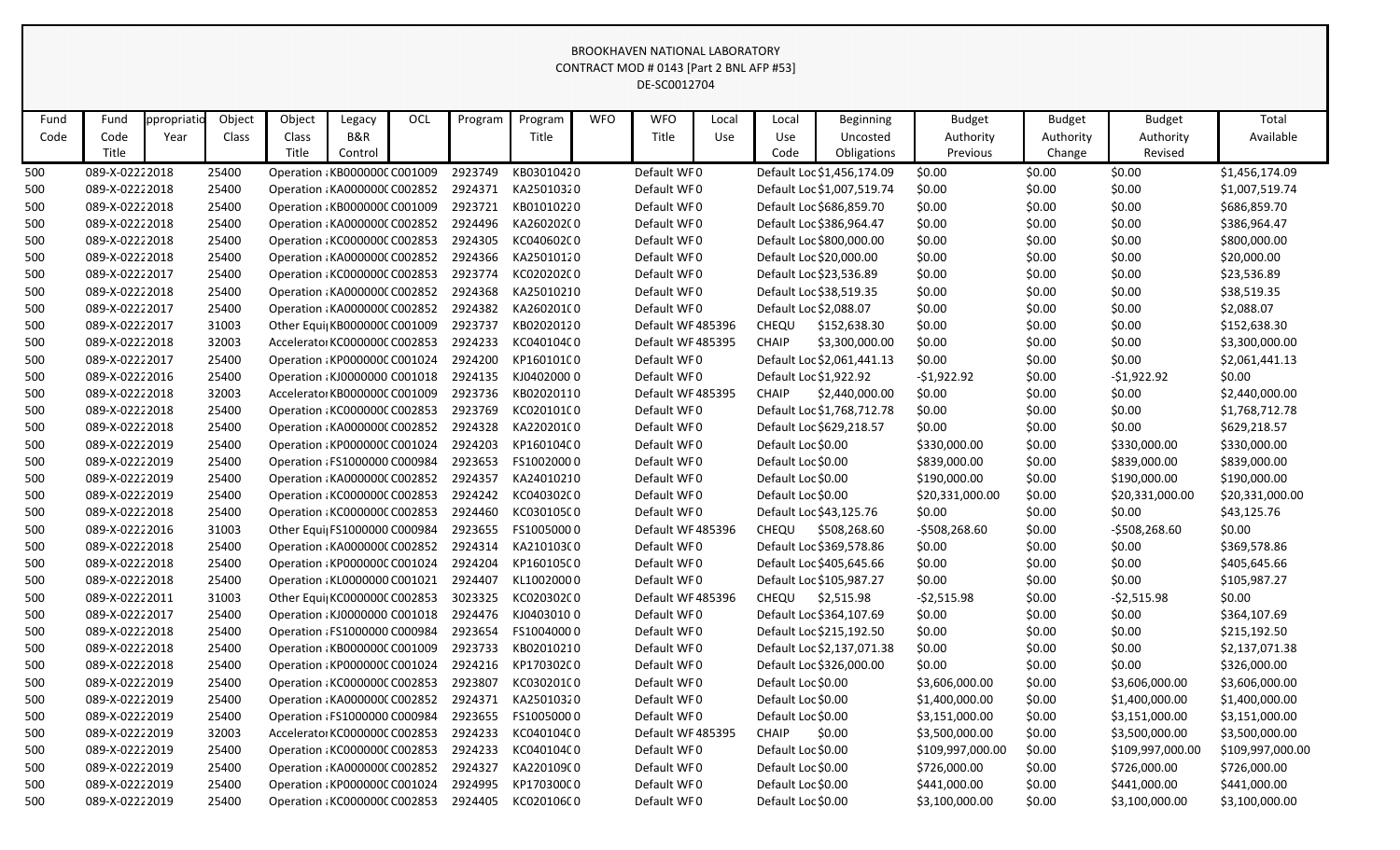BROOKHAVEN NATIONAL LABORATORY
CONTRACT MOD # 0143 [Part 2 BNL AFP #53]
DE-SC0012704

| Fund Code | Fund Code Title | ppropriatio Year | Object Class | Object Class Title | Legacy B&R Control | OCL | Program | Program Title | WFO | WFO Title | Local Use | Local Use Code | Beginning Uncosted Obligations | Budget Authority Previous | Budget Authority Change | Budget Authority Revised | Total Available |
|---|---|---|---|---|---|---|---|---|---|---|---|---|---|---|---|---|---|
| 500 | 089-X-0222 | 2018 | 25400 | Operation : | KB000000C | C001009 | 2923749 | KB030104 | 20 | Default WF | 0 | | Default Loc | $1,456,174.09 | $0.00 | $0.00 | $0.00 | $1,456,174.09 |
| 500 | 089-X-0222 | 2018 | 25400 | Operation : | KA000000C | C002852 | 2924371 | KA250103 | 20 | Default WF | 0 | | Default Loc | $1,007,519.74 | $0.00 | $0.00 | $0.00 | $1,007,519.74 |
| 500 | 089-X-0222 | 2018 | 25400 | Operation : | KB000000C | C001009 | 2923721 | KB010102 | 20 | Default WF | 0 | | Default Loc | $686,859.70 | $0.00 | $0.00 | $0.00 | $686,859.70 |
| 500 | 089-X-0222 | 2018 | 25400 | Operation : | KA000000C | C002852 | 2924496 | KA260202 | C0 | Default WF | 0 | | Default Loc | $386,964.47 | $0.00 | $0.00 | $0.00 | $386,964.47 |
| 500 | 089-X-0222 | 2018 | 25400 | Operation : | KC000000C | C002853 | 2924305 | KC040602 | C0 | Default WF | 0 | | Default Loc | $800,000.00 | $0.00 | $0.00 | $0.00 | $800,000.00 |
| 500 | 089-X-0222 | 2018 | 25400 | Operation : | KA000000C | C002852 | 2924366 | KA250101 | 20 | Default WF | 0 | | Default Loc | $20,000.00 | $0.00 | $0.00 | $0.00 | $20,000.00 |
| 500 | 089-X-0222 | 2017 | 25400 | Operation : | KC000000C | C002853 | 2923774 | KC020202 | C0 | Default WF | 0 | | Default Loc | $23,536.89 | $0.00 | $0.00 | $0.00 | $23,536.89 |
| 500 | 089-X-0222 | 2018 | 25400 | Operation : | KA000000C | C002852 | 2924368 | KA250102 | 10 | Default WF | 0 | | Default Loc | $38,519.35 | $0.00 | $0.00 | $0.00 | $38,519.35 |
| 500 | 089-X-0222 | 2017 | 25400 | Operation : | KA000000C | C002852 | 2924382 | KA260201 | C0 | Default WF | 0 | | Default Loc | $2,088.07 | $0.00 | $0.00 | $0.00 | $2,088.07 |
| 500 | 089-X-0222 | 2017 | 31003 | Other Equi | KB000000C | C001009 | 2923737 | KB020201 | 20 | Default WF | 485396 | CHEQU | | $152,638.30 | $0.00 | $0.00 | $0.00 | $152,638.30 |
| 500 | 089-X-0222 | 2018 | 32003 | Accelerato | KC000000C | C002853 | 2924233 | KC040104 | C0 | Default WF | 485395 | CHAIP | | $3,300,000.00 | $0.00 | $0.00 | $0.00 | $3,300,000.00 |
| 500 | 089-X-0222 | 2017 | 25400 | Operation : | KP000000C | C001024 | 2924200 | KP160101 | C0 | Default WF | 0 | | Default Loc | $2,061,441.13 | $0.00 | $0.00 | $0.00 | $2,061,441.13 |
| 500 | 089-X-0222 | 2016 | 25400 | Operation : | KJ0000000 | C001018 | 2924135 | KJ0402000 | 0 | Default WF | 0 | | Default Loc | $1,922.92 | -$1,922.92 | $0.00 | -$1,922.92 | $0.00 |
| 500 | 089-X-0222 | 2018 | 32003 | Accelerato | KB000000C | C001009 | 2923736 | KB020201 | 10 | Default WF | 485395 | CHAIP | | $2,440,000.00 | $0.00 | $0.00 | $0.00 | $2,440,000.00 |
| 500 | 089-X-0222 | 2018 | 25400 | Operation : | KC000000C | C002853 | 2923769 | KC020101 | C0 | Default WF | 0 | | Default Loc | $1,768,712.78 | $0.00 | $0.00 | $0.00 | $1,768,712.78 |
| 500 | 089-X-0222 | 2018 | 25400 | Operation : | KA000000C | C002852 | 2924328 | KA220201 | C0 | Default WF | 0 | | Default Loc | $629,218.57 | $0.00 | $0.00 | $0.00 | $629,218.57 |
| 500 | 089-X-0222 | 2019 | 25400 | Operation : | KP000000C | C001024 | 2924203 | KP160104 | C0 | Default WF | 0 | | Default Loc | $0.00 | $330,000.00 | $0.00 | $330,000.00 | $330,000.00 |
| 500 | 089-X-0222 | 2019 | 25400 | Operation : | FS1000000 | C000984 | 2923653 | FS1002000 | 0 | Default WF | 0 | | Default Loc | $0.00 | $839,000.00 | $0.00 | $839,000.00 | $839,000.00 |
| 500 | 089-X-0222 | 2019 | 25400 | Operation : | KA000000C | C002852 | 2924357 | KA240102 | 10 | Default WF | 0 | | Default Loc | $0.00 | $190,000.00 | $0.00 | $190,000.00 | $190,000.00 |
| 500 | 089-X-0222 | 2019 | 25400 | Operation : | KC000000C | C002853 | 2924242 | KC040302 | C0 | Default WF | 0 | | Default Loc | $0.00 | $20,331,000.00 | $0.00 | $20,331,000.00 | $20,331,000.00 |
| 500 | 089-X-0222 | 2018 | 25400 | Operation : | KC000000C | C002853 | 2924460 | KC030105 | C0 | Default WF | 0 | | Default Loc | $43,125.76 | $0.00 | $0.00 | $0.00 | $43,125.76 |
| 500 | 089-X-0222 | 2016 | 31003 | Other Equi | FS1000000 | C000984 | 2923655 | FS1005000 | 0 | Default WF | 485396 | CHEQU | | $508,268.60 | -$508,268.60 | $0.00 | -$508,268.60 | $0.00 |
| 500 | 089-X-0222 | 2018 | 25400 | Operation : | KA000000C | C002852 | 2924314 | KA210103 | C0 | Default WF | 0 | | Default Loc | $369,578.86 | $0.00 | $0.00 | $0.00 | $369,578.86 |
| 500 | 089-X-0222 | 2018 | 25400 | Operation : | KP000000C | C001024 | 2924204 | KP160105 | C0 | Default WF | 0 | | Default Loc | $405,645.66 | $0.00 | $0.00 | $0.00 | $405,645.66 |
| 500 | 089-X-0222 | 2018 | 25400 | Operation : | KL0000000 | C001021 | 2924407 | KL1002000 | 0 | Default WF | 0 | | Default Loc | $105,987.27 | $0.00 | $0.00 | $0.00 | $105,987.27 |
| 500 | 089-X-0222 | 2011 | 31003 | Other Equi | KC000000C | C002853 | 3023325 | KC020302 | C0 | Default WF | 485396 | CHEQU | | $2,515.98 | -$2,515.98 | $0.00 | -$2,515.98 | $0.00 |
| 500 | 089-X-0222 | 2017 | 25400 | Operation : | KJ0000000 | C001018 | 2924476 | KJ0403010 | 0 | Default WF | 0 | | Default Loc | $364,107.69 | $0.00 | $0.00 | $0.00 | $364,107.69 |
| 500 | 089-X-0222 | 2018 | 25400 | Operation : | FS1000000 | C000984 | 2923654 | FS1004000 | 0 | Default WF | 0 | | Default Loc | $215,192.50 | $0.00 | $0.00 | $0.00 | $215,192.50 |
| 500 | 089-X-0222 | 2018 | 25400 | Operation : | KB000000C | C001009 | 2923733 | KB020102 | 10 | Default WF | 0 | | Default Loc | $2,137,071.38 | $0.00 | $0.00 | $0.00 | $2,137,071.38 |
| 500 | 089-X-0222 | 2018 | 25400 | Operation : | KP000000C | C001024 | 2924216 | KP170302 | C0 | Default WF | 0 | | Default Loc | $326,000.00 | $0.00 | $0.00 | $0.00 | $326,000.00 |
| 500 | 089-X-0222 | 2019 | 25400 | Operation : | KC000000C | C002853 | 2923807 | KC030201 | C0 | Default WF | 0 | | Default Loc | $0.00 | $3,606,000.00 | $0.00 | $3,606,000.00 | $3,606,000.00 |
| 500 | 089-X-0222 | 2019 | 25400 | Operation : | KA000000C | C002852 | 2924371 | KA250103 | 20 | Default WF | 0 | | Default Loc | $0.00 | $1,400,000.00 | $0.00 | $1,400,000.00 | $1,400,000.00 |
| 500 | 089-X-0222 | 2019 | 25400 | Operation : | FS1000000 | C000984 | 2923655 | FS1005000 | 0 | Default WF | 0 | | Default Loc | $0.00 | $3,151,000.00 | $0.00 | $3,151,000.00 | $3,151,000.00 |
| 500 | 089-X-0222 | 2019 | 32003 | Accelerato | KC000000C | C002853 | 2924233 | KC040104 | C0 | Default WF | 485395 | CHAIP | | $0.00 | $3,500,000.00 | $0.00 | $3,500,000.00 | $3,500,000.00 |
| 500 | 089-X-0222 | 2019 | 25400 | Operation : | KC000000C | C002853 | 2924233 | KC040104 | C0 | Default WF | 0 | | Default Loc | $0.00 | $109,997,000.00 | $0.00 | $109,997,000.00 | $109,997,000.00 |
| 500 | 089-X-0222 | 2019 | 25400 | Operation : | KA000000C | C002852 | 2924327 | KA220109 | C0 | Default WF | 0 | | Default Loc | $0.00 | $726,000.00 | $0.00 | $726,000.00 | $726,000.00 |
| 500 | 089-X-0222 | 2019 | 25400 | Operation : | KP000000C | C001024 | 2924995 | KP170300 | C0 | Default WF | 0 | | Default Loc | $0.00 | $441,000.00 | $0.00 | $441,000.00 | $441,000.00 |
| 500 | 089-X-0222 | 2019 | 25400 | Operation : | KC000000C | C002853 | 2924405 | KC020106 | C0 | Default WF | 0 | | Default Loc | $0.00 | $3,100,000.00 | $0.00 | $3,100,000.00 | $3,100,000.00 |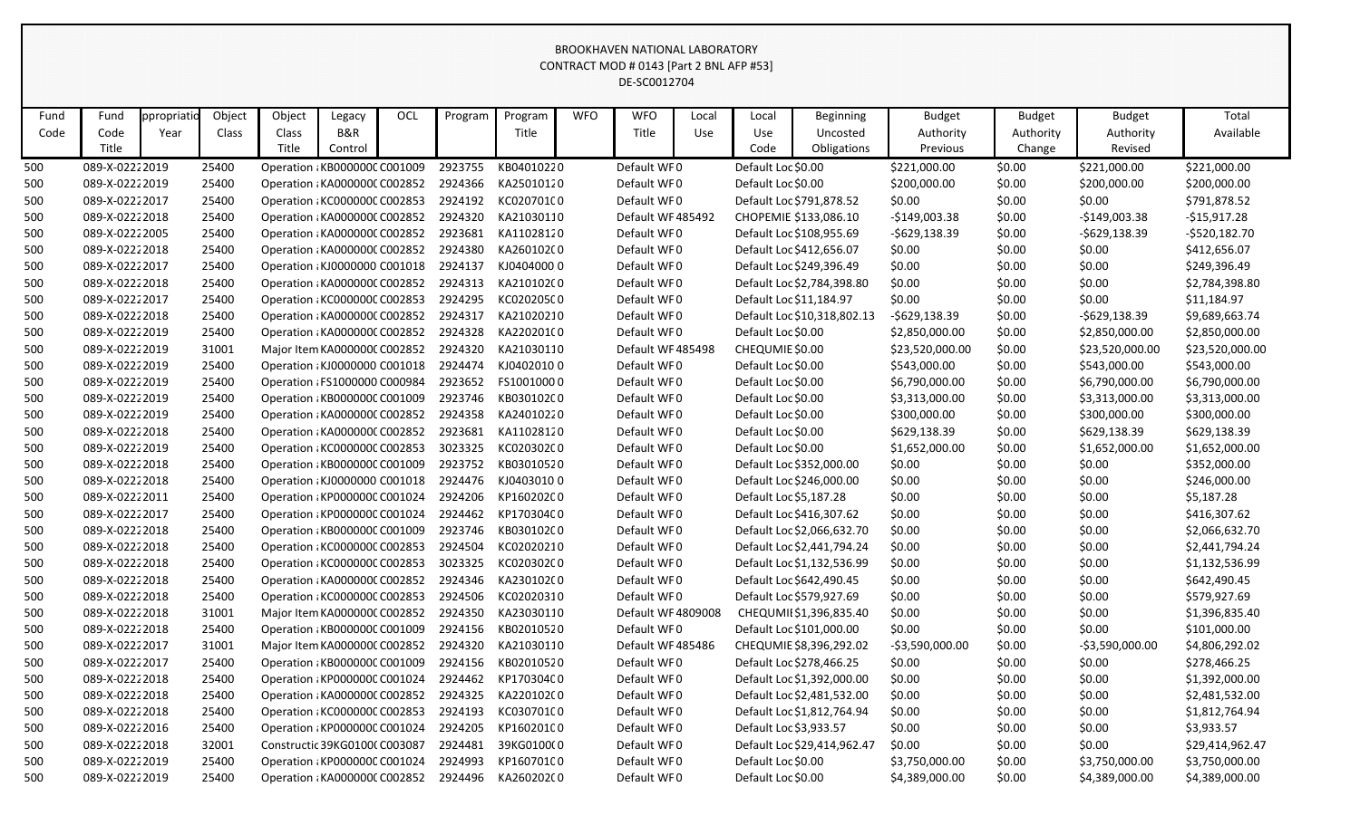BROOKHAVEN NATIONAL LABORATORY
CONTRACT MOD # 0143 [Part 2 BNL AFP #53]
DE-SC0012704

| Fund Code | Fund Code Title | ppropriatio Year | Object Class | Object Class Title | Legacy B&R Control | OCL | Program | Program Title | WFO | WFO Title | Local Use | Local Use Code | Beginning Uncosted Obligations | Budget Authority Previous | Budget Authority Change | Budget Authority Revised | Total Available |
|---|---|---|---|---|---|---|---|---|---|---|---|---|---|---|---|---|---|
| 500 | 089-X-0222 | 2019 | 25400 | Operation | KB000000C | C001009 | 2923755 | KB0401022 | 0 | Default WF | 0 | Default Loc | $0.00 | $221,000.00 | $0.00 | $221,000.00 | $221,000.00 |
| 500 | 089-X-0222 | 2019 | 25400 | Operation | KA000000C | C002852 | 2924366 | KA2501012 | 0 | Default WF | 0 | Default Loc | $0.00 | $200,000.00 | $0.00 | $200,000.00 | $200,000.00 |
| 500 | 089-X-0222 | 2017 | 25400 | Operation | KC000000C | C002853 | 2924192 | KC020701C | 0 | Default WF | 0 | Default Loc | $791,878.52 | $0.00 | $0.00 | $0.00 | $791,878.52 |
| 500 | 089-X-0222 | 2018 | 25400 | Operation | KA000000C | C002852 | 2924320 | KA2103011 | 0 | Default WF | 485492 | CHOPEMIE | $133,086.10 | -$149,003.38 | $0.00 | -$149,003.38 | -$15,917.28 |
| 500 | 089-X-0222 | 2005 | 25400 | Operation | KA000000C | C002852 | 2923681 | KA1102812 | 0 | Default WF | 0 | Default Loc | $108,955.69 | -$629,138.39 | $0.00 | -$629,138.39 | -$520,182.70 |
| 500 | 089-X-0222 | 2018 | 25400 | Operation | KA000000C | C002852 | 2924380 | KA260102C | 0 | Default WF | 0 | Default Loc | $412,656.07 | $0.00 | $0.00 | $0.00 | $412,656.07 |
| 500 | 089-X-0222 | 2017 | 25400 | Operation | KJ0000000 | C001018 | 2924137 | KJ0404000 | 0 | Default WF | 0 | Default Loc | $249,396.49 | $0.00 | $0.00 | $0.00 | $249,396.49 |
| 500 | 089-X-0222 | 2018 | 25400 | Operation | KA000000C | C002852 | 2924313 | KA210102C | 0 | Default WF | 0 | Default Loc | $2,784,398.80 | $0.00 | $0.00 | $0.00 | $2,784,398.80 |
| 500 | 089-X-0222 | 2017 | 25400 | Operation | KC000000C | C002853 | 2924295 | KC020205C | 0 | Default WF | 0 | Default Loc | $11,184.97 | $0.00 | $0.00 | $0.00 | $11,184.97 |
| 500 | 089-X-0222 | 2018 | 25400 | Operation | KA000000C | C002852 | 2924317 | KA2102021 | 0 | Default WF | 0 | Default Loc | $10,318,802.13 | -$629,138.39 | $0.00 | -$629,138.39 | $9,689,663.74 |
| 500 | 089-X-0222 | 2019 | 25400 | Operation | KA000000C | C002852 | 2924328 | KA220201C | 0 | Default WF | 0 | Default Loc | $0.00 | $2,850,000.00 | $0.00 | $2,850,000.00 | $2,850,000.00 |
| 500 | 089-X-0222 | 2019 | 31001 | Major Item | KA000000C | C002852 | 2924320 | KA2103011 | 0 | Default WF | 485498 | CHEQUMIE | $0.00 | $23,520,000.00 | $0.00 | $23,520,000.00 | $23,520,000.00 |
| 500 | 089-X-0222 | 2019 | 25400 | Operation | KJ0000000 | C001018 | 2924474 | KJ0402010 | 0 | Default WF | 0 | Default Loc | $0.00 | $543,000.00 | $0.00 | $543,000.00 | $543,000.00 |
| 500 | 089-X-0222 | 2019 | 25400 | Operation | FS1000000 | C000984 | 2923652 | FS1001000 | 0 | Default WF | 0 | Default Loc | $0.00 | $6,790,000.00 | $0.00 | $6,790,000.00 | $6,790,000.00 |
| 500 | 089-X-0222 | 2019 | 25400 | Operation | KB000000C | C001009 | 2923746 | KB030102C | 0 | Default WF | 0 | Default Loc | $0.00 | $3,313,000.00 | $0.00 | $3,313,000.00 | $3,313,000.00 |
| 500 | 089-X-0222 | 2019 | 25400 | Operation | KA000000C | C002852 | 2924358 | KA2401022 | 0 | Default WF | 0 | Default Loc | $0.00 | $300,000.00 | $0.00 | $300,000.00 | $300,000.00 |
| 500 | 089-X-0222 | 2018 | 25400 | Operation | KA000000C | C002852 | 2923681 | KA1102812 | 0 | Default WF | 0 | Default Loc | $0.00 | $629,138.39 | $0.00 | $629,138.39 | $629,138.39 |
| 500 | 089-X-0222 | 2019 | 25400 | Operation | KC000000C | C002853 | 3023325 | KC020302C | 0 | Default WF | 0 | Default Loc | $0.00 | $1,652,000.00 | $0.00 | $1,652,000.00 | $1,652,000.00 |
| 500 | 089-X-0222 | 2018 | 25400 | Operation | KB000000C | C001009 | 2923752 | KB0301052 | 0 | Default WF | 0 | Default Loc | $352,000.00 | $0.00 | $0.00 | $0.00 | $352,000.00 |
| 500 | 089-X-0222 | 2018 | 25400 | Operation | KJ0000000 | C001018 | 2924476 | KJ0403010 | 0 | Default WF | 0 | Default Loc | $246,000.00 | $0.00 | $0.00 | $0.00 | $246,000.00 |
| 500 | 089-X-0222 | 2011 | 25400 | Operation | KP000000C | C001024 | 2924206 | KP160202C | 0 | Default WF | 0 | Default Loc | $5,187.28 | $0.00 | $0.00 | $0.00 | $5,187.28 |
| 500 | 089-X-0222 | 2017 | 25400 | Operation | KP000000C | C001024 | 2924462 | KP170304C | 0 | Default WF | 0 | Default Loc | $416,307.62 | $0.00 | $0.00 | $0.00 | $416,307.62 |
| 500 | 089-X-0222 | 2018 | 25400 | Operation | KB000000C | C001009 | 2923746 | KB030102C | 0 | Default WF | 0 | Default Loc | $2,066,632.70 | $0.00 | $0.00 | $0.00 | $2,066,632.70 |
| 500 | 089-X-0222 | 2018 | 25400 | Operation | KC000000C | C002853 | 2924504 | KC0202021 | 0 | Default WF | 0 | Default Loc | $2,441,794.24 | $0.00 | $0.00 | $0.00 | $2,441,794.24 |
| 500 | 089-X-0222 | 2018 | 25400 | Operation | KC000000C | C002853 | 3023325 | KC020302C | 0 | Default WF | 0 | Default Loc | $1,132,536.99 | $0.00 | $0.00 | $0.00 | $1,132,536.99 |
| 500 | 089-X-0222 | 2018 | 25400 | Operation | KA000000C | C002852 | 2924346 | KA230102C | 0 | Default WF | 0 | Default Loc | $642,490.45 | $0.00 | $0.00 | $0.00 | $642,490.45 |
| 500 | 089-X-0222 | 2018 | 25400 | Operation | KC000000C | C002853 | 2924506 | KC0202031 | 0 | Default WF | 0 | Default Loc | $579,927.69 | $0.00 | $0.00 | $0.00 | $579,927.69 |
| 500 | 089-X-0222 | 2018 | 31001 | Major Item | KA000000C | C002852 | 2924350 | KA2303011 | 0 | Default WF | 4809008 | CHEQUMII | $1,396,835.40 | $0.00 | $0.00 | $0.00 | $1,396,835.40 |
| 500 | 089-X-0222 | 2018 | 25400 | Operation | KB000000C | C001009 | 2924156 | KB0201052 | 0 | Default WF | 0 | Default Loc | $101,000.00 | $0.00 | $0.00 | $0.00 | $101,000.00 |
| 500 | 089-X-0222 | 2017 | 31001 | Major Item | KA000000C | C002852 | 2924320 | KA2103011 | 0 | Default WF | 485486 | CHEQUMIE | $8,396,292.02 | -$3,590,000.00 | $0.00 | -$3,590,000.00 | $4,806,292.02 |
| 500 | 089-X-0222 | 2017 | 25400 | Operation | KB000000C | C001009 | 2924156 | KB0201052 | 0 | Default WF | 0 | Default Loc | $278,466.25 | $0.00 | $0.00 | $0.00 | $278,466.25 |
| 500 | 089-X-0222 | 2018 | 25400 | Operation | KP000000C | C001024 | 2924462 | KP170304C | 0 | Default WF | 0 | Default Loc | $1,392,000.00 | $0.00 | $0.00 | $0.00 | $1,392,000.00 |
| 500 | 089-X-0222 | 2018 | 25400 | Operation | KA000000C | C002852 | 2924325 | KA220102C | 0 | Default WF | 0 | Default Loc | $2,481,532.00 | $0.00 | $0.00 | $0.00 | $2,481,532.00 |
| 500 | 089-X-0222 | 2018 | 25400 | Operation | KC000000C | C002853 | 2924193 | KC030701C | 0 | Default WF | 0 | Default Loc | $1,812,764.94 | $0.00 | $0.00 | $0.00 | $1,812,764.94 |
| 500 | 089-X-0222 | 2016 | 25400 | Operation | KP000000C | C001024 | 2924205 | KP160201C | 0 | Default WF | 0 | Default Loc | $3,933.57 | $0.00 | $0.00 | $0.00 | $3,933.57 |
| 500 | 089-X-0222 | 2018 | 32001 | Constructic | 39KG0100C | C003087 | 2924481 | 39KG0100C | 0 | Default WF | 0 | Default Loc | $29,414,962.47 | $0.00 | $0.00 | $0.00 | $29,414,962.47 |
| 500 | 089-X-0222 | 2019 | 25400 | Operation | KP000000C | C001024 | 2924993 | KP160701C | 0 | Default WF | 0 | Default Loc | $0.00 | $3,750,000.00 | $0.00 | $3,750,000.00 | $3,750,000.00 |
| 500 | 089-X-0222 | 2019 | 25400 | Operation | KA000000C | C002852 | 2924496 | KA260202C | 0 | Default WF | 0 | Default Loc | $0.00 | $4,389,000.00 | $0.00 | $4,389,000.00 | $4,389,000.00 |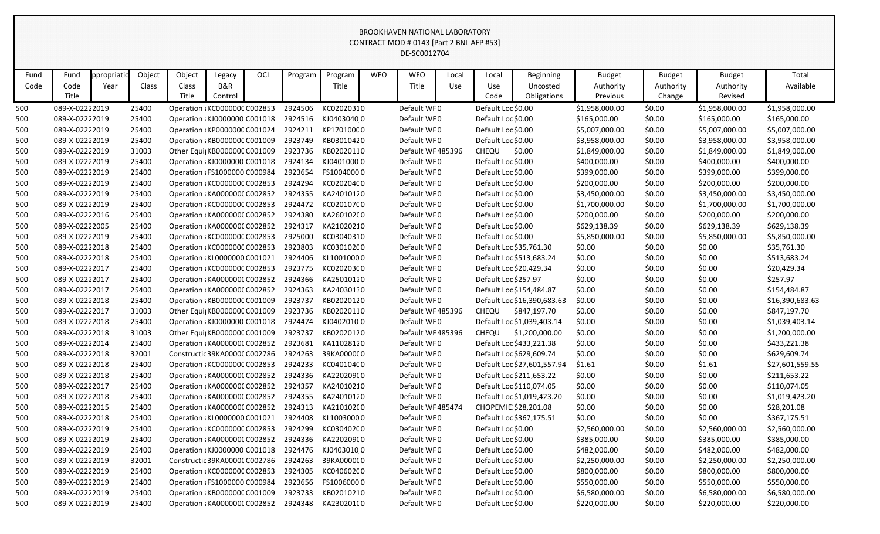BROOKHAVEN NATIONAL LABORATORY
CONTRACT MOD # 0143 [Part 2 BNL AFP #53]
DE-SC0012704

| Fund Code | Fund Code Title | ppropriatio Year | Object Class | Object Class Title | Legacy B&R Control | OCL | Program | Program Title | WFO | WFO Title | Local Use | Local Use Code | Beginning Uncosted Obligations | Budget Authority Previous | Budget Authority Change | Budget Authority Revised | Total Available |
|---|---|---|---|---|---|---|---|---|---|---|---|---|---|---|---|---|---|
| 500 | 089-X-0222 | 2019 | 25400 | Operation | KC000000C | C002853 | 2924506 | KC0202031 | 0 | Default WF | 0 | Default Loc | $0.00 | $1,958,000.00 | $0.00 | $1,958,000.00 | $1,958,000.00 |
| 500 | 089-X-0222 | 2019 | 25400 | Operation | KJ0000000 | C001018 | 2924516 | KJ0403040 | 0 | Default WF | 0 | Default Loc | $0.00 | $165,000.00 | $0.00 | $165,000.00 | $165,000.00 |
| 500 | 089-X-0222 | 2019 | 25400 | Operation | KP000000C | C001024 | 2924211 | KP170100C | 0 | Default WF | 0 | Default Loc | $0.00 | $5,007,000.00 | $0.00 | $5,007,000.00 | $5,007,000.00 |
| 500 | 089-X-0222 | 2019 | 25400 | Operation | KB000000C | C001009 | 2923749 | KB0301042 | 0 | Default WF | 0 | Default Loc | $0.00 | $3,958,000.00 | $0.00 | $3,958,000.00 | $3,958,000.00 |
| 500 | 089-X-0222 | 2019 | 31003 | Other Equi | KB000000C | C001009 | 2923736 | KB0202011 | 0 | Default WF | 485396 | CHEQU | $0.00 | $1,849,000.00 | $0.00 | $1,849,000.00 | $1,849,000.00 |
| 500 | 089-X-0222 | 2019 | 25400 | Operation | KJ0000000 | C001018 | 2924134 | KJ0401000 | 0 | Default WF | 0 | Default Loc | $0.00 | $400,000.00 | $0.00 | $400,000.00 | $400,000.00 |
| 500 | 089-X-0222 | 2019 | 25400 | Operation | FS1000000 | C000984 | 2923654 | FS1004000 | 0 | Default WF | 0 | Default Loc | $0.00 | $399,000.00 | $0.00 | $399,000.00 | $399,000.00 |
| 500 | 089-X-0222 | 2019 | 25400 | Operation | KC000000C | C002853 | 2924294 | KC020204C | 0 | Default WF | 0 | Default Loc | $0.00 | $200,000.00 | $0.00 | $200,000.00 | $200,000.00 |
| 500 | 089-X-0222 | 2019 | 25400 | Operation | KA000000C | C002852 | 2924355 | KA2401012 | 0 | Default WF | 0 | Default Loc | $0.00 | $3,450,000.00 | $0.00 | $3,450,000.00 | $3,450,000.00 |
| 500 | 089-X-0222 | 2019 | 25400 | Operation | KC000000C | C002853 | 2924472 | KC020107C | 0 | Default WF | 0 | Default Loc | $0.00 | $1,700,000.00 | $0.00 | $1,700,000.00 | $1,700,000.00 |
| 500 | 089-X-0222 | 2016 | 25400 | Operation | KA000000C | C002852 | 2924380 | KA260102C | 0 | Default WF | 0 | Default Loc | $0.00 | $200,000.00 | $0.00 | $200,000.00 | $200,000.00 |
| 500 | 089-X-0222 | 2005 | 25400 | Operation | KA000000C | C002852 | 2924317 | KA2102021 | 0 | Default WF | 0 | Default Loc | $0.00 | $629,138.39 | $0.00 | $629,138.39 | $629,138.39 |
| 500 | 089-X-0222 | 2019 | 25400 | Operation | KC000000C | C002853 | 2925000 | KC0304031 | 0 | Default WF | 0 | Default Loc | $0.00 | $5,850,000.00 | $0.00 | $5,850,000.00 | $5,850,000.00 |
| 500 | 089-X-0222 | 2018 | 25400 | Operation | KC000000C | C002853 | 2923803 | KC030102C | 0 | Default WF | 0 | Default Loc | $35,761.30 | $0.00 | $0.00 | $0.00 | $35,761.30 |
| 500 | 089-X-0222 | 2018 | 25400 | Operation | KL0000000 | C001021 | 2924406 | KL1001000 | 0 | Default WF | 0 | Default Loc | $513,683.24 | $0.00 | $0.00 | $0.00 | $513,683.24 |
| 500 | 089-X-0222 | 2017 | 25400 | Operation | KC000000C | C002853 | 2923775 | KC020203C | 0 | Default WF | 0 | Default Loc | $20,429.34 | $0.00 | $0.00 | $0.00 | $20,429.34 |
| 500 | 089-X-0222 | 2017 | 25400 | Operation | KA000000C | C002852 | 2924366 | KA2501012 | 0 | Default WF | 0 | Default Loc | $257.97 | $0.00 | $0.00 | $0.00 | $257.97 |
| 500 | 089-X-0222 | 2017 | 25400 | Operation | KA000000C | C002852 | 2924363 | KA2403013 | 0 | Default WF | 0 | Default Loc | $154,484.87 | $0.00 | $0.00 | $0.00 | $154,484.87 |
| 500 | 089-X-0222 | 2018 | 25400 | Operation | KB000000C | C001009 | 2923737 | KB0202012 | 0 | Default WF | 0 | Default Loc | $16,390,683.63 | $0.00 | $0.00 | $0.00 | $16,390,683.63 |
| 500 | 089-X-0222 | 2017 | 31003 | Other Equi | KB000000C | C001009 | 2923736 | KB0202011 | 0 | Default WF | 485396 | CHEQU | $847,197.70 | $0.00 | $0.00 | $0.00 | $847,197.70 |
| 500 | 089-X-0222 | 2018 | 25400 | Operation | KJ0000000 | C001018 | 2924474 | KJ0402010 | 0 | Default WF | 0 | Default Loc | $1,039,403.14 | $0.00 | $0.00 | $0.00 | $1,039,403.14 |
| 500 | 089-X-0222 | 2018 | 31003 | Other Equi | KB000000C | C001009 | 2923737 | KB0202012 | 0 | Default WF | 485396 | CHEQU | $1,200,000.00 | $0.00 | $0.00 | $0.00 | $1,200,000.00 |
| 500 | 089-X-0222 | 2014 | 25400 | Operation | KA000000C | C002852 | 2923681 | KA1102812 | 0 | Default WF | 0 | Default Loc | $433,221.38 | $0.00 | $0.00 | $0.00 | $433,221.38 |
| 500 | 089-X-0222 | 2018 | 32001 | Constructic | 39KA0000C | C002786 | 2924263 | 39KA0000C | 0 | Default WF | 0 | Default Loc | $629,609.74 | $0.00 | $0.00 | $0.00 | $629,609.74 |
| 500 | 089-X-0222 | 2018 | 25400 | Operation | KC000000C | C002853 | 2924233 | KC040104C | 0 | Default WF | 0 | Default Loc | $27,601,557.94 | $1.61 | $0.00 | $1.61 | $27,601,559.55 |
| 500 | 089-X-0222 | 2018 | 25400 | Operation | KA000000C | C002852 | 2924336 | KA220209C | 0 | Default WF | 0 | Default Loc | $211,653.22 | $0.00 | $0.00 | $0.00 | $211,653.22 |
| 500 | 089-X-0222 | 2017 | 25400 | Operation | KA000000C | C002852 | 2924357 | KA2401021 | 0 | Default WF | 0 | Default Loc | $110,074.05 | $0.00 | $0.00 | $0.00 | $110,074.05 |
| 500 | 089-X-0222 | 2018 | 25400 | Operation | KA000000C | C002852 | 2924355 | KA2401012 | 0 | Default WF | 0 | Default Loc | $1,019,423.20 | $0.00 | $0.00 | $0.00 | $1,019,423.20 |
| 500 | 089-X-0222 | 2015 | 25400 | Operation | KA000000C | C002852 | 2924313 | KA210102C | 0 | Default WF | 485474 | CHOPEMIE | $28,201.08 | $0.00 | $0.00 | $0.00 | $28,201.08 |
| 500 | 089-X-0222 | 2018 | 25400 | Operation | KL0000000 | C001021 | 2924408 | KL1003000 | 0 | Default WF | 0 | Default Loc | $367,175.51 | $0.00 | $0.00 | $0.00 | $367,175.51 |
| 500 | 089-X-0222 | 2019 | 25400 | Operation | KC000000C | C002853 | 2924299 | KC030402C | 0 | Default WF | 0 | Default Loc | $0.00 | $2,560,000.00 | $0.00 | $2,560,000.00 | $2,560,000.00 |
| 500 | 089-X-0222 | 2019 | 25400 | Operation | KA000000C | C002852 | 2924336 | KA220209C | 0 | Default WF | 0 | Default Loc | $0.00 | $385,000.00 | $0.00 | $385,000.00 | $385,000.00 |
| 500 | 089-X-0222 | 2019 | 25400 | Operation | KJ0000000 | C001018 | 2924476 | KJ0403010 | 0 | Default WF | 0 | Default Loc | $0.00 | $482,000.00 | $0.00 | $482,000.00 | $482,000.00 |
| 500 | 089-X-0222 | 2019 | 32001 | Constructic | 39KA0000C | C002786 | 2924263 | 39KA0000C | 0 | Default WF | 0 | Default Loc | $0.00 | $2,250,000.00 | $0.00 | $2,250,000.00 | $2,250,000.00 |
| 500 | 089-X-0222 | 2019 | 25400 | Operation | KC000000C | C002853 | 2924305 | KC040602C | 0 | Default WF | 0 | Default Loc | $0.00 | $800,000.00 | $0.00 | $800,000.00 | $800,000.00 |
| 500 | 089-X-0222 | 2019 | 25400 | Operation | FS1000000 | C000984 | 2923656 | FS1006000 | 0 | Default WF | 0 | Default Loc | $0.00 | $550,000.00 | $0.00 | $550,000.00 | $550,000.00 |
| 500 | 089-X-0222 | 2019 | 25400 | Operation | KB000000C | C001009 | 2923733 | KB0201021 | 0 | Default WF | 0 | Default Loc | $0.00 | $6,580,000.00 | $0.00 | $6,580,000.00 | $6,580,000.00 |
| 500 | 089-X-0222 | 2019 | 25400 | Operation | KA000000C | C002852 | 2924348 | KA230201C | 0 | Default WF | 0 | Default Loc | $0.00 | $220,000.00 | $0.00 | $220,000.00 | $220,000.00 |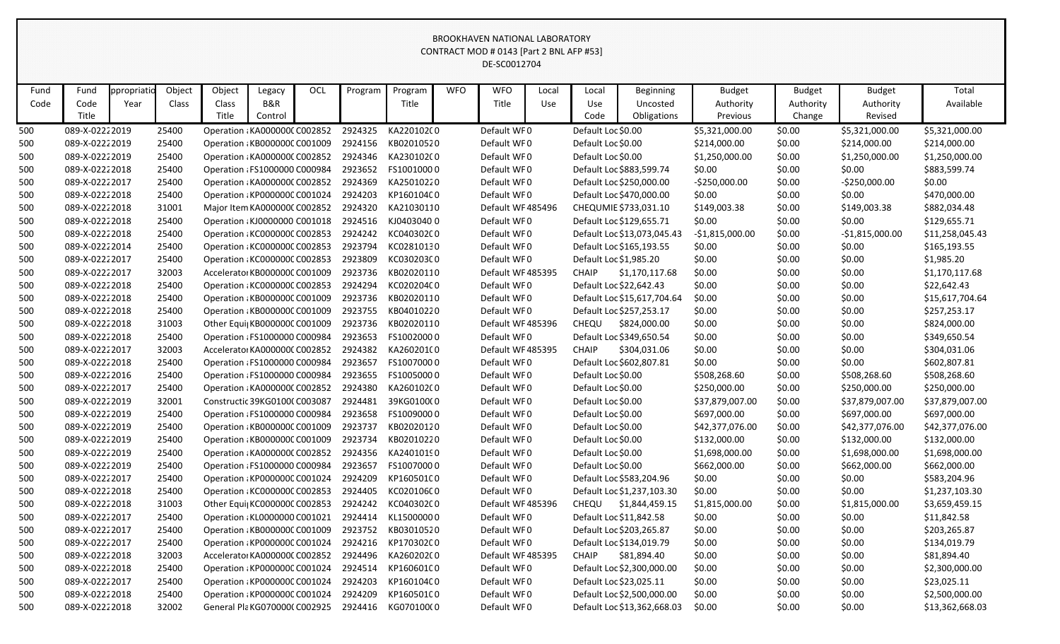BROOKHAVEN NATIONAL LABORATORY
CONTRACT MOD # 0143 [Part 2 BNL AFP #53]
DE-SC0012704

| Fund Code | Fund Code Title | ppropriatio Year | Object Class | Object Class Title | Legacy B&R Control | OCL | Program | Program Title | WFO | WFO Title | Local Use | Local Use Code | Beginning Uncosted Obligations | Budget Authority Previous | Budget Authority Change | Budget Authority Revised | Total Available |
|---|---|---|---|---|---|---|---|---|---|---|---|---|---|---|---|---|---|
| 500 | 089-X-0222 | 2019 | 25400 | Operation : | KA000000C | C002852 | 2924325 | KA220102C | 0 | Default WF | 0 | Default Loc | $0.00 | $5,321,000.00 | $0.00 | $5,321,000.00 | $5,321,000.00 |
| 500 | 089-X-0222 | 2019 | 25400 | Operation : | KB000000C | C001009 | 2924156 | KB020105 | 20 | Default WF | 0 | Default Loc | $0.00 | $214,000.00 | $0.00 | $214,000.00 | $214,000.00 |
| 500 | 089-X-0222 | 2019 | 25400 | Operation : | KA000000C | C002852 | 2924346 | KA230102C | 0 | Default WF | 0 | Default Loc | $0.00 | $1,250,000.00 | $0.00 | $1,250,000.00 | $1,250,000.00 |
| 500 | 089-X-0222 | 2018 | 25400 | Operation : | FS1000000 | C000984 | 2923652 | FS1001000 | 0 | Default WF | 0 | Default Loc | $883,599.74 | $0.00 | $0.00 | $0.00 | $883,599.74 |
| 500 | 089-X-0222 | 2017 | 25400 | Operation : | KA000000C | C002852 | 2924369 | KA250102 | 20 | Default WF | 0 | Default Loc | $250,000.00 | -$250,000.00 | $0.00 | -$250,000.00 | $0.00 |
| 500 | 089-X-0222 | 2018 | 25400 | Operation : | KP000000C | C001024 | 2924203 | KP160104C | 0 | Default WF | 0 | Default Loc | $470,000.00 | $0.00 | $0.00 | $0.00 | $470,000.00 |
| 500 | 089-X-0222 | 2018 | 31001 | Major Item | KA000000C | C002852 | 2924320 | KA210301 | 10 | Default WF | 485496 | CHEQUMIE | $733,031.10 | $149,003.38 | $0.00 | $149,003.38 | $882,034.48 |
| 500 | 089-X-0222 | 2018 | 25400 | Operation : | KJ0000000 | C001018 | 2924516 | KJ0403040 | 0 | Default WF | 0 | Default Loc | $129,655.71 | $0.00 | $0.00 | $0.00 | $129,655.71 |
| 500 | 089-X-0222 | 2018 | 25400 | Operation : | KC000000C | C002853 | 2924242 | KC040302C | 0 | Default WF | 0 | Default Loc | $13,073,045.43 | -$1,815,000.00 | $0.00 | -$1,815,000.00 | $11,258,045.43 |
| 500 | 089-X-0222 | 2014 | 25400 | Operation : | KC000000C | C002853 | 2923794 | KC028101 | 30 | Default WF | 0 | Default Loc | $165,193.55 | $0.00 | $0.00 | $0.00 | $165,193.55 |
| 500 | 089-X-0222 | 2017 | 25400 | Operation : | KC000000C | C002853 | 2923809 | KC030203C | 0 | Default WF | 0 | Default Loc | $1,985.20 | $0.00 | $0.00 | $0.00 | $1,985.20 |
| 500 | 089-X-0222 | 2017 | 32003 | Accelerator | KB000000C | C001009 | 2923736 | KB020201 | 10 | Default WF | 485395 | CHAIP | $1,170,117.68 | $0.00 | $0.00 | $0.00 | $1,170,117.68 |
| 500 | 089-X-0222 | 2018 | 25400 | Operation : | KC000000C | C002853 | 2924294 | KC020204C | 0 | Default WF | 0 | Default Loc | $22,642.43 | $0.00 | $0.00 | $0.00 | $22,642.43 |
| 500 | 089-X-0222 | 2018 | 25400 | Operation : | KB000000C | C001009 | 2923736 | KB020201 | 10 | Default WF | 0 | Default Loc | $15,617,704.64 | $0.00 | $0.00 | $0.00 | $15,617,704.64 |
| 500 | 089-X-0222 | 2018 | 25400 | Operation : | KB000000C | C001009 | 2923755 | KB040102 | 20 | Default WF | 0 | Default Loc | $257,253.17 | $0.00 | $0.00 | $0.00 | $257,253.17 |
| 500 | 089-X-0222 | 2018 | 31003 | Other Equi | KB000000C | C001009 | 2923736 | KB020201 | 10 | Default WF | 485396 | CHEQU | $824,000.00 | $0.00 | $0.00 | $0.00 | $824,000.00 |
| 500 | 089-X-0222 | 2018 | 25400 | Operation : | FS1000000 | C000984 | 2923653 | FS1002000 | 0 | Default WF | 0 | Default Loc | $349,650.54 | $0.00 | $0.00 | $0.00 | $349,650.54 |
| 500 | 089-X-0222 | 2017 | 32003 | Accelerator | KA000000C | C002852 | 2924382 | KA260201C | 0 | Default WF | 485395 | CHAIP | $304,031.06 | $0.00 | $0.00 | $0.00 | $304,031.06 |
| 500 | 089-X-0222 | 2018 | 25400 | Operation : | FS1000000 | C000984 | 2923657 | FS1007000 | 0 | Default WF | 0 | Default Loc | $602,807.81 | $0.00 | $0.00 | $0.00 | $602,807.81 |
| 500 | 089-X-0222 | 2016 | 25400 | Operation : | FS1000000 | C000984 | 2923655 | FS1005000 | 0 | Default WF | 0 | Default Loc | $0.00 | $508,268.60 | $0.00 | $508,268.60 | $508,268.60 |
| 500 | 089-X-0222 | 2017 | 25400 | Operation : | KA000000C | C002852 | 2924380 | KA260102C | 0 | Default WF | 0 | Default Loc | $0.00 | $250,000.00 | $0.00 | $250,000.00 | $250,000.00 |
| 500 | 089-X-0222 | 2019 | 32001 | Constructic | 39KG0100C | C003087 | 2924481 | 39KG0100C | 0 | Default WF | 0 | Default Loc | $0.00 | $37,879,007.00 | $0.00 | $37,879,007.00 | $37,879,007.00 |
| 500 | 089-X-0222 | 2019 | 25400 | Operation : | FS1000000 | C000984 | 2923658 | FS1009000 | 0 | Default WF | 0 | Default Loc | $0.00 | $697,000.00 | $0.00 | $697,000.00 | $697,000.00 |
| 500 | 089-X-0222 | 2019 | 25400 | Operation : | KB000000C | C001009 | 2923737 | KB020201 | 20 | Default WF | 0 | Default Loc | $0.00 | $42,377,076.00 | $0.00 | $42,377,076.00 | $42,377,076.00 |
| 500 | 089-X-0222 | 2019 | 25400 | Operation : | KB000000C | C001009 | 2923734 | KB020102 | 20 | Default WF | 0 | Default Loc | $0.00 | $132,000.00 | $0.00 | $132,000.00 | $132,000.00 |
| 500 | 089-X-0222 | 2019 | 25400 | Operation : | KA000000C | C002852 | 2924356 | KA240101 | 90 | Default WF | 0 | Default Loc | $0.00 | $1,698,000.00 | $0.00 | $1,698,000.00 | $1,698,000.00 |
| 500 | 089-X-0222 | 2019 | 25400 | Operation : | FS1000000 | C000984 | 2923657 | FS1007000 | 0 | Default WF | 0 | Default Loc | $0.00 | $662,000.00 | $0.00 | $662,000.00 | $662,000.00 |
| 500 | 089-X-0222 | 2017 | 25400 | Operation : | KP000000C | C001024 | 2924209 | KP160501C | 0 | Default WF | 0 | Default Loc | $583,204.96 | $0.00 | $0.00 | $0.00 | $583,204.96 |
| 500 | 089-X-0222 | 2018 | 25400 | Operation : | KC000000C | C002853 | 2924405 | KC020106C | 0 | Default WF | 0 | Default Loc | $1,237,103.30 | $0.00 | $0.00 | $0.00 | $1,237,103.30 |
| 500 | 089-X-0222 | 2018 | 31003 | Other Equi | KC000000C | C002853 | 2924242 | KC040302C | 0 | Default WF | 485396 | CHEQU | $1,844,459.15 | $1,815,000.00 | $0.00 | $1,815,000.00 | $3,659,459.15 |
| 500 | 089-X-0222 | 2017 | 25400 | Operation : | KL0000000 | C001021 | 2924414 | KL1500000 | 0 | Default WF | 0 | Default Loc | $11,842.58 | $0.00 | $0.00 | $0.00 | $11,842.58 |
| 500 | 089-X-0222 | 2017 | 25400 | Operation : | KB000000C | C001009 | 2923752 | KB030105 | 20 | Default WF | 0 | Default Loc | $203,265.87 | $0.00 | $0.00 | $0.00 | $203,265.87 |
| 500 | 089-X-0222 | 2017 | 25400 | Operation : | KP000000C | C001024 | 2924216 | KP170302C | 0 | Default WF | 0 | Default Loc | $134,019.79 | $0.00 | $0.00 | $0.00 | $134,019.79 |
| 500 | 089-X-0222 | 2018 | 32003 | Accelerator | KA000000C | C002852 | 2924496 | KA260202C | 0 | Default WF | 485395 | CHAIP | $81,894.40 | $0.00 | $0.00 | $0.00 | $81,894.40 |
| 500 | 089-X-0222 | 2018 | 25400 | Operation : | KP000000C | C001024 | 2924514 | KP160601C | 0 | Default WF | 0 | Default Loc | $2,300,000.00 | $0.00 | $0.00 | $0.00 | $2,300,000.00 |
| 500 | 089-X-0222 | 2017 | 25400 | Operation : | KP000000C | C001024 | 2924203 | KP160104C | 0 | Default WF | 0 | Default Loc | $23,025.11 | $0.00 | $0.00 | $0.00 | $23,025.11 |
| 500 | 089-X-0222 | 2018 | 25400 | Operation : | KP000000C | C001024 | 2924209 | KP160501C | 0 | Default WF | 0 | Default Loc | $2,500,000.00 | $0.00 | $0.00 | $0.00 | $2,500,000.00 |
| 500 | 089-X-0222 | 2018 | 32002 | General Pla | KG070000C | C002925 | 2924416 | KG070100C | 0 | Default WF | 0 | Default Loc | $13,362,668.03 | $0.00 | $0.00 | $0.00 | $13,362,668.03 |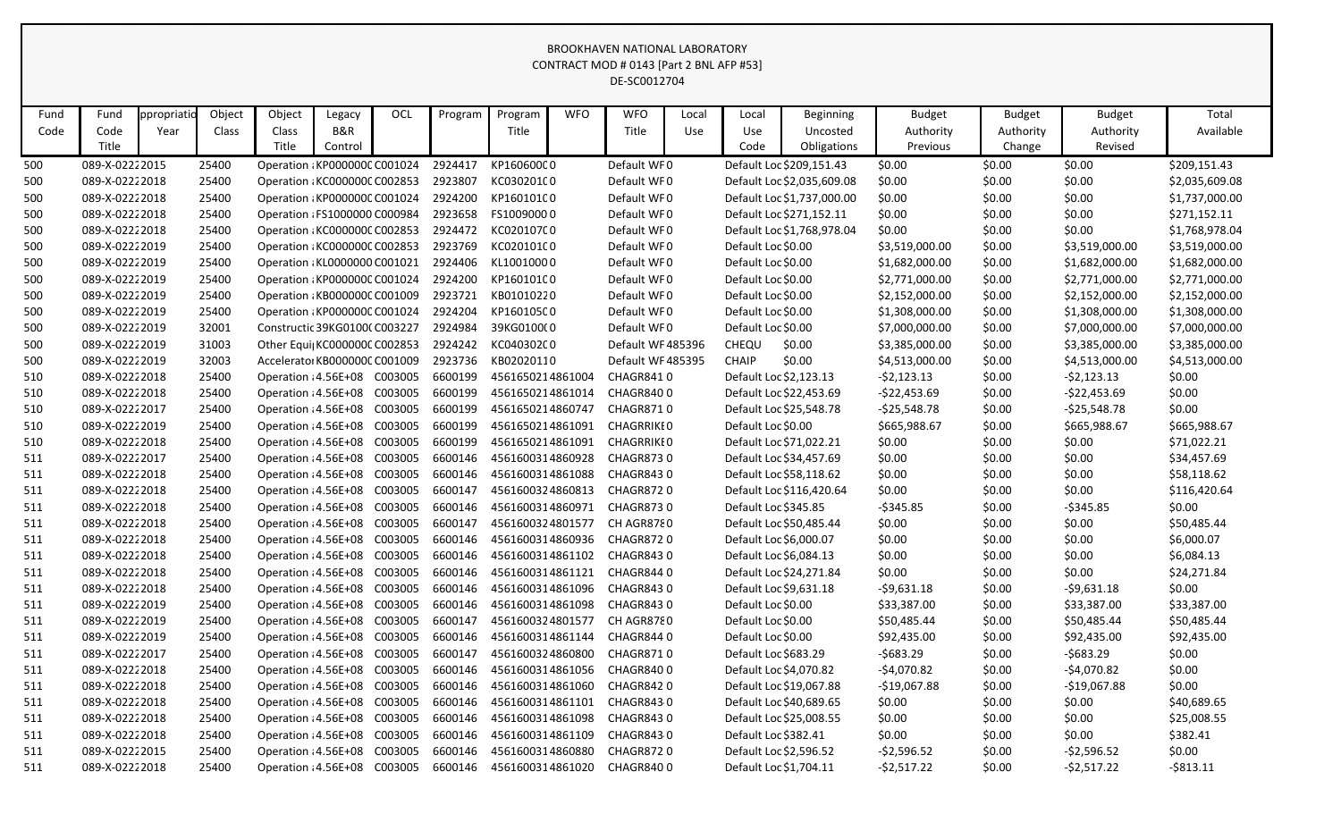# BROOKHAVEN NATIONAL LABORATORY
## CONTRACT MOD # 0143 [Part 2 BNL AFP #53]
### DE-SC0012704

| Fund Code | Fund Code Title | ppropriatio Year | Object Class | Object Class Title | Legacy B&R Control | OCL | Program | Program Title | WFO | WFO Title | Local Use | Local Use Code | Beginning Uncosted Obligations | Budget Authority Previous | Budget Authority Change | Budget Authority Revised | Total Available |
|---|---|---|---|---|---|---|---|---|---|---|---|---|---|---|---|---|---|
| 500 | 089-X-0222 | 2015 | 25400 | Operation : | KP000000C | C001024 | 2924417 | KP160600C | 0 | Default WF | 0 | Default Loc | $209,151.43 | $0.00 | $0.00 | $0.00 | $209,151.43 |
| 500 | 089-X-0222 | 2018 | 25400 | Operation : | KC000000C | C002853 | 2923807 | KC030201C | 0 | Default WF | 0 | Default Loc | $2,035,609.08 | $0.00 | $0.00 | $0.00 | $2,035,609.08 |
| 500 | 089-X-0222 | 2018 | 25400 | Operation : | KP000000C | C001024 | 2924200 | KP160101C | 0 | Default WF | 0 | Default Loc | $1,737,000.00 | $0.00 | $0.00 | $0.00 | $1,737,000.00 |
| 500 | 089-X-0222 | 2018 | 25400 | Operation : | FS1000000 | C000984 | 2923658 | FS1009000 | 0 | Default WF | 0 | Default Loc | $271,152.11 | $0.00 | $0.00 | $0.00 | $271,152.11 |
| 500 | 089-X-0222 | 2018 | 25400 | Operation : | KC000000C | C002853 | 2924472 | KC020107C | 0 | Default WF | 0 | Default Loc | $1,768,978.04 | $0.00 | $0.00 | $0.00 | $1,768,978.04 |
| 500 | 089-X-0222 | 2019 | 25400 | Operation : | KC000000C | C002853 | 2923769 | KC020101C | 0 | Default WF | 0 | Default Loc | $0.00 | $3,519,000.00 | $0.00 | $3,519,000.00 | $3,519,000.00 |
| 500 | 089-X-0222 | 2019 | 25400 | Operation : | KL0000000 | C001021 | 2924406 | KL1001000 | 0 | Default WF | 0 | Default Loc | $0.00 | $1,682,000.00 | $0.00 | $1,682,000.00 | $1,682,000.00 |
| 500 | 089-X-0222 | 2019 | 25400 | Operation : | KP000000C | C001024 | 2924200 | KP160101C | 0 | Default WF | 0 | Default Loc | $0.00 | $2,771,000.00 | $0.00 | $2,771,000.00 | $2,771,000.00 |
| 500 | 089-X-0222 | 2019 | 25400 | Operation : | KB000000C | C001009 | 2923721 | KB0101022 | 0 | Default WF | 0 | Default Loc | $0.00 | $2,152,000.00 | $0.00 | $2,152,000.00 | $2,152,000.00 |
| 500 | 089-X-0222 | 2019 | 25400 | Operation : | KP000000C | C001024 | 2924204 | KP160105C | 0 | Default WF | 0 | Default Loc | $0.00 | $1,308,000.00 | $0.00 | $1,308,000.00 | $1,308,000.00 |
| 500 | 089-X-0222 | 2019 | 32001 | Constructic | 39KG0100C | C003227 | 2924984 | 39KG0100C | 0 | Default WF | 0 | Default Loc | $0.00 | $7,000,000.00 | $0.00 | $7,000,000.00 | $7,000,000.00 |
| 500 | 089-X-0222 | 2019 | 31003 | Other Equi | KC000000C | C002853 | 2924242 | KC040302C | 0 | Default WF | 485396 | CHEQU | $0.00 | $3,385,000.00 | $0.00 | $3,385,000.00 | $3,385,000.00 |
| 500 | 089-X-0222 | 2019 | 32003 | Accelerator | KB000000C | C001009 | 2923736 | KB0202011 | 0 | Default WF | 485395 | CHAIP | $0.00 | $4,513,000.00 | $0.00 | $4,513,000.00 | $4,513,000.00 |
| 510 | 089-X-0222 | 2018 | 25400 | Operation : | 4.56E+08 | C003005 | 6600199 | 4561650214861004 | | CHAGR841 | 0 | Default Loc | $2,123.13 | -$2,123.13 | $0.00 | -$2,123.13 | $0.00 |
| 510 | 089-X-0222 | 2018 | 25400 | Operation : | 4.56E+08 | C003005 | 6600199 | 4561650214861014 | | CHAGR840 | 0 | Default Loc | $22,453.69 | -$22,453.69 | $0.00 | -$22,453.69 | $0.00 |
| 510 | 089-X-0222 | 2017 | 25400 | Operation : | 4.56E+08 | C003005 | 6600199 | 4561650214860747 | | CHAGR871 | 0 | Default Loc | $25,548.78 | -$25,548.78 | $0.00 | -$25,548.78 | $0.00 |
| 510 | 089-X-0222 | 2019 | 25400 | Operation : | 4.56E+08 | C003005 | 6600199 | 4561650214861091 | | CHAGRRIKE | 0 | Default Loc | $0.00 | $665,988.67 | $0.00 | $665,988.67 | $665,988.67 |
| 510 | 089-X-0222 | 2018 | 25400 | Operation : | 4.56E+08 | C003005 | 6600199 | 4561650214861091 | | CHAGRRIKE | 0 | Default Loc | $71,022.21 | $0.00 | $0.00 | $0.00 | $71,022.21 |
| 511 | 089-X-0222 | 2017 | 25400 | Operation : | 4.56E+08 | C003005 | 6600146 | 4561600314860928 | | CHAGR873 | 0 | Default Loc | $34,457.69 | $0.00 | $0.00 | $0.00 | $34,457.69 |
| 511 | 089-X-0222 | 2018 | 25400 | Operation : | 4.56E+08 | C003005 | 6600146 | 4561600314861088 | | CHAGR843 | 0 | Default Loc | $58,118.62 | $0.00 | $0.00 | $0.00 | $58,118.62 |
| 511 | 089-X-0222 | 2018 | 25400 | Operation : | 4.56E+08 | C003005 | 6600147 | 4561600324860813 | | CHAGR872 | 0 | Default Loc | $116,420.64 | $0.00 | $0.00 | $0.00 | $116,420.64 |
| 511 | 089-X-0222 | 2018 | 25400 | Operation : | 4.56E+08 | C003005 | 6600146 | 4561600314860971 | | CHAGR873 | 0 | Default Loc | $345.85 | -$345.85 | $0.00 | -$345.85 | $0.00 |
| 511 | 089-X-0222 | 2018 | 25400 | Operation : | 4.56E+08 | C003005 | 6600147 | 4561600324801577 | | CH AGR878 | 0 | Default Loc | $50,485.44 | $0.00 | $0.00 | $0.00 | $50,485.44 |
| 511 | 089-X-0222 | 2018 | 25400 | Operation : | 4.56E+08 | C003005 | 6600146 | 4561600314860936 | | CHAGR872 | 0 | Default Loc | $6,000.07 | $0.00 | $0.00 | $0.00 | $6,000.07 |
| 511 | 089-X-0222 | 2018 | 25400 | Operation : | 4.56E+08 | C003005 | 6600146 | 4561600314861102 | | CHAGR843 | 0 | Default Loc | $6,084.13 | $0.00 | $0.00 | $0.00 | $6,084.13 |
| 511 | 089-X-0222 | 2018 | 25400 | Operation : | 4.56E+08 | C003005 | 6600146 | 4561600314861121 | | CHAGR844 | 0 | Default Loc | $24,271.84 | $0.00 | $0.00 | $0.00 | $24,271.84 |
| 511 | 089-X-0222 | 2018 | 25400 | Operation : | 4.56E+08 | C003005 | 6600146 | 4561600314861096 | | CHAGR843 | 0 | Default Loc | $9,631.18 | -$9,631.18 | $0.00 | -$9,631.18 | $0.00 |
| 511 | 089-X-0222 | 2019 | 25400 | Operation : | 4.56E+08 | C003005 | 6600146 | 4561600314861098 | | CHAGR843 | 0 | Default Loc | $0.00 | $33,387.00 | $0.00 | $33,387.00 | $33,387.00 |
| 511 | 089-X-0222 | 2019 | 25400 | Operation : | 4.56E+08 | C003005 | 6600147 | 4561600324801577 | | CH AGR878 | 0 | Default Loc | $0.00 | $50,485.44 | $0.00 | $50,485.44 | $50,485.44 |
| 511 | 089-X-0222 | 2019 | 25400 | Operation : | 4.56E+08 | C003005 | 6600146 | 4561600314861144 | | CHAGR844 | 0 | Default Loc | $0.00 | $92,435.00 | $0.00 | $92,435.00 | $92,435.00 |
| 511 | 089-X-0222 | 2017 | 25400 | Operation : | 4.56E+08 | C003005 | 6600147 | 4561600324860800 | | CHAGR871 | 0 | Default Loc | $683.29 | -$683.29 | $0.00 | -$683.29 | $0.00 |
| 511 | 089-X-0222 | 2018 | 25400 | Operation : | 4.56E+08 | C003005 | 6600146 | 4561600314861056 | | CHAGR840 | 0 | Default Loc | $4,070.82 | -$4,070.82 | $0.00 | -$4,070.82 | $0.00 |
| 511 | 089-X-0222 | 2018 | 25400 | Operation : | 4.56E+08 | C003005 | 6600146 | 4561600314861060 | | CHAGR842 | 0 | Default Loc | $19,067.88 | -$19,067.88 | $0.00 | -$19,067.88 | $0.00 |
| 511 | 089-X-0222 | 2018 | 25400 | Operation : | 4.56E+08 | C003005 | 6600146 | 4561600314861101 | | CHAGR843 | 0 | Default Loc | $40,689.65 | $0.00 | $0.00 | $0.00 | $40,689.65 |
| 511 | 089-X-0222 | 2018 | 25400 | Operation : | 4.56E+08 | C003005 | 6600146 | 4561600314861098 | | CHAGR843 | 0 | Default Loc | $25,008.55 | $0.00 | $0.00 | $0.00 | $25,008.55 |
| 511 | 089-X-0222 | 2018 | 25400 | Operation : | 4.56E+08 | C003005 | 6600146 | 4561600314861109 | | CHAGR843 | 0 | Default Loc | $382.41 | $0.00 | $0.00 | $0.00 | $382.41 |
| 511 | 089-X-0222 | 2015 | 25400 | Operation : | 4.56E+08 | C003005 | 6600146 | 4561600314860880 | | CHAGR872 | 0 | Default Loc | $2,596.52 | -$2,596.52 | $0.00 | -$2,596.52 | $0.00 |
| 511 | 089-X-0222 | 2018 | 25400 | Operation : | 4.56E+08 | C003005 | 6600146 | 4561600314861020 | | CHAGR840 | 0 | Default Loc | $1,704.11 | -$2,517.22 | $0.00 | -$2,517.22 | -$813.11 |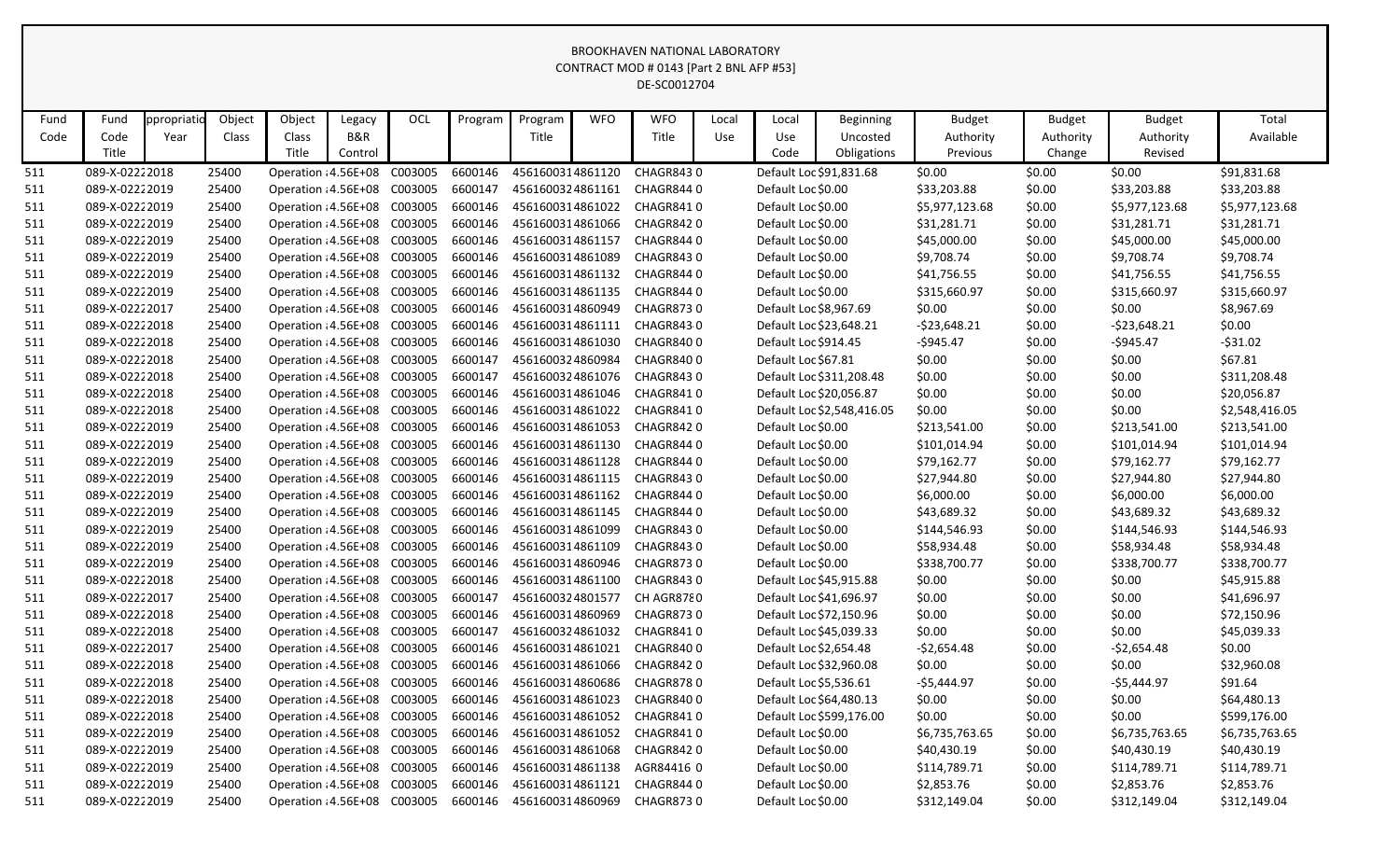BROOKHAVEN NATIONAL LABORATORY
CONTRACT MOD # 0143 [Part 2 BNL AFP #53]
DE-SC0012704

| Fund Code | Fund Code Title | ppropriatio Year | Object Class | Object Class Title | Legacy B&R Control | OCL | Program | Program Title | WFO | WFO Title | Local Use | Local Use Code | Beginning Uncosted Obligations | Budget Authority Previous | Budget Authority Change | Budget Authority Revised | Total Available |
|---|---|---|---|---|---|---|---|---|---|---|---|---|---|---|---|---|---|
| 511 | 089-X-0222 | 2018 | 25400 | Operation : | 4.56E+08 | C003005 | 6600146 | 4561600314861120 | CHAGR843 | 0 | | Default Loc | $91,831.68 | $0.00 | $0.00 | $0.00 | $91,831.68 |
| 511 | 089-X-0222 | 2019 | 25400 | Operation : | 4.56E+08 | C003005 | 6600147 | 4561600324861161 | CHAGR844 | 0 | | Default Loc | $0.00 | $33,203.88 | $0.00 | $33,203.88 | $33,203.88 |
| 511 | 089-X-0222 | 2019 | 25400 | Operation : | 4.56E+08 | C003005 | 6600146 | 4561600314861022 | CHAGR841 | 0 | | Default Loc | $0.00 | $5,977,123.68 | $0.00 | $5,977,123.68 | $5,977,123.68 |
| 511 | 089-X-0222 | 2019 | 25400 | Operation : | 4.56E+08 | C003005 | 6600146 | 4561600314861066 | CHAGR842 | 0 | | Default Loc | $0.00 | $31,281.71 | $0.00 | $31,281.71 | $31,281.71 |
| 511 | 089-X-0222 | 2019 | 25400 | Operation : | 4.56E+08 | C003005 | 6600146 | 4561600314861157 | CHAGR844 | 0 | | Default Loc | $0.00 | $45,000.00 | $0.00 | $45,000.00 | $45,000.00 |
| 511 | 089-X-0222 | 2019 | 25400 | Operation : | 4.56E+08 | C003005 | 6600146 | 4561600314861089 | CHAGR843 | 0 | | Default Loc | $0.00 | $9,708.74 | $0.00 | $9,708.74 | $9,708.74 |
| 511 | 089-X-0222 | 2019 | 25400 | Operation : | 4.56E+08 | C003005 | 6600146 | 4561600314861132 | CHAGR844 | 0 | | Default Loc | $0.00 | $41,756.55 | $0.00 | $41,756.55 | $41,756.55 |
| 511 | 089-X-0222 | 2019 | 25400 | Operation : | 4.56E+08 | C003005 | 6600146 | 4561600314861135 | CHAGR844 | 0 | | Default Loc | $0.00 | $315,660.97 | $0.00 | $315,660.97 | $315,660.97 |
| 511 | 089-X-0222 | 2017 | 25400 | Operation : | 4.56E+08 | C003005 | 6600146 | 4561600314860949 | CHAGR873 | 0 | | Default Loc | $8,967.69 | $0.00 | $0.00 | $0.00 | $8,967.69 |
| 511 | 089-X-0222 | 2018 | 25400 | Operation : | 4.56E+08 | C003005 | 6600146 | 4561600314861111 | CHAGR843 | 0 | | Default Loc | $23,648.21 | -$23,648.21 | $0.00 | -$23,648.21 | $0.00 |
| 511 | 089-X-0222 | 2018 | 25400 | Operation : | 4.56E+08 | C003005 | 6600146 | 4561600314861030 | CHAGR840 | 0 | | Default Loc | $914.45 | -$945.47 | $0.00 | -$945.47 | -$31.02 |
| 511 | 089-X-0222 | 2018 | 25400 | Operation : | 4.56E+08 | C003005 | 6600147 | 4561600324860984 | CHAGR840 | 0 | | Default Loc | $67.81 | $0.00 | $0.00 | $0.00 | $67.81 |
| 511 | 089-X-0222 | 2018 | 25400 | Operation : | 4.56E+08 | C003005 | 6600146 | 4561600314861076 | CHAGR843 | 0 | | Default Loc | $311,208.48 | $0.00 | $0.00 | $0.00 | $311,208.48 |
| 511 | 089-X-0222 | 2018 | 25400 | Operation : | 4.56E+08 | C003005 | 6600146 | 4561600314861046 | CHAGR841 | 0 | | Default Loc | $20,056.87 | $0.00 | $0.00 | $0.00 | $20,056.87 |
| 511 | 089-X-0222 | 2018 | 25400 | Operation : | 4.56E+08 | C003005 | 6600146 | 4561600314861022 | CHAGR841 | 0 | | Default Loc | $2,548,416.05 | $0.00 | $0.00 | $0.00 | $2,548,416.05 |
| 511 | 089-X-0222 | 2019 | 25400 | Operation : | 4.56E+08 | C003005 | 6600146 | 4561600314861053 | CHAGR842 | 0 | | Default Loc | $0.00 | $213,541.00 | $0.00 | $213,541.00 | $213,541.00 |
| 511 | 089-X-0222 | 2019 | 25400 | Operation : | 4.56E+08 | C003005 | 6600146 | 4561600314861130 | CHAGR844 | 0 | | Default Loc | $0.00 | $101,014.94 | $0.00 | $101,014.94 | $101,014.94 |
| 511 | 089-X-0222 | 2019 | 25400 | Operation : | 4.56E+08 | C003005 | 6600146 | 4561600314861128 | CHAGR844 | 0 | | Default Loc | $0.00 | $79,162.77 | $0.00 | $79,162.77 | $79,162.77 |
| 511 | 089-X-0222 | 2019 | 25400 | Operation : | 4.56E+08 | C003005 | 6600146 | 4561600314861115 | CHAGR843 | 0 | | Default Loc | $0.00 | $27,944.80 | $0.00 | $27,944.80 | $27,944.80 |
| 511 | 089-X-0222 | 2019 | 25400 | Operation : | 4.56E+08 | C003005 | 6600146 | 4561600314861162 | CHAGR844 | 0 | | Default Loc | $0.00 | $6,000.00 | $0.00 | $6,000.00 | $6,000.00 |
| 511 | 089-X-0222 | 2019 | 25400 | Operation : | 4.56E+08 | C003005 | 6600146 | 4561600314861145 | CHAGR844 | 0 | | Default Loc | $0.00 | $43,689.32 | $0.00 | $43,689.32 | $43,689.32 |
| 511 | 089-X-0222 | 2019 | 25400 | Operation : | 4.56E+08 | C003005 | 6600146 | 4561600314861099 | CHAGR843 | 0 | | Default Loc | $0.00 | $144,546.93 | $0.00 | $144,546.93 | $144,546.93 |
| 511 | 089-X-0222 | 2019 | 25400 | Operation : | 4.56E+08 | C003005 | 6600146 | 4561600314861109 | CHAGR843 | 0 | | Default Loc | $0.00 | $58,934.48 | $0.00 | $58,934.48 | $58,934.48 |
| 511 | 089-X-0222 | 2019 | 25400 | Operation : | 4.56E+08 | C003005 | 6600146 | 4561600314860946 | CHAGR873 | 0 | | Default Loc | $0.00 | $338,700.77 | $0.00 | $338,700.77 | $338,700.77 |
| 511 | 089-X-0222 | 2018 | 25400 | Operation : | 4.56E+08 | C003005 | 6600146 | 4561600314861100 | CHAGR843 | 0 | | Default Loc | $45,915.88 | $0.00 | $0.00 | $0.00 | $45,915.88 |
| 511 | 089-X-0222 | 2017 | 25400 | Operation : | 4.56E+08 | C003005 | 6600147 | 4561600324801577 | CH AGR878 | 0 | | Default Loc | $41,696.97 | $0.00 | $0.00 | $0.00 | $41,696.97 |
| 511 | 089-X-0222 | 2018 | 25400 | Operation : | 4.56E+08 | C003005 | 6600146 | 4561600314860969 | CHAGR873 | 0 | | Default Loc | $72,150.96 | $0.00 | $0.00 | $0.00 | $72,150.96 |
| 511 | 089-X-0222 | 2018 | 25400 | Operation : | 4.56E+08 | C003005 | 6600147 | 4561600324861032 | CHAGR841 | 0 | | Default Loc | $45,039.33 | $0.00 | $0.00 | $0.00 | $45,039.33 |
| 511 | 089-X-0222 | 2017 | 25400 | Operation : | 4.56E+08 | C003005 | 6600146 | 4561600314861021 | CHAGR840 | 0 | | Default Loc | $2,654.48 | -$2,654.48 | $0.00 | -$2,654.48 | $0.00 |
| 511 | 089-X-0222 | 2018 | 25400 | Operation : | 4.56E+08 | C003005 | 6600146 | 4561600314861066 | CHAGR842 | 0 | | Default Loc | $32,960.08 | $0.00 | $0.00 | $0.00 | $32,960.08 |
| 511 | 089-X-0222 | 2018 | 25400 | Operation : | 4.56E+08 | C003005 | 6600146 | 4561600314860686 | CHAGR878 | 0 | | Default Loc | $5,536.61 | -$5,444.97 | $0.00 | -$5,444.97 | $91.64 |
| 511 | 089-X-0222 | 2018 | 25400 | Operation : | 4.56E+08 | C003005 | 6600146 | 4561600314861023 | CHAGR840 | 0 | | Default Loc | $64,480.13 | $0.00 | $0.00 | $0.00 | $64,480.13 |
| 511 | 089-X-0222 | 2018 | 25400 | Operation : | 4.56E+08 | C003005 | 6600146 | 4561600314861052 | CHAGR841 | 0 | | Default Loc | $599,176.00 | $0.00 | $0.00 | $0.00 | $599,176.00 |
| 511 | 089-X-0222 | 2019 | 25400 | Operation : | 4.56E+08 | C003005 | 6600146 | 4561600314861052 | CHAGR841 | 0 | | Default Loc | $0.00 | $6,735,763.65 | $0.00 | $6,735,763.65 | $6,735,763.65 |
| 511 | 089-X-0222 | 2019 | 25400 | Operation : | 4.56E+08 | C003005 | 6600146 | 4561600314861068 | CHAGR842 | 0 | | Default Loc | $0.00 | $40,430.19 | $0.00 | $40,430.19 | $40,430.19 |
| 511 | 089-X-0222 | 2019 | 25400 | Operation : | 4.56E+08 | C003005 | 6600146 | 4561600314861138 | AGR84416 | 0 | | Default Loc | $0.00 | $114,789.71 | $0.00 | $114,789.71 | $114,789.71 |
| 511 | 089-X-0222 | 2019 | 25400 | Operation : | 4.56E+08 | C003005 | 6600146 | 4561600314861121 | CHAGR844 | 0 | | Default Loc | $0.00 | $2,853.76 | $0.00 | $2,853.76 | $2,853.76 |
| 511 | 089-X-0222 | 2019 | 25400 | Operation : | 4.56E+08 | C003005 | 6600146 | 4561600314860969 | CHAGR873 | 0 | | Default Loc | $0.00 | $312,149.04 | $0.00 | $312,149.04 | $312,149.04 |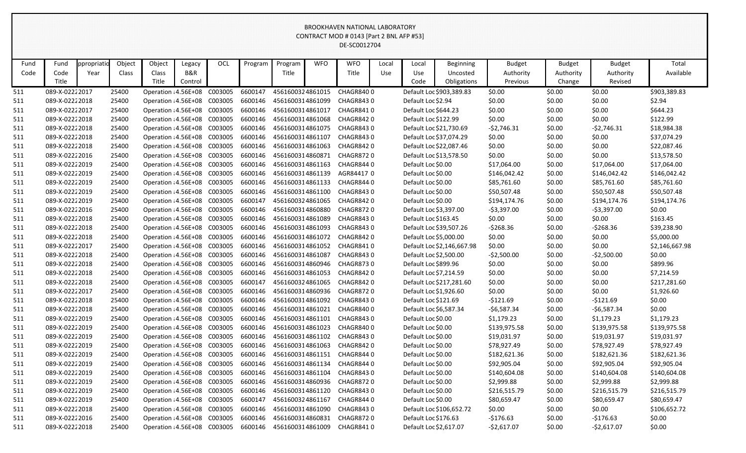BROOKHAVEN NATIONAL LABORATORY
CONTRACT MOD # 0143 [Part 2 BNL AFP #53]
DE-SC0012704

| Fund Code | Fund Code Title | Appropriation Year | Object Class | Object Class Title | Legacy B&R Control | OCL | Program | Program Title | WFO | WFO Title | Local Use | Local Use Code | Beginning Uncosted Obligations | Budget Authority Previous | Budget Authority Change | Budget Authority Revised | Total Available |
|---|---|---|---|---|---|---|---|---|---|---|---|---|---|---|---|---|---|
| 511 | 089-X-0222 | 2017 | 25400 | Operation | 4.56E+08 | C003005 | 6600147 | 4561600324 | 861015 | CHAGR840 | 0 | Default Loc | $903,389.83 | $0.00 | $0.00 | $0.00 | $903,389.83 |
| 511 | 089-X-0222 | 2018 | 25400 | Operation | 4.56E+08 | C003005 | 6600146 | 4561600314 | 861099 | CHAGR843 | 0 | Default Loc | $2.94 | $0.00 | $0.00 | $0.00 | $2.94 |
| 511 | 089-X-0222 | 2017 | 25400 | Operation | 4.56E+08 | C003005 | 6600146 | 4561600314 | 861017 | CHAGR841 | 0 | Default Loc | $644.23 | $0.00 | $0.00 | $0.00 | $644.23 |
| 511 | 089-X-0222 | 2018 | 25400 | Operation | 4.56E+08 | C003005 | 6600146 | 4561600314 | 861068 | CHAGR842 | 0 | Default Loc | $122.99 | $0.00 | $0.00 | $0.00 | $122.99 |
| 511 | 089-X-0222 | 2018 | 25400 | Operation | 4.56E+08 | C003005 | 6600146 | 4561600314 | 861075 | CHAGR843 | 0 | Default Loc | $21,730.69 | -$2,746.31 | $0.00 | -$2,746.31 | $18,984.38 |
| 511 | 089-X-0222 | 2018 | 25400 | Operation | 4.56E+08 | C003005 | 6600146 | 4561600314 | 861107 | CHAGR843 | 0 | Default Loc | $37,074.29 | $0.00 | $0.00 | $0.00 | $37,074.29 |
| 511 | 089-X-0222 | 2018 | 25400 | Operation | 4.56E+08 | C003005 | 6600146 | 4561600314 | 861063 | CHAGR842 | 0 | Default Loc | $22,087.46 | $0.00 | $0.00 | $0.00 | $22,087.46 |
| 511 | 089-X-0222 | 2016 | 25400 | Operation | 4.56E+08 | C003005 | 6600146 | 4561600314 | 860871 | CHAGR872 | 0 | Default Loc | $13,578.50 | $0.00 | $0.00 | $0.00 | $13,578.50 |
| 511 | 089-X-0222 | 2019 | 25400 | Operation | 4.56E+08 | C003005 | 6600146 | 4561600314 | 861163 | CHAGR844 | 0 | Default Loc | $0.00 | $17,064.00 | $0.00 | $17,064.00 | $17,064.00 |
| 511 | 089-X-0222 | 2019 | 25400 | Operation | 4.56E+08 | C003005 | 6600146 | 4561600314 | 861139 | AGR84417 | 0 | Default Loc | $0.00 | $146,042.42 | $0.00 | $146,042.42 | $146,042.42 |
| 511 | 089-X-0222 | 2019 | 25400 | Operation | 4.56E+08 | C003005 | 6600146 | 4561600314 | 861133 | CHAGR844 | 0 | Default Loc | $0.00 | $85,761.60 | $0.00 | $85,761.60 | $85,761.60 |
| 511 | 089-X-0222 | 2019 | 25400 | Operation | 4.56E+08 | C003005 | 6600146 | 4561600314 | 861100 | CHAGR843 | 0 | Default Loc | $0.00 | $50,507.48 | $0.00 | $50,507.48 | $50,507.48 |
| 511 | 089-X-0222 | 2019 | 25400 | Operation | 4.56E+08 | C003005 | 6600147 | 4561600324 | 861065 | CHAGR842 | 0 | Default Loc | $0.00 | $194,174.76 | $0.00 | $194,174.76 | $194,174.76 |
| 511 | 089-X-0222 | 2016 | 25400 | Operation | 4.56E+08 | C003005 | 6600146 | 4561600314 | 860880 | CHAGR872 | 0 | Default Loc | $3,397.00 | -$3,397.00 | $0.00 | -$3,397.00 | $0.00 |
| 511 | 089-X-0222 | 2018 | 25400 | Operation | 4.56E+08 | C003005 | 6600146 | 4561600314 | 861089 | CHAGR843 | 0 | Default Loc | $163.45 | $0.00 | $0.00 | $0.00 | $163.45 |
| 511 | 089-X-0222 | 2018 | 25400 | Operation | 4.56E+08 | C003005 | 6600146 | 4561600314 | 861093 | CHAGR843 | 0 | Default Loc | $39,507.26 | -$268.36 | $0.00 | -$268.36 | $39,238.90 |
| 511 | 089-X-0222 | 2018 | 25400 | Operation | 4.56E+08 | C003005 | 6600146 | 4561600314 | 861072 | CHAGR842 | 0 | Default Loc | $5,000.00 | $0.00 | $0.00 | $0.00 | $5,000.00 |
| 511 | 089-X-0222 | 2017 | 25400 | Operation | 4.56E+08 | C003005 | 6600146 | 4561600314 | 861052 | CHAGR841 | 0 | Default Loc | $2,146,667.98 | $0.00 | $0.00 | $0.00 | $2,146,667.98 |
| 511 | 089-X-0222 | 2018 | 25400 | Operation | 4.56E+08 | C003005 | 6600146 | 4561600314 | 861087 | CHAGR843 | 0 | Default Loc | $2,500.00 | -$2,500.00 | $0.00 | -$2,500.00 | $0.00 |
| 511 | 089-X-0222 | 2018 | 25400 | Operation | 4.56E+08 | C003005 | 6600146 | 4561600314 | 860946 | CHAGR873 | 0 | Default Loc | $899.96 | $0.00 | $0.00 | $0.00 | $899.96 |
| 511 | 089-X-0222 | 2018 | 25400 | Operation | 4.56E+08 | C003005 | 6600146 | 4561600314 | 861053 | CHAGR842 | 0 | Default Loc | $7,214.59 | $0.00 | $0.00 | $0.00 | $7,214.59 |
| 511 | 089-X-0222 | 2018 | 25400 | Operation | 4.56E+08 | C003005 | 6600147 | 4561600324 | 861065 | CHAGR842 | 0 | Default Loc | $217,281.60 | $0.00 | $0.00 | $0.00 | $217,281.60 |
| 511 | 089-X-0222 | 2017 | 25400 | Operation | 4.56E+08 | C003005 | 6600146 | 4561600314 | 860936 | CHAGR872 | 0 | Default Loc | $1,926.60 | $0.00 | $0.00 | $0.00 | $1,926.60 |
| 511 | 089-X-0222 | 2018 | 25400 | Operation | 4.56E+08 | C003005 | 6600146 | 4561600314 | 861092 | CHAGR843 | 0 | Default Loc | $121.69 | -$121.69 | $0.00 | -$121.69 | $0.00 |
| 511 | 089-X-0222 | 2018 | 25400 | Operation | 4.56E+08 | C003005 | 6600146 | 4561600314 | 861021 | CHAGR840 | 0 | Default Loc | $6,587.34 | -$6,587.34 | $0.00 | -$6,587.34 | $0.00 |
| 511 | 089-X-0222 | 2019 | 25400 | Operation | 4.56E+08 | C003005 | 6600146 | 4561600314 | 861101 | CHAGR843 | 0 | Default Loc | $0.00 | $1,179.23 | $0.00 | $1,179.23 | $1,179.23 |
| 511 | 089-X-0222 | 2019 | 25400 | Operation | 4.56E+08 | C003005 | 6600146 | 4561600314 | 861023 | CHAGR840 | 0 | Default Loc | $0.00 | $139,975.58 | $0.00 | $139,975.58 | $139,975.58 |
| 511 | 089-X-0222 | 2019 | 25400 | Operation | 4.56E+08 | C003005 | 6600146 | 4561600314 | 861102 | CHAGR843 | 0 | Default Loc | $0.00 | $19,031.97 | $0.00 | $19,031.97 | $19,031.97 |
| 511 | 089-X-0222 | 2019 | 25400 | Operation | 4.56E+08 | C003005 | 6600146 | 4561600314 | 861063 | CHAGR842 | 0 | Default Loc | $0.00 | $78,927.49 | $0.00 | $78,927.49 | $78,927.49 |
| 511 | 089-X-0222 | 2019 | 25400 | Operation | 4.56E+08 | C003005 | 6600146 | 4561600314 | 861151 | CHAGR844 | 0 | Default Loc | $0.00 | $182,621.36 | $0.00 | $182,621.36 | $182,621.36 |
| 511 | 089-X-0222 | 2019 | 25400 | Operation | 4.56E+08 | C003005 | 6600146 | 4561600314 | 861134 | CHAGR844 | 0 | Default Loc | $0.00 | $92,905.04 | $0.00 | $92,905.04 | $92,905.04 |
| 511 | 089-X-0222 | 2019 | 25400 | Operation | 4.56E+08 | C003005 | 6600146 | 4561600314 | 861104 | CHAGR843 | 0 | Default Loc | $0.00 | $140,604.08 | $0.00 | $140,604.08 | $140,604.08 |
| 511 | 089-X-0222 | 2019 | 25400 | Operation | 4.56E+08 | C003005 | 6600146 | 4561600314 | 860936 | CHAGR872 | 0 | Default Loc | $0.00 | $2,999.88 | $0.00 | $2,999.88 | $2,999.88 |
| 511 | 089-X-0222 | 2019 | 25400 | Operation | 4.56E+08 | C003005 | 6600146 | 4561600314 | 861120 | CHAGR843 | 0 | Default Loc | $0.00 | $216,515.79 | $0.00 | $216,515.79 | $216,515.79 |
| 511 | 089-X-0222 | 2019 | 25400 | Operation | 4.56E+08 | C003005 | 6600147 | 4561600324 | 861167 | CHAGR844 | 0 | Default Loc | $0.00 | $80,659.47 | $0.00 | $80,659.47 | $80,659.47 |
| 511 | 089-X-0222 | 2018 | 25400 | Operation | 4.56E+08 | C003005 | 6600146 | 4561600314 | 861090 | CHAGR843 | 0 | Default Loc | $106,652.72 | $0.00 | $0.00 | $0.00 | $106,652.72 |
| 511 | 089-X-0222 | 2016 | 25400 | Operation | 4.56E+08 | C003005 | 6600146 | 4561600314 | 860831 | CHAGR872 | 0 | Default Loc | $176.63 | -$176.63 | $0.00 | -$176.63 | $0.00 |
| 511 | 089-X-0222 | 2018 | 25400 | Operation | 4.56E+08 | C003005 | 6600146 | 4561600314 | 861009 | CHAGR841 | 0 | Default Loc | $2,617.07 | -$2,617.07 | $0.00 | -$2,617.07 | $0.00 |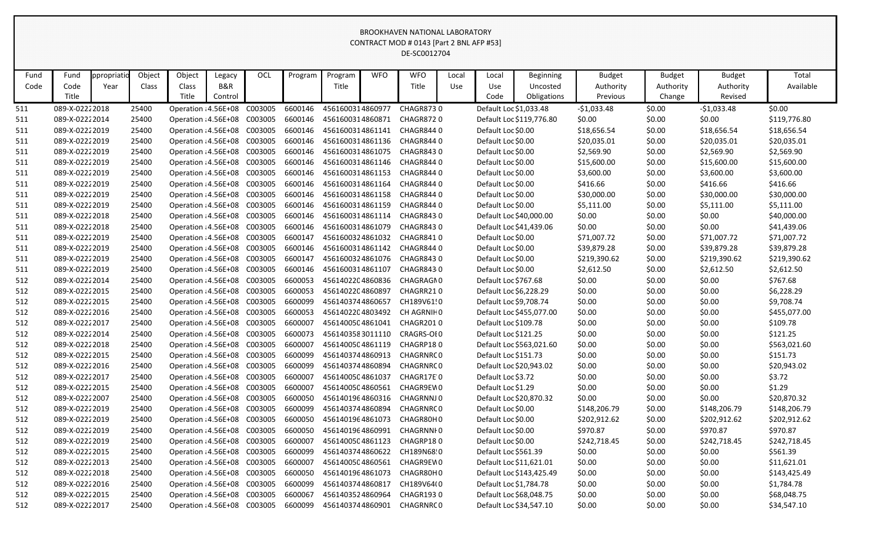BROOKHAVEN NATIONAL LABORATORY
CONTRACT MOD # 0143 [Part 2 BNL AFP #53]
DE-SC0012704

| Fund Code | Fund Code Title | ppropriatio Year | Object Class | Object Class Title | Legacy B&R Control | OCL | Program | Program Title | WFO | WFO Title | Local Use | Local Use Code | Beginning Uncosted Obligations | Budget Authority Previous | Budget Authority Change | Budget Authority Revised | Total Available |
|---|---|---|---|---|---|---|---|---|---|---|---|---|---|---|---|---|---|
| 511 | 089-X-0222 | 2018 | 25400 | Operation : | 4.56E+08 | C003005 | 6600146 | 4561600314 | 860977 | CHAGR873 | 0 | Default Loc | $1,033.48 | -$1,033.48 | $0.00 | -$1,033.48 | $0.00 |
| 511 | 089-X-0222 | 2014 | 25400 | Operation : | 4.56E+08 | C003005 | 6600146 | 4561600314 | 860871 | CHAGR872 | 0 | Default Loc | $119,776.80 | $0.00 | $0.00 | $0.00 | $119,776.80 |
| 511 | 089-X-0222 | 2019 | 25400 | Operation : | 4.56E+08 | C003005 | 6600146 | 4561600314 | 861141 | CHAGR844 | 0 | Default Loc | $0.00 | $18,656.54 | $0.00 | $18,656.54 | $18,656.54 |
| 511 | 089-X-0222 | 2019 | 25400 | Operation : | 4.56E+08 | C003005 | 6600146 | 4561600314 | 861136 | CHAGR844 | 0 | Default Loc | $0.00 | $20,035.01 | $0.00 | $20,035.01 | $20,035.01 |
| 511 | 089-X-0222 | 2019 | 25400 | Operation : | 4.56E+08 | C003005 | 6600146 | 4561600314 | 861075 | CHAGR843 | 0 | Default Loc | $0.00 | $2,569.90 | $0.00 | $2,569.90 | $2,569.90 |
| 511 | 089-X-0222 | 2019 | 25400 | Operation : | 4.56E+08 | C003005 | 6600146 | 4561600314 | 861146 | CHAGR844 | 0 | Default Loc | $0.00 | $15,600.00 | $0.00 | $15,600.00 | $15,600.00 |
| 511 | 089-X-0222 | 2019 | 25400 | Operation : | 4.56E+08 | C003005 | 6600146 | 4561600314 | 861153 | CHAGR844 | 0 | Default Loc | $0.00 | $3,600.00 | $0.00 | $3,600.00 | $3,600.00 |
| 511 | 089-X-0222 | 2019 | 25400 | Operation : | 4.56E+08 | C003005 | 6600146 | 4561600314 | 861164 | CHAGR844 | 0 | Default Loc | $0.00 | $416.66 | $0.00 | $416.66 | $416.66 |
| 511 | 089-X-0222 | 2019 | 25400 | Operation : | 4.56E+08 | C003005 | 6600146 | 4561600314 | 861158 | CHAGR844 | 0 | Default Loc | $0.00 | $30,000.00 | $0.00 | $30,000.00 | $30,000.00 |
| 511 | 089-X-0222 | 2019 | 25400 | Operation : | 4.56E+08 | C003005 | 6600146 | 4561600314 | 861159 | CHAGR844 | 0 | Default Loc | $0.00 | $5,111.00 | $0.00 | $5,111.00 | $5,111.00 |
| 511 | 089-X-0222 | 2018 | 25400 | Operation : | 4.56E+08 | C003005 | 6600146 | 4561600314 | 861114 | CHAGR843 | 0 | Default Loc | $40,000.00 | $0.00 | $0.00 | $0.00 | $40,000.00 |
| 511 | 089-X-0222 | 2018 | 25400 | Operation : | 4.56E+08 | C003005 | 6600146 | 4561600314 | 861079 | CHAGR843 | 0 | Default Loc | $41,439.06 | $0.00 | $0.00 | $0.00 | $41,439.06 |
| 511 | 089-X-0222 | 2019 | 25400 | Operation : | 4.56E+08 | C003005 | 6600147 | 4561600324 | 861032 | CHAGR841 | 0 | Default Loc | $0.00 | $71,007.72 | $0.00 | $71,007.72 | $71,007.72 |
| 511 | 089-X-0222 | 2019 | 25400 | Operation : | 4.56E+08 | C003005 | 6600146 | 4561600314 | 861142 | CHAGR844 | 0 | Default Loc | $0.00 | $39,879.28 | $0.00 | $39,879.28 | $39,879.28 |
| 511 | 089-X-0222 | 2019 | 25400 | Operation : | 4.56E+08 | C003005 | 6600147 | 4561600324 | 861076 | CHAGR843 | 0 | Default Loc | $0.00 | $219,390.62 | $0.00 | $219,390.62 | $219,390.62 |
| 511 | 089-X-0222 | 2019 | 25400 | Operation : | 4.56E+08 | C003005 | 6600146 | 4561600314 | 861107 | CHAGR843 | 0 | Default Loc | $0.00 | $2,612.50 | $0.00 | $2,612.50 | $2,612.50 |
| 512 | 089-X-0222 | 2014 | 25400 | Operation : | 4.56E+08 | C003005 | 6600053 | 456140220 | 4860836 | CHAGRAGI | 0 | Default Loc | $767.68 | $0.00 | $0.00 | $0.00 | $767.68 |
| 512 | 089-X-0222 | 2015 | 25400 | Operation : | 4.56E+08 | C003005 | 6600053 | 456140220 | 4860897 | CHAGRR21 | 0 | Default Loc | $6,228.29 | $0.00 | $0.00 | $0.00 | $6,228.29 |
| 512 | 089-X-0222 | 2015 | 25400 | Operation : | 4.56E+08 | C003005 | 6600099 | 4561403744 | 860657 | CH189V61! | 0 | Default Loc | $9,708.74 | $0.00 | $0.00 | $0.00 | $9,708.74 |
| 512 | 089-X-0222 | 2016 | 25400 | Operation : | 4.56E+08 | C003005 | 6600053 | 456140220 | 4803492 | CH AGRNIH | 0 | Default Loc | $455,077.00 | $0.00 | $0.00 | $0.00 | $455,077.00 |
| 512 | 089-X-0222 | 2017 | 25400 | Operation : | 4.56E+08 | C003005 | 6600007 | 456140050 | 4861041 | CHAGR201 | 0 | Default Loc | $109.78 | $0.00 | $0.00 | $0.00 | $109.78 |
| 512 | 089-X-0222 | 2014 | 25400 | Operation : | 4.56E+08 | C003005 | 6600073 | 4561403583 | 011110 | CRAGRS-OI | 0 | Default Loc | $121.25 | $0.00 | $0.00 | $0.00 | $121.25 |
| 512 | 089-X-0222 | 2018 | 25400 | Operation : | 4.56E+08 | C003005 | 6600007 | 456140050 | 4861119 | CHAGRP18 | 0 | Default Loc | $563,021.60 | $0.00 | $0.00 | $0.00 | $563,021.60 |
| 512 | 089-X-0222 | 2015 | 25400 | Operation : | 4.56E+08 | C003005 | 6600099 | 4561403744 | 860913 | CHAGRNRC | 0 | Default Loc | $151.73 | $0.00 | $0.00 | $0.00 | $151.73 |
| 512 | 089-X-0222 | 2016 | 25400 | Operation : | 4.56E+08 | C003005 | 6600099 | 4561403744 | 860894 | CHAGRNRC | 0 | Default Loc | $20,943.02 | $0.00 | $0.00 | $0.00 | $20,943.02 |
| 512 | 089-X-0222 | 2017 | 25400 | Operation : | 4.56E+08 | C003005 | 6600007 | 456140050 | 4861037 | CHAGR17E | 0 | Default Loc | $3.72 | $0.00 | $0.00 | $0.00 | $3.72 |
| 512 | 089-X-0222 | 2015 | 25400 | Operation : | 4.56E+08 | C003005 | 6600007 | 456140050 | 4860561 | CHAGR9EW | 0 | Default Loc | $1.29 | $0.00 | $0.00 | $0.00 | $1.29 |
| 512 | 089-X-0222 | 2007 | 25400 | Operation : | 4.56E+08 | C003005 | 6600050 | 4561401964 | 860316 | CHAGRNNJ | 0 | Default Loc | $20,870.32 | $0.00 | $0.00 | $0.00 | $20,870.32 |
| 512 | 089-X-0222 | 2019 | 25400 | Operation : | 4.56E+08 | C003005 | 6600099 | 4561403744 | 860894 | CHAGRNRC | 0 | Default Loc | $0.00 | $148,206.79 | $0.00 | $148,206.79 | $148,206.79 |
| 512 | 089-X-0222 | 2019 | 25400 | Operation : | 4.56E+08 | C003005 | 6600050 | 4561401964 | 861073 | CHAGR80H | 0 | Default Loc | $0.00 | $202,912.62 | $0.00 | $202,912.62 | $202,912.62 |
| 512 | 089-X-0222 | 2019 | 25400 | Operation : | 4.56E+08 | C003005 | 6600050 | 4561401964 | 860991 | CHAGRNNI | 0 | Default Loc | $0.00 | $970.87 | $0.00 | $970.87 | $970.87 |
| 512 | 089-X-0222 | 2019 | 25400 | Operation : | 4.56E+08 | C003005 | 6600007 | 456140050 | 4861123 | CHAGRP18 | 0 | Default Loc | $0.00 | $242,718.45 | $0.00 | $242,718.45 | $242,718.45 |
| 512 | 089-X-0222 | 2015 | 25400 | Operation : | 4.56E+08 | C003005 | 6600099 | 4561403744 | 860622 | CH189N68! | 0 | Default Loc | $561.39 | $0.00 | $0.00 | $0.00 | $561.39 |
| 512 | 089-X-0222 | 2013 | 25400 | Operation : | 4.56E+08 | C003005 | 6600007 | 456140050 | 4860561 | CHAGR9EW | 0 | Default Loc | $11,621.01 | $0.00 | $0.00 | $0.00 | $11,621.01 |
| 512 | 089-X-0222 | 2018 | 25400 | Operation : | 4.56E+08 | C003005 | 6600050 | 4561401964 | 861073 | CHAGR80H | 0 | Default Loc | $143,425.49 | $0.00 | $0.00 | $0.00 | $143,425.49 |
| 512 | 089-X-0222 | 2016 | 25400 | Operation : | 4.56E+08 | C003005 | 6600099 | 4561403744 | 860817 | CH189V64( | 0 | Default Loc | $1,784.78 | $0.00 | $0.00 | $0.00 | $1,784.78 |
| 512 | 089-X-0222 | 2015 | 25400 | Operation : | 4.56E+08 | C003005 | 6600067 | 4561403524 | 860964 | CHAGR193 | 0 | Default Loc | $68,048.75 | $0.00 | $0.00 | $0.00 | $68,048.75 |
| 512 | 089-X-0222 | 2017 | 25400 | Operation : | 4.56E+08 | C003005 | 6600099 | 4561403744 | 860901 | CHAGRNRC | 0 | Default Loc | $34,547.10 | $0.00 | $0.00 | $0.00 | $34,547.10 |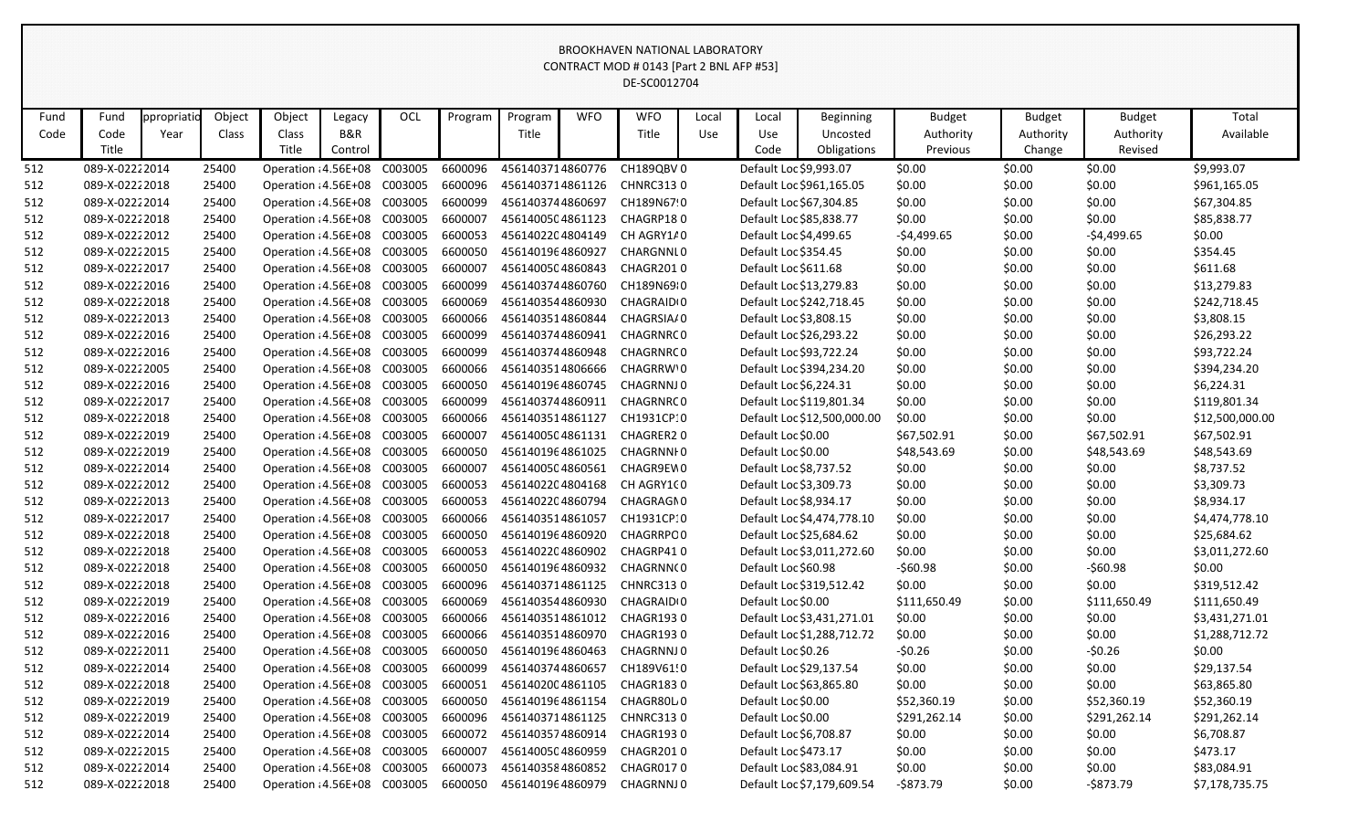BROOKHAVEN NATIONAL LABORATORY
CONTRACT MOD # 0143 [Part 2 BNL AFP #53]
DE-SC0012704

| Fund Code | Fund Code Title | ppropriatio Year | Object Class | Object Class Title | Legacy B&R Control | OCL | Program | Program Title | WFO | WFO Title | Local Use | Local Use Code | Beginning Uncosted Obligations | Budget Authority Previous | Budget Authority Change | Budget Authority Revised | Total Available |
|---|---|---|---|---|---|---|---|---|---|---|---|---|---|---|---|---|---|
| 512 | 089-X-02222014 | | 25400 | Operation :4.56E+08 | | C003005 | 6600096 | 4561403714860776 | | CH189QBV 0 | | Default Loc $9,993.07 | | $0.00 | $0.00 | $0.00 | $9,993.07 |
| 512 | 089-X-02222018 | | 25400 | Operation :4.56E+08 | | C003005 | 6600096 | 4561403714861126 | | CHNRC313 0 | | Default Loc $961,165.05 | | $0.00 | $0.00 | $0.00 | $961,165.05 |
| 512 | 089-X-02222014 | | 25400 | Operation :4.56E+08 | | C003005 | 6600099 | 4561403744860697 | | CH189N67 0 | | Default Loc $67,304.85 | | $0.00 | $0.00 | $0.00 | $67,304.85 |
| 512 | 089-X-02222018 | | 25400 | Operation :4.56E+08 | | C003005 | 6600007 | 4561400504861123 | | CHAGRP18 0 | | Default Loc $85,838.77 | | $0.00 | $0.00 | $0.00 | $85,838.77 |
| 512 | 089-X-02222012 | | 25400 | Operation :4.56E+08 | | C003005 | 6600053 | 4561402204804149 | | CH AGRY1/ 0 | | Default Loc $4,499.65 | | -$4,499.65 | $0.00 | -$4,499.65 | $0.00 |
| 512 | 089-X-02222015 | | 25400 | Operation :4.56E+08 | | C003005 | 6600050 | 4561401964860927 | | CHARGNNL 0 | | Default Loc $354.45 | | $0.00 | $0.00 | $0.00 | $354.45 |
| 512 | 089-X-02222017 | | 25400 | Operation :4.56E+08 | | C003005 | 6600007 | 4561400504860843 | | CHAGR201 0 | | Default Loc $611.68 | | $0.00 | $0.00 | $0.00 | $611.68 |
| 512 | 089-X-02222016 | | 25400 | Operation :4.56E+08 | | C003005 | 6600099 | 4561403744860760 | | CH189N69 0 | | Default Loc $13,279.83 | | $0.00 | $0.00 | $0.00 | $13,279.83 |
| 512 | 089-X-02222018 | | 25400 | Operation :4.56E+08 | | C003005 | 6600069 | 4561403544860930 | | CHAGRAID 0 | | Default Loc $242,718.45 | | $0.00 | $0.00 | $0.00 | $242,718.45 |
| 512 | 089-X-02222013 | | 25400 | Operation :4.56E+08 | | C003005 | 6600066 | 4561403514860844 | | CHAGRSIA/ 0 | | Default Loc $3,808.15 | | $0.00 | $0.00 | $0.00 | $3,808.15 |
| 512 | 089-X-02222016 | | 25400 | Operation :4.56E+08 | | C003005 | 6600099 | 4561403744860941 | | CHAGRNRC 0 | | Default Loc $26,293.22 | | $0.00 | $0.00 | $0.00 | $26,293.22 |
| 512 | 089-X-02222016 | | 25400 | Operation :4.56E+08 | | C003005 | 6600099 | 4561403744860948 | | CHAGRNRC 0 | | Default Loc $93,722.24 | | $0.00 | $0.00 | $0.00 | $93,722.24 |
| 512 | 089-X-02222005 | | 25400 | Operation :4.56E+08 | | C003005 | 6600066 | 4561403514806666 | | CHAGRRW 0 | | Default Loc $394,234.20 | | $0.00 | $0.00 | $0.00 | $394,234.20 |
| 512 | 089-X-02222016 | | 25400 | Operation :4.56E+08 | | C003005 | 6600050 | 4561401964860745 | | CHAGRNNJ 0 | | Default Loc $6,224.31 | | $0.00 | $0.00 | $0.00 | $6,224.31 |
| 512 | 089-X-02222017 | | 25400 | Operation :4.56E+08 | | C003005 | 6600099 | 4561403744860911 | | CHAGRNRC 0 | | Default Loc $119,801.34 | | $0.00 | $0.00 | $0.00 | $119,801.34 |
| 512 | 089-X-02222018 | | 25400 | Operation :4.56E+08 | | C003005 | 6600066 | 4561403514861127 | | CH1931CP 0 | | Default Loc $12,500,000.00 | | $0.00 | $0.00 | $0.00 | $12,500,000.00 |
| 512 | 089-X-02222019 | | 25400 | Operation :4.56E+08 | | C003005 | 6600007 | 4561400504861131 | | CHAGRER2 0 | | Default Loc $0.00 | | $67,502.91 | $0.00 | $67,502.91 | $67,502.91 |
| 512 | 089-X-02222019 | | 25400 | Operation :4.56E+08 | | C003005 | 6600050 | 4561401964861025 | | CHAGRNNH 0 | | Default Loc $0.00 | | $48,543.69 | $0.00 | $48,543.69 | $48,543.69 |
| 512 | 089-X-02222014 | | 25400 | Operation :4.56E+08 | | C003005 | 6600007 | 4561400504860561 | | CHAGR9EW 0 | | Default Loc $8,737.52 | | $0.00 | $0.00 | $0.00 | $8,737.52 |
| 512 | 089-X-02222012 | | 25400 | Operation :4.56E+08 | | C003005 | 6600053 | 4561402204804168 | | CH AGRY1C 0 | | Default Loc $3,309.73 | | $0.00 | $0.00 | $0.00 | $3,309.73 |
| 512 | 089-X-02222013 | | 25400 | Operation :4.56E+08 | | C003005 | 6600053 | 4561402204860794 | | CHAGRAGN 0 | | Default Loc $8,934.17 | | $0.00 | $0.00 | $0.00 | $8,934.17 |
| 512 | 089-X-02222017 | | 25400 | Operation :4.56E+08 | | C003005 | 6600066 | 4561403514861057 | | CH1931CP 0 | | Default Loc $4,474,778.10 | | $0.00 | $0.00 | $0.00 | $4,474,778.10 |
| 512 | 089-X-02222018 | | 25400 | Operation :4.56E+08 | | C003005 | 6600050 | 4561401964860920 | | CHAGRRPO 0 | | Default Loc $25,684.62 | | $0.00 | $0.00 | $0.00 | $25,684.62 |
| 512 | 089-X-02222018 | | 25400 | Operation :4.56E+08 | | C003005 | 6600053 | 4561402204860902 | | CHAGRP41 0 | | Default Loc $3,011,272.60 | | $0.00 | $0.00 | $0.00 | $3,011,272.60 |
| 512 | 089-X-02222018 | | 25400 | Operation :4.56E+08 | | C003005 | 6600050 | 4561401964860932 | | CHAGRNNC 0 | | Default Loc $60.98 | | -$60.98 | $0.00 | -$60.98 | $0.00 |
| 512 | 089-X-02222018 | | 25400 | Operation :4.56E+08 | | C003005 | 6600096 | 4561403714861125 | | CHNRC313 0 | | Default Loc $319,512.42 | | $0.00 | $0.00 | $0.00 | $319,512.42 |
| 512 | 089-X-02222019 | | 25400 | Operation :4.56E+08 | | C003005 | 6600069 | 4561403544860930 | | CHAGRAID 0 | | Default Loc $0.00 | | $111,650.49 | $0.00 | $111,650.49 | $111,650.49 |
| 512 | 089-X-02222016 | | 25400 | Operation :4.56E+08 | | C003005 | 6600066 | 4561403514861012 | | CHAGR193 0 | | Default Loc $3,431,271.01 | | $0.00 | $0.00 | $0.00 | $3,431,271.01 |
| 512 | 089-X-02222016 | | 25400 | Operation :4.56E+08 | | C003005 | 6600066 | 4561403514860970 | | CHAGR193 0 | | Default Loc $1,288,712.72 | | $0.00 | $0.00 | $0.00 | $1,288,712.72 |
| 512 | 089-X-02222011 | | 25400 | Operation :4.56E+08 | | C003005 | 6600050 | 4561401964860463 | | CHAGRNNJ 0 | | Default Loc $0.26 | | -$0.26 | $0.00 | -$0.26 | $0.00 |
| 512 | 089-X-02222014 | | 25400 | Operation :4.56E+08 | | C003005 | 6600099 | 4561403744860657 | | CH189V61 0 | | Default Loc $29,137.54 | | $0.00 | $0.00 | $0.00 | $29,137.54 |
| 512 | 089-X-02222018 | | 25400 | Operation :4.56E+08 | | C003005 | 6600051 | 4561402004861105 | | CHAGR183 0 | | Default Loc $63,865.80 | | $0.00 | $0.00 | $0.00 | $63,865.80 |
| 512 | 089-X-02222019 | | 25400 | Operation :4.56E+08 | | C003005 | 6600050 | 4561401964861154 | | CHAGR80L 0 | | Default Loc $0.00 | | $52,360.19 | $0.00 | $52,360.19 | $52,360.19 |
| 512 | 089-X-02222019 | | 25400 | Operation :4.56E+08 | | C003005 | 6600096 | 4561403714861125 | | CHNRC313 0 | | Default Loc $0.00 | | $291,262.14 | $0.00 | $291,262.14 | $291,262.14 |
| 512 | 089-X-02222014 | | 25400 | Operation :4.56E+08 | | C003005 | 6600072 | 4561403574860914 | | CHAGR193 0 | | Default Loc $6,708.87 | | $0.00 | $0.00 | $0.00 | $6,708.87 |
| 512 | 089-X-02222015 | | 25400 | Operation :4.56E+08 | | C003005 | 6600007 | 4561400504860959 | | CHAGR201 0 | | Default Loc $473.17 | | $0.00 | $0.00 | $0.00 | $473.17 |
| 512 | 089-X-02222014 | | 25400 | Operation :4.56E+08 | | C003005 | 6600073 | 4561403584860852 | | CHAGR017 0 | | Default Loc $83,084.91 | | $0.00 | $0.00 | $0.00 | $83,084.91 |
| 512 | 089-X-02222018 | | 25400 | Operation :4.56E+08 | | C003005 | 6600050 | 4561401964860979 | | CHAGRNNJ 0 | | Default Loc $7,179,609.54 | | -$873.79 | $0.00 | -$873.79 | $7,178,735.75 |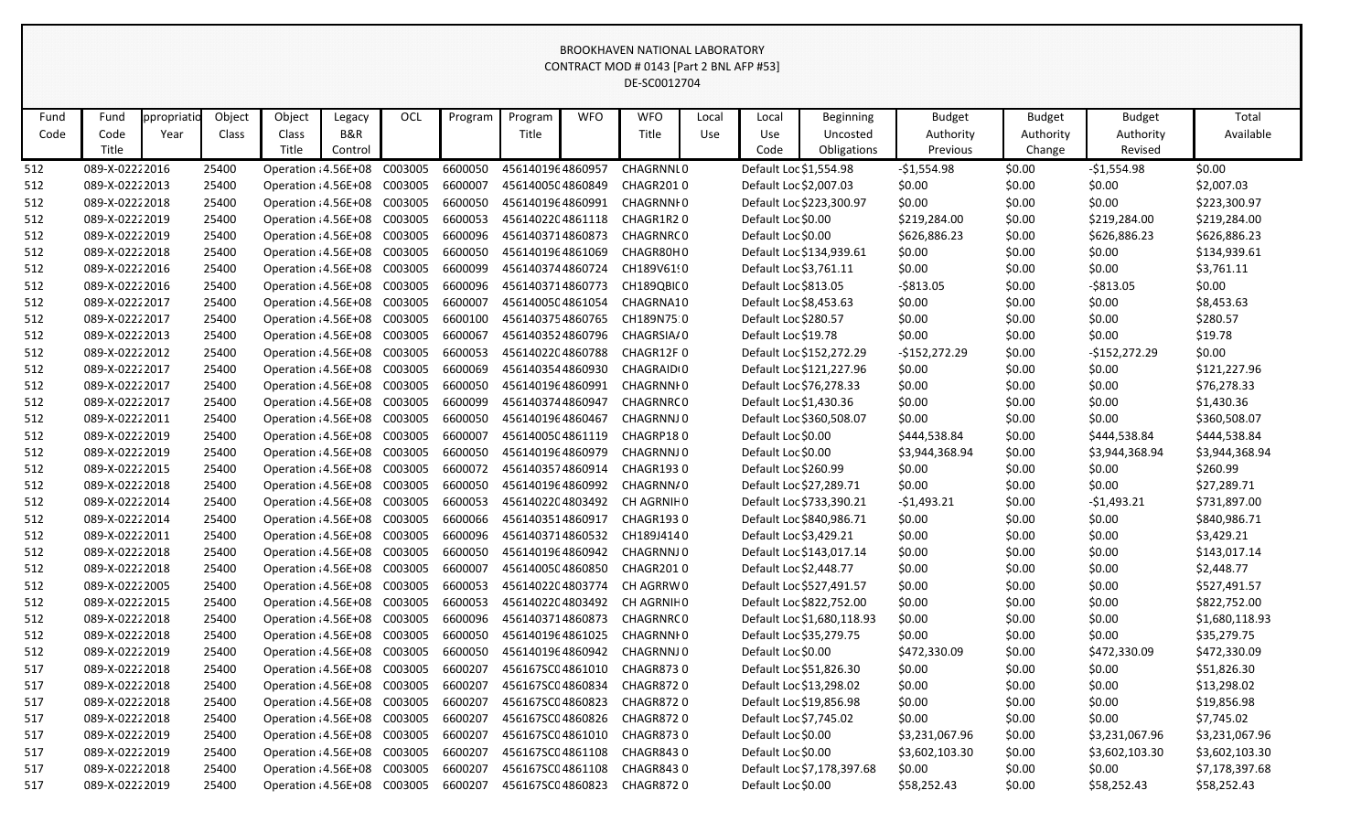BROOKHAVEN NATIONAL LABORATORY
CONTRACT MOD # 0143 [Part 2 BNL AFP #53]
DE-SC0012704

| Fund Code | Fund Code Title | ppropriatio Year | Object Class | Object Class Title | Legacy B&R Control | OCL | Program | Program Title | WFO | WFO Title | Local Use | Local Use Code | Beginning Uncosted Obligations | Budget Authority Previous | Budget Authority Change | Budget Authority Revised | Total Available |
|---|---|---|---|---|---|---|---|---|---|---|---|---|---|---|---|---|---|
| 512 | 089-X-0222 | 2016 | 25400 | Operation : | 4.56E+08 | C003005 | 6600050 | 456140196 | 4860957 | CHAGRNNL | 0 | Default Loc | $1,554.98 | -$1,554.98 | $0.00 | -$1,554.98 | $0.00 |
| 512 | 089-X-0222 | 2013 | 25400 | Operation : | 4.56E+08 | C003005 | 6600007 | 45614005C | 4860849 | CHAGR201 | 0 | Default Loc | $2,007.03 | $0.00 | $0.00 | $0.00 | $2,007.03 |
| 512 | 089-X-0222 | 2018 | 25400 | Operation : | 4.56E+08 | C003005 | 6600050 | 456140196 | 4860991 | CHAGRNNI | 0 | Default Loc | $223,300.97 | $0.00 | $0.00 | $0.00 | $223,300.97 |
| 512 | 089-X-0222 | 2019 | 25400 | Operation : | 4.56E+08 | C003005 | 6600053 | 45614022C | 4861118 | CHAGR1R2 | 0 | Default Loc | $0.00 | $219,284.00 | $0.00 | $219,284.00 | $219,284.00 |
| 512 | 089-X-0222 | 2019 | 25400 | Operation : | 4.56E+08 | C003005 | 6600096 | 456140371 | 4860873 | CHAGRNRC | 0 | Default Loc | $0.00 | $626,886.23 | $0.00 | $626,886.23 | $626,886.23 |
| 512 | 089-X-0222 | 2018 | 25400 | Operation : | 4.56E+08 | C003005 | 6600050 | 456140196 | 4861069 | CHAGR80H | 0 | Default Loc | $134,939.61 | $0.00 | $0.00 | $0.00 | $134,939.61 |
| 512 | 089-X-0222 | 2016 | 25400 | Operation : | 4.56E+08 | C003005 | 6600099 | 456140374 | 4860724 | CH189V61 | 0 | Default Loc | $3,761.11 | $0.00 | $0.00 | $0.00 | $3,761.11 |
| 512 | 089-X-0222 | 2016 | 25400 | Operation : | 4.56E+08 | C003005 | 6600096 | 456140371 | 4860773 | CH189QBIC | 0 | Default Loc | $813.05 | -$813.05 | $0.00 | -$813.05 | $0.00 |
| 512 | 089-X-0222 | 2017 | 25400 | Operation : | 4.56E+08 | C003005 | 6600007 | 45614005C | 4861054 | CHAGRNA1 | 0 | Default Loc | $8,453.63 | $0.00 | $0.00 | $0.00 | $8,453.63 |
| 512 | 089-X-0222 | 2017 | 25400 | Operation : | 4.56E+08 | C003005 | 6600100 | 456140375 | 4860765 | CH189N75 | 0 | Default Loc | $280.57 | $0.00 | $0.00 | $0.00 | $280.57 |
| 512 | 089-X-0222 | 2013 | 25400 | Operation : | 4.56E+08 | C003005 | 6600067 | 456140352 | 4860796 | CHAGRSIA | 0 | Default Loc | $19.78 | $0.00 | $0.00 | $0.00 | $19.78 |
| 512 | 089-X-0222 | 2012 | 25400 | Operation : | 4.56E+08 | C003005 | 6600053 | 45614022C | 4860788 | CHAGR12F | 0 | Default Loc | $152,272.29 | -$152,272.29 | $0.00 | -$152,272.29 | $0.00 |
| 512 | 089-X-0222 | 2017 | 25400 | Operation : | 4.56E+08 | C003005 | 6600069 | 456140354 | 4860930 | CHAGRAID | 0 | Default Loc | $121,227.96 | $0.00 | $0.00 | $0.00 | $121,227.96 |
| 512 | 089-X-0222 | 2017 | 25400 | Operation : | 4.56E+08 | C003005 | 6600050 | 456140196 | 4860991 | CHAGRNNI | 0 | Default Loc | $76,278.33 | $0.00 | $0.00 | $0.00 | $76,278.33 |
| 512 | 089-X-0222 | 2017 | 25400 | Operation : | 4.56E+08 | C003005 | 6600099 | 456140374 | 4860947 | CHAGRNRC | 0 | Default Loc | $1,430.36 | $0.00 | $0.00 | $0.00 | $1,430.36 |
| 512 | 089-X-0222 | 2011 | 25400 | Operation : | 4.56E+08 | C003005 | 6600050 | 456140196 | 4860467 | CHAGRNNJ | 0 | Default Loc | $360,508.07 | $0.00 | $0.00 | $0.00 | $360,508.07 |
| 512 | 089-X-0222 | 2019 | 25400 | Operation : | 4.56E+08 | C003005 | 6600007 | 45614005C | 4861119 | CHAGRP18 | 0 | Default Loc | $0.00 | $444,538.84 | $0.00 | $444,538.84 | $444,538.84 |
| 512 | 089-X-0222 | 2019 | 25400 | Operation : | 4.56E+08 | C003005 | 6600050 | 456140196 | 4860979 | CHAGRNNJ | 0 | Default Loc | $0.00 | $3,944,368.94 | $0.00 | $3,944,368.94 | $3,944,368.94 |
| 512 | 089-X-0222 | 2015 | 25400 | Operation : | 4.56E+08 | C003005 | 6600072 | 456140357 | 4860914 | CHAGR193 | 0 | Default Loc | $260.99 | $0.00 | $0.00 | $0.00 | $260.99 |
| 512 | 089-X-0222 | 2018 | 25400 | Operation : | 4.56E+08 | C003005 | 6600050 | 456140196 | 4860992 | CHAGRNN/ | 0 | Default Loc | $27,289.71 | $0.00 | $0.00 | $0.00 | $27,289.71 |
| 512 | 089-X-0222 | 2014 | 25400 | Operation : | 4.56E+08 | C003005 | 6600053 | 45614022C | 4803492 | CH AGRNIH | 0 | Default Loc | $733,390.21 | -$1,493.21 | $0.00 | -$1,493.21 | $731,897.00 |
| 512 | 089-X-0222 | 2014 | 25400 | Operation : | 4.56E+08 | C003005 | 6600066 | 456140351 | 4860917 | CHAGR193 | 0 | Default Loc | $840,986.71 | $0.00 | $0.00 | $0.00 | $840,986.71 |
| 512 | 089-X-0222 | 2011 | 25400 | Operation : | 4.56E+08 | C003005 | 6600096 | 456140371 | 4860532 | CH189J414 | 0 | Default Loc | $3,429.21 | $0.00 | $0.00 | $0.00 | $3,429.21 |
| 512 | 089-X-0222 | 2018 | 25400 | Operation : | 4.56E+08 | C003005 | 6600050 | 456140196 | 4860942 | CHAGRNNJ | 0 | Default Loc | $143,017.14 | $0.00 | $0.00 | $0.00 | $143,017.14 |
| 512 | 089-X-0222 | 2018 | 25400 | Operation : | 4.56E+08 | C003005 | 6600007 | 45614005C | 4860850 | CHAGR201 | 0 | Default Loc | $2,448.77 | $0.00 | $0.00 | $0.00 | $2,448.77 |
| 512 | 089-X-0222 | 2005 | 25400 | Operation : | 4.56E+08 | C003005 | 6600053 | 45614022C | 4803774 | CH AGRRW | 0 | Default Loc | $527,491.57 | $0.00 | $0.00 | $0.00 | $527,491.57 |
| 512 | 089-X-0222 | 2015 | 25400 | Operation : | 4.56E+08 | C003005 | 6600053 | 45614022C | 4803492 | CH AGRNIH | 0 | Default Loc | $822,752.00 | $0.00 | $0.00 | $0.00 | $822,752.00 |
| 512 | 089-X-0222 | 2018 | 25400 | Operation : | 4.56E+08 | C003005 | 6600096 | 456140371 | 4860873 | CHAGRNRC | 0 | Default Loc | $1,680,118.93 | $0.00 | $0.00 | $0.00 | $1,680,118.93 |
| 512 | 089-X-0222 | 2018 | 25400 | Operation : | 4.56E+08 | C003005 | 6600050 | 456140196 | 4861025 | CHAGRNNI | 0 | Default Loc | $35,279.75 | $0.00 | $0.00 | $0.00 | $35,279.75 |
| 512 | 089-X-0222 | 2019 | 25400 | Operation : | 4.56E+08 | C003005 | 6600050 | 456140196 | 4860942 | CHAGRNNJ | 0 | Default Loc | $0.00 | $472,330.09 | $0.00 | $472,330.09 | $472,330.09 |
| 517 | 089-X-0222 | 2018 | 25400 | Operation : | 4.56E+08 | C003005 | 6600207 | 456167SC0 | 4861010 | CHAGR873 | 0 | Default Loc | $51,826.30 | $0.00 | $0.00 | $0.00 | $51,826.30 |
| 517 | 089-X-0222 | 2018 | 25400 | Operation : | 4.56E+08 | C003005 | 6600207 | 456167SC0 | 4860834 | CHAGR872 | 0 | Default Loc | $13,298.02 | $0.00 | $0.00 | $0.00 | $13,298.02 |
| 517 | 089-X-0222 | 2018 | 25400 | Operation : | 4.56E+08 | C003005 | 6600207 | 456167SC0 | 4860823 | CHAGR872 | 0 | Default Loc | $19,856.98 | $0.00 | $0.00 | $0.00 | $19,856.98 |
| 517 | 089-X-0222 | 2018 | 25400 | Operation : | 4.56E+08 | C003005 | 6600207 | 456167SC0 | 4860826 | CHAGR872 | 0 | Default Loc | $7,745.02 | $0.00 | $0.00 | $0.00 | $7,745.02 |
| 517 | 089-X-0222 | 2019 | 25400 | Operation : | 4.56E+08 | C003005 | 6600207 | 456167SC0 | 4861010 | CHAGR873 | 0 | Default Loc | $0.00 | $3,231,067.96 | $0.00 | $3,231,067.96 | $3,231,067.96 |
| 517 | 089-X-0222 | 2019 | 25400 | Operation : | 4.56E+08 | C003005 | 6600207 | 456167SC0 | 4861108 | CHAGR843 | 0 | Default Loc | $0.00 | $3,602,103.30 | $0.00 | $3,602,103.30 | $3,602,103.30 |
| 517 | 089-X-0222 | 2018 | 25400 | Operation : | 4.56E+08 | C003005 | 6600207 | 456167SC0 | 4861108 | CHAGR843 | 0 | Default Loc | $7,178,397.68 | $0.00 | $0.00 | $0.00 | $7,178,397.68 |
| 517 | 089-X-0222 | 2019 | 25400 | Operation : | 4.56E+08 | C003005 | 6600207 | 456167SC0 | 4860823 | CHAGR872 | 0 | Default Loc | $0.00 | $58,252.43 | $0.00 | $58,252.43 | $58,252.43 |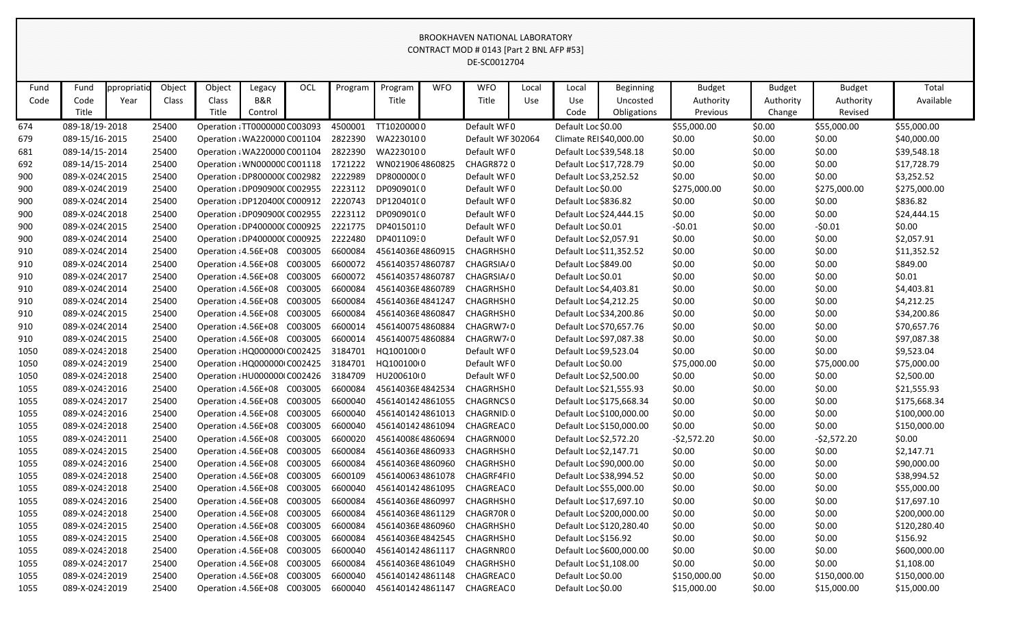BROOKHAVEN NATIONAL LABORATORY
CONTRACT MOD # 0143 [Part 2 BNL AFP #53]
DE-SC0012704

| Fund Code | Fund Code Title | ppropriatio Year | Object Class | Object Class Title | Legacy B&R Control | OCL | Program | Program Title | WFO | WFO Title | Local Use | Local Use Code | Beginning Uncosted Obligations | Budget Authority Previous | Budget Authority Change | Budget Authority Revised | Total Available |
|---|---|---|---|---|---|---|---|---|---|---|---|---|---|---|---|---|---|
| 674 | 089-18/19-2018 | | 25400 | Operation : TT0000000 | | C003093 | 4500001 | TT1020000 | 0 | Default WF | 0 | Default Loc | $0.00 | $55,000.00 | $0.00 | $55,000.00 | $55,000.00 |
| 679 | 089-15/16-2015 | | 25400 | Operation : WA220000 | | C001104 | 2822390 | WA2230100 | 0 | Default WF | 302064 | Climate REI | $40,000.00 | $0.00 | $0.00 | $0.00 | $40,000.00 |
| 681 | 089-14/15-2014 | | 25400 | Operation : WA220000 | | C001104 | 2822390 | WA2230100 | 0 | Default WF | 0 | Default Loc | $39,548.18 | $0.00 | $0.00 | $0.00 | $39,548.18 |
| 692 | 089-14/15-2014 | | 25400 | Operation : WN000000 | | C001118 | 1721222 | WN021906 | 4860825 | CHAGR872 | 0 | Default Loc | $17,728.79 | $0.00 | $0.00 | $0.00 | $17,728.79 |
| 900 | 089-X-024(2015 | | 25400 | Operation : DP800000( | | C002982 | 2222989 | DP800000( | 0 | Default WF | 0 | Default Loc | $3,252.52 | $0.00 | $0.00 | $0.00 | $3,252.52 |
| 900 | 089-X-024(2019 | | 25400 | Operation : DP090900( | | C002955 | 2223112 | DP090901( | 0 | Default WF | 0 | Default Loc | $0.00 | $275,000.00 | $0.00 | $275,000.00 | $275,000.00 |
| 900 | 089-X-024(2014 | | 25400 | Operation : DP120400( | | C000912 | 2220743 | DP120401( | 0 | Default WF | 0 | Default Loc | $836.82 | $0.00 | $0.00 | $0.00 | $836.82 |
| 900 | 089-X-024(2018 | | 25400 | Operation : DP090900( | | C002955 | 2223112 | DP090901( | 0 | Default WF | 0 | Default Loc | $24,444.15 | $0.00 | $0.00 | $0.00 | $24,444.15 |
| 900 | 089-X-024(2015 | | 25400 | Operation : DP400000( | | C000925 | 2221775 | DP4015011 | 0 | Default WF | 0 | Default Loc | $0.01 | -$0.01 | $0.00 | -$0.01 | $0.00 |
| 900 | 089-X-024(2014 | | 25400 | Operation : DP400000( | | C000925 | 2222480 | DP401109 | 0 | Default WF | 0 | Default Loc | $2,057.91 | $0.00 | $0.00 | $0.00 | $2,057.91 |
| 910 | 089-X-024(2014 | | 25400 | Operation : 4.56E+08 | | C003005 | 6600084 | 45614036E | 4860915 | CHAGRHSH | 0 | Default Loc | $11,352.52 | $0.00 | $0.00 | $0.00 | $11,352.52 |
| 910 | 089-X-024(2014 | | 25400 | Operation : 4.56E+08 | | C003005 | 6600072 | 456140357 | 4860787 | CHAGRSIA | 0 | Default Loc | $849.00 | $0.00 | $0.00 | $0.00 | $849.00 |
| 910 | 089-X-024(2017 | | 25400 | Operation : 4.56E+08 | | C003005 | 6600072 | 456140357 | 4860787 | CHAGRSIA | 0 | Default Loc | $0.01 | $0.00 | $0.00 | $0.00 | $0.01 |
| 910 | 089-X-024(2014 | | 25400 | Operation : 4.56E+08 | | C003005 | 6600084 | 45614036E | 4860789 | CHAGRHSH | 0 | Default Loc | $4,403.81 | $0.00 | $0.00 | $0.00 | $4,403.81 |
| 910 | 089-X-024(2014 | | 25400 | Operation : 4.56E+08 | | C003005 | 6600084 | 45614036E | 4841247 | CHAGRHSH | 0 | Default Loc | $4,212.25 | $0.00 | $0.00 | $0.00 | $4,212.25 |
| 910 | 089-X-024(2015 | | 25400 | Operation : 4.56E+08 | | C003005 | 6600084 | 45614036E | 4860847 | CHAGRHSH | 0 | Default Loc | $34,200.86 | $0.00 | $0.00 | $0.00 | $34,200.86 |
| 910 | 089-X-024(2014 | | 25400 | Operation : 4.56E+08 | | C003005 | 6600014 | 456140075 | 4860884 | CHAGRW7 | 0 | Default Loc | $70,657.76 | $0.00 | $0.00 | $0.00 | $70,657.76 |
| 910 | 089-X-024(2015 | | 25400 | Operation : 4.56E+08 | | C003005 | 6600014 | 456140075 | 4860884 | CHAGRW7 | 0 | Default Loc | $97,087.38 | $0.00 | $0.00 | $0.00 | $97,087.38 |
| 1050 | 089-X-0243 2018 | | 25400 | Operation : HQ000000 | | C002425 | 3184701 | HQ100100 | 0 | Default WF | 0 | Default Loc | $9,523.04 | $0.00 | $0.00 | $0.00 | $9,523.04 |
| 1050 | 089-X-0243 2019 | | 25400 | Operation : HQ000000 | | C002425 | 3184701 | HQ100100 | 0 | Default WF | 0 | Default Loc | $0.00 | $75,000.00 | $0.00 | $75,000.00 | $75,000.00 |
| 1050 | 089-X-0243 2018 | | 25400 | Operation : HU000000 | | C002426 | 3184709 | HU200610 | 0 | Default WF | 0 | Default Loc | $2,500.00 | $0.00 | $0.00 | $0.00 | $2,500.00 |
| 1055 | 089-X-0243 2016 | | 25400 | Operation : 4.56E+08 | | C003005 | 6600084 | 45614036E | 4842534 | CHAGRHSH | 0 | Default Loc | $21,555.93 | $0.00 | $0.00 | $0.00 | $21,555.93 |
| 1055 | 089-X-0243 2017 | | 25400 | Operation : 4.56E+08 | | C003005 | 6600040 | 456140142 | 4861055 | CHAGRNCS | 0 | Default Loc | $175,668.34 | $0.00 | $0.00 | $0.00 | $175,668.34 |
| 1055 | 089-X-0243 2016 | | 25400 | Operation : 4.56E+08 | | C003005 | 6600040 | 456140142 | 4861013 | CHAGRNID | 0 | Default Loc | $100,000.00 | $0.00 | $0.00 | $0.00 | $100,000.00 |
| 1055 | 089-X-0243 2018 | | 25400 | Operation : 4.56E+08 | | C003005 | 6600040 | 456140142 | 4861094 | CHAGREAC | 0 | Default Loc | $150,000.00 | $0.00 | $0.00 | $0.00 | $150,000.00 |
| 1055 | 089-X-0243 2011 | | 25400 | Operation : 4.56E+08 | | C003005 | 6600020 | 456140086 | 4860694 | CHAGRN00 | 0 | Default Loc | $2,572.20 | -$2,572.20 | $0.00 | -$2,572.20 | $0.00 |
| 1055 | 089-X-0243 2015 | | 25400 | Operation : 4.56E+08 | | C003005 | 6600084 | 45614036E | 4860933 | CHAGRHSH | 0 | Default Loc | $2,147.71 | $0.00 | $0.00 | $0.00 | $2,147.71 |
| 1055 | 089-X-0243 2016 | | 25400 | Operation : 4.56E+08 | | C003005 | 6600084 | 45614036E | 4860960 | CHAGRHSH | 0 | Default Loc | $90,000.00 | $0.00 | $0.00 | $0.00 | $90,000.00 |
| 1055 | 089-X-0243 2018 | | 25400 | Operation : 4.56E+08 | | C003005 | 6600109 | 456140063 | 4861078 | CHAGRF4FI | 0 | Default Loc | $38,994.52 | $0.00 | $0.00 | $0.00 | $38,994.52 |
| 1055 | 089-X-0243 2018 | | 25400 | Operation : 4.56E+08 | | C003005 | 6600040 | 456140142 | 4861095 | CHAGREAC | 0 | Default Loc | $55,000.00 | $0.00 | $0.00 | $0.00 | $55,000.00 |
| 1055 | 089-X-0243 2016 | | 25400 | Operation : 4.56E+08 | | C003005 | 6600084 | 45614036E | 4860997 | CHAGRHSH | 0 | Default Loc | $17,697.10 | $0.00 | $0.00 | $0.00 | $17,697.10 |
| 1055 | 089-X-0243 2018 | | 25400 | Operation : 4.56E+08 | | C003005 | 6600084 | 45614036E | 4861129 | CHAGR70R | 0 | Default Loc | $200,000.00 | $0.00 | $0.00 | $0.00 | $200,000.00 |
| 1055 | 089-X-0243 2015 | | 25400 | Operation : 4.56E+08 | | C003005 | 6600084 | 45614036E | 4860960 | CHAGRHSH | 0 | Default Loc | $120,280.40 | $0.00 | $0.00 | $0.00 | $120,280.40 |
| 1055 | 089-X-0243 2015 | | 25400 | Operation : 4.56E+08 | | C003005 | 6600084 | 45614036E | 4842545 | CHAGRHSH | 0 | Default Loc | $156.92 | $0.00 | $0.00 | $0.00 | $156.92 |
| 1055 | 089-X-0243 2018 | | 25400 | Operation : 4.56E+08 | | C003005 | 6600040 | 456140142 | 4861117 | CHAGRNR0 | 0 | Default Loc | $600,000.00 | $0.00 | $0.00 | $0.00 | $600,000.00 |
| 1055 | 089-X-0243 2017 | | 25400 | Operation : 4.56E+08 | | C003005 | 6600084 | 45614036E | 4861049 | CHAGRHSH | 0 | Default Loc | $1,108.00 | $0.00 | $0.00 | $0.00 | $1,108.00 |
| 1055 | 089-X-0243 2019 | | 25400 | Operation : 4.56E+08 | | C003005 | 6600040 | 456140142 | 4861148 | CHAGREAC | 0 | Default Loc | $0.00 | $150,000.00 | $0.00 | $150,000.00 | $150,000.00 |
| 1055 | 089-X-0243 2019 | | 25400 | Operation : 4.56E+08 | | C003005 | 6600040 | 456140142 | 4861147 | CHAGREAC | 0 | Default Loc | $0.00 | $15,000.00 | $0.00 | $15,000.00 | $15,000.00 |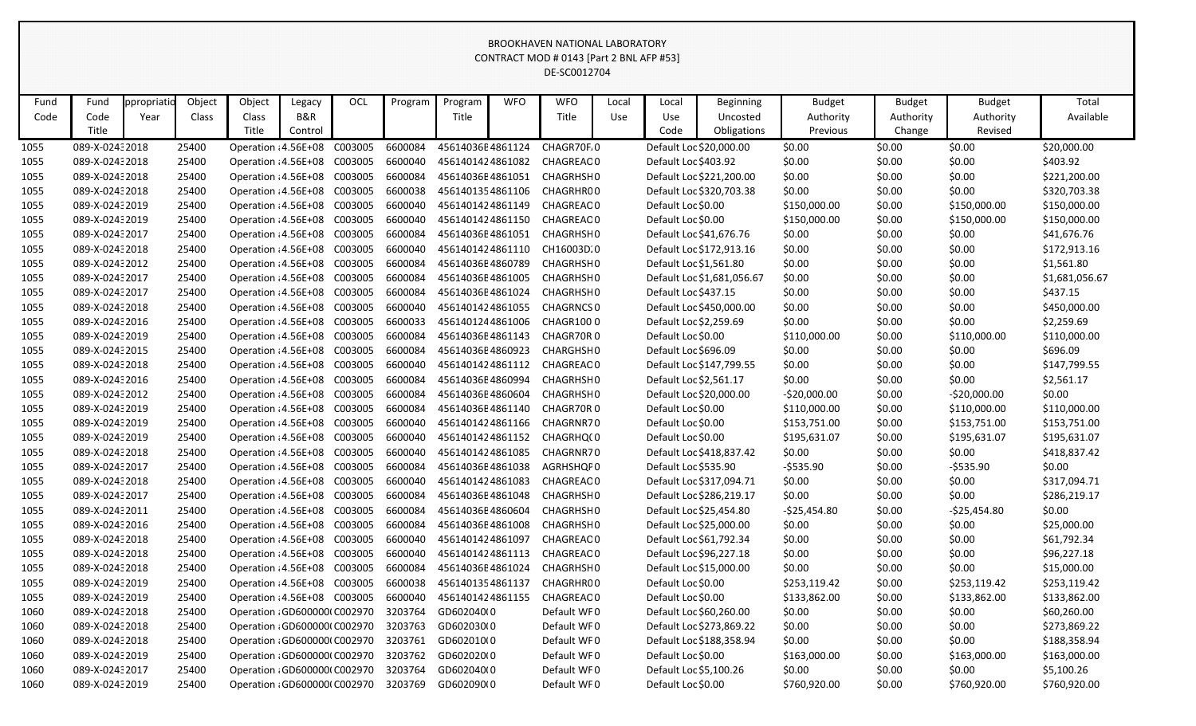BROOKHAVEN NATIONAL LABORATORY
CONTRACT MOD # 0143 [Part 2 BNL AFP #53]
DE-SC0012704

| Fund Code | Fund Code Title | ppropriatio Year | Object Class | Object Class Title | Legacy B&R Control | OCL | Program | Program Title | WFO | WFO Title | Local Use | Local Use Code | Beginning Uncosted Obligations | Budget Authority Previous | Budget Authority Change | Budget Authority Revised | Total Available |
|---|---|---|---|---|---|---|---|---|---|---|---|---|---|---|---|---|---|
| 1055 | 089-X-024 | 2018 | 25400 | Operation | 4.56E+08 | C003005 | 6600084 | 45614036E | 4861124 | CHAGR70F | 0 | Default Loc | $20,000.00 | $0.00 | $0.00 | $0.00 | $20,000.00 |
| 1055 | 089-X-024 | 2018 | 25400 | Operation | 4.56E+08 | C003005 | 6600040 | 456140142 | 4861082 | CHAGREAC | 0 | Default Loc | $403.92 | $0.00 | $0.00 | $0.00 | $403.92 |
| 1055 | 089-X-024 | 2018 | 25400 | Operation | 4.56E+08 | C003005 | 6600084 | 45614036E | 4861051 | CHAGRHSH | 0 | Default Loc | $221,200.00 | $0.00 | $0.00 | $0.00 | $221,200.00 |
| 1055 | 089-X-024 | 2018 | 25400 | Operation | 4.56E+08 | C003005 | 6600038 | 456140135 | 4861106 | CHAGRHR0 | 0 | Default Loc | $320,703.38 | $0.00 | $0.00 | $0.00 | $320,703.38 |
| 1055 | 089-X-024 | 2019 | 25400 | Operation | 4.56E+08 | C003005 | 6600040 | 456140142 | 4861149 | CHAGREAC | 0 | Default Loc | $0.00 | $150,000.00 | $0.00 | $150,000.00 | $150,000.00 |
| 1055 | 089-X-024 | 2019 | 25400 | Operation | 4.56E+08 | C003005 | 6600040 | 456140142 | 4861150 | CHAGREAC | 0 | Default Loc | $0.00 | $150,000.00 | $0.00 | $150,000.00 | $150,000.00 |
| 1055 | 089-X-024 | 2017 | 25400 | Operation | 4.56E+08 | C003005 | 6600084 | 45614036E | 4861051 | CHAGRHSH | 0 | Default Loc | $41,676.76 | $0.00 | $0.00 | $0.00 | $41,676.76 |
| 1055 | 089-X-024 | 2018 | 25400 | Operation | 4.56E+08 | C003005 | 6600040 | 456140142 | 4861110 | CH16003D | 0 | Default Loc | $172,913.16 | $0.00 | $0.00 | $0.00 | $172,913.16 |
| 1055 | 089-X-024 | 2012 | 25400 | Operation | 4.56E+08 | C003005 | 6600084 | 45614036E | 4860789 | CHAGRHSH | 0 | Default Loc | $1,561.80 | $0.00 | $0.00 | $0.00 | $1,561.80 |
| 1055 | 089-X-024 | 2017 | 25400 | Operation | 4.56E+08 | C003005 | 6600084 | 45614036E | 4861005 | CHAGRHSH | 0 | Default Loc | $1,681,056.67 | $0.00 | $0.00 | $0.00 | $1,681,056.67 |
| 1055 | 089-X-024 | 2017 | 25400 | Operation | 4.56E+08 | C003005 | 6600084 | 45614036E | 4861024 | CHAGRHSH | 0 | Default Loc | $437.15 | $0.00 | $0.00 | $0.00 | $437.15 |
| 1055 | 089-X-024 | 2018 | 25400 | Operation | 4.56E+08 | C003005 | 6600040 | 456140142 | 4861055 | CHAGRNCS | 0 | Default Loc | $450,000.00 | $0.00 | $0.00 | $0.00 | $450,000.00 |
| 1055 | 089-X-024 | 2016 | 25400 | Operation | 4.56E+08 | C003005 | 6600033 | 456140124 | 4861006 | CHAGR100 | 0 | Default Loc | $2,259.69 | $0.00 | $0.00 | $0.00 | $2,259.69 |
| 1055 | 089-X-024 | 2019 | 25400 | Operation | 4.56E+08 | C003005 | 6600084 | 45614036E | 4861143 | CHAGR70R | 0 | Default Loc | $0.00 | $110,000.00 | $0.00 | $110,000.00 | $110,000.00 |
| 1055 | 089-X-024 | 2015 | 25400 | Operation | 4.56E+08 | C003005 | 6600084 | 45614036E | 4860923 | CHARGHSH | 0 | Default Loc | $696.09 | $0.00 | $0.00 | $0.00 | $696.09 |
| 1055 | 089-X-024 | 2018 | 25400 | Operation | 4.56E+08 | C003005 | 6600040 | 456140142 | 4861112 | CHAGREAC | 0 | Default Loc | $147,799.55 | $0.00 | $0.00 | $0.00 | $147,799.55 |
| 1055 | 089-X-024 | 2016 | 25400 | Operation | 4.56E+08 | C003005 | 6600084 | 45614036E | 4860994 | CHAGRHSH | 0 | Default Loc | $2,561.17 | $0.00 | $0.00 | $0.00 | $2,561.17 |
| 1055 | 089-X-024 | 2012 | 25400 | Operation | 4.56E+08 | C003005 | 6600084 | 45614036E | 4860604 | CHAGRHSH | 0 | Default Loc | $20,000.00 | -$20,000.00 | $0.00 | -$20,000.00 | $0.00 |
| 1055 | 089-X-024 | 2019 | 25400 | Operation | 4.56E+08 | C003005 | 6600084 | 45614036E | 4861140 | CHAGR70R | 0 | Default Loc | $0.00 | $110,000.00 | $0.00 | $110,000.00 | $110,000.00 |
| 1055 | 089-X-024 | 2019 | 25400 | Operation | 4.56E+08 | C003005 | 6600040 | 456140142 | 4861166 | CHAGRNR7 | 0 | Default Loc | $0.00 | $153,751.00 | $0.00 | $153,751.00 | $153,751.00 |
| 1055 | 089-X-024 | 2019 | 25400 | Operation | 4.56E+08 | C003005 | 6600040 | 456140142 | 4861152 | CHAGRHQ( | 0 | Default Loc | $0.00 | $195,631.07 | $0.00 | $195,631.07 | $195,631.07 |
| 1055 | 089-X-024 | 2018 | 25400 | Operation | 4.56E+08 | C003005 | 6600040 | 456140142 | 4861085 | CHAGRNR7 | 0 | Default Loc | $418,837.42 | $0.00 | $0.00 | $0.00 | $418,837.42 |
| 1055 | 089-X-024 | 2017 | 25400 | Operation | 4.56E+08 | C003005 | 6600084 | 45614036E | 4861038 | AGRHSHQF | 0 | Default Loc | $535.90 | -$535.90 | $0.00 | -$535.90 | $0.00 |
| 1055 | 089-X-024 | 2018 | 25400 | Operation | 4.56E+08 | C003005 | 6600040 | 456140142 | 4861083 | CHAGREAC | 0 | Default Loc | $317,094.71 | $0.00 | $0.00 | $0.00 | $317,094.71 |
| 1055 | 089-X-024 | 2017 | 25400 | Operation | 4.56E+08 | C003005 | 6600084 | 45614036E | 4861048 | CHAGRHSH | 0 | Default Loc | $286,219.17 | $0.00 | $0.00 | $0.00 | $286,219.17 |
| 1055 | 089-X-024 | 2011 | 25400 | Operation | 4.56E+08 | C003005 | 6600084 | 45614036E | 4860604 | CHAGRHSH | 0 | Default Loc | $25,454.80 | -$25,454.80 | $0.00 | -$25,454.80 | $0.00 |
| 1055 | 089-X-024 | 2016 | 25400 | Operation | 4.56E+08 | C003005 | 6600084 | 45614036E | 4861008 | CHAGRHSH | 0 | Default Loc | $25,000.00 | $0.00 | $0.00 | $0.00 | $25,000.00 |
| 1055 | 089-X-024 | 2018 | 25400 | Operation | 4.56E+08 | C003005 | 6600040 | 456140142 | 4861097 | CHAGREAC | 0 | Default Loc | $61,792.34 | $0.00 | $0.00 | $0.00 | $61,792.34 |
| 1055 | 089-X-024 | 2018 | 25400 | Operation | 4.56E+08 | C003005 | 6600040 | 456140142 | 4861113 | CHAGREAC | 0 | Default Loc | $96,227.18 | $0.00 | $0.00 | $0.00 | $96,227.18 |
| 1055 | 089-X-024 | 2018 | 25400 | Operation | 4.56E+08 | C003005 | 6600084 | 45614036E | 4861024 | CHAGRHSH | 0 | Default Loc | $15,000.00 | $0.00 | $0.00 | $0.00 | $15,000.00 |
| 1055 | 089-X-024 | 2019 | 25400 | Operation | 4.56E+08 | C003005 | 6600038 | 456140135 | 4861137 | CHAGRHR0 | 0 | Default Loc | $0.00 | $253,119.42 | $0.00 | $253,119.42 | $253,119.42 |
| 1055 | 089-X-024 | 2019 | 25400 | Operation | 4.56E+08 | C003005 | 6600040 | 456140142 | 4861155 | CHAGREAC | 0 | Default Loc | $0.00 | $133,862.00 | $0.00 | $133,862.00 | $133,862.00 |
| 1060 | 089-X-024 | 2018 | 25400 | Operation | GD600000 | C002970 | 3203764 | GD602040 | 0 | Default WF | 0 | Default Loc | $60,260.00 | $0.00 | $0.00 | $0.00 | $60,260.00 |
| 1060 | 089-X-024 | 2018 | 25400 | Operation | GD600000 | C002970 | 3203763 | GD602030 | 0 | Default WF | 0 | Default Loc | $273,869.22 | $0.00 | $0.00 | $0.00 | $273,869.22 |
| 1060 | 089-X-024 | 2018 | 25400 | Operation | GD600000 | C002970 | 3203761 | GD602010 | 0 | Default WF | 0 | Default Loc | $188,358.94 | $0.00 | $0.00 | $0.00 | $188,358.94 |
| 1060 | 089-X-024 | 2019 | 25400 | Operation | GD600000 | C002970 | 3203762 | GD602020 | 0 | Default WF | 0 | Default Loc | $0.00 | $163,000.00 | $0.00 | $163,000.00 | $163,000.00 |
| 1060 | 089-X-024 | 2017 | 25400 | Operation | GD600000 | C002970 | 3203764 | GD602040 | 0 | Default WF | 0 | Default Loc | $5,100.26 | $0.00 | $0.00 | $0.00 | $5,100.26 |
| 1060 | 089-X-024 | 2019 | 25400 | Operation | GD600000 | C002970 | 3203769 | GD602090 | 0 | Default WF | 0 | Default Loc | $0.00 | $760,920.00 | $0.00 | $760,920.00 | $760,920.00 |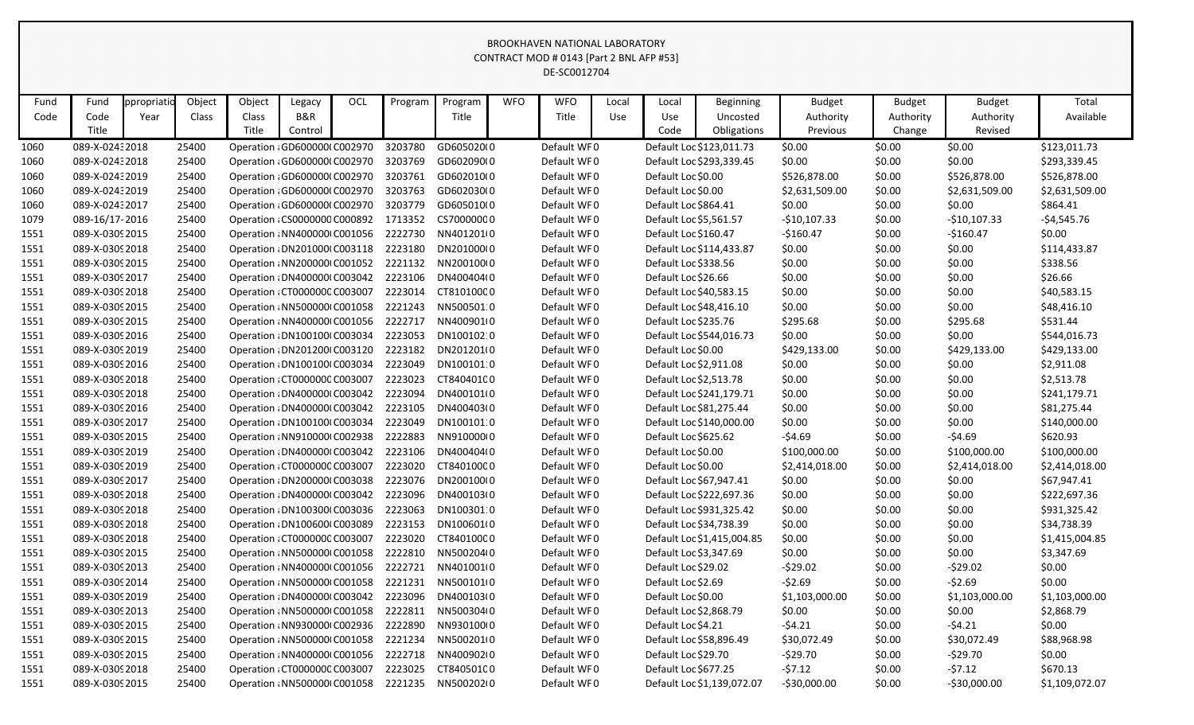BROOKHAVEN NATIONAL LABORATORY
CONTRACT MOD # 0143 [Part 2 BNL AFP #53]
DE-SC0012704

| Fund Code | Fund Code Title | ppropriatio Year | Object Class | Object Class Title | Legacy B&R Control | OCL | Program | Program Title | WFO | WFO Title | Local Use | Local Use Code | Beginning Uncosted Obligations | Budget Authority Previous | Budget Authority Change | Budget Authority Revised | Total Available |
|---|---|---|---|---|---|---|---|---|---|---|---|---|---|---|---|---|---|
| 1060 | 089-X-024 | 2018 | 25400 | Operation | GD600000 | C002970 | 3203780 | GD605020 | 0 | Default WF | 0 | Default Loc | $123,011.73 | $0.00 | $0.00 | $0.00 | $123,011.73 |
| 1060 | 089-X-024 | 2018 | 25400 | Operation | GD600000 | C002970 | 3203769 | GD602090 | 0 | Default WF | 0 | Default Loc | $293,339.45 | $0.00 | $0.00 | $0.00 | $293,339.45 |
| 1060 | 089-X-024 | 2019 | 25400 | Operation | GD600000 | C002970 | 3203761 | GD602010 | 0 | Default WF | 0 | Default Loc | $0.00 | $526,878.00 | $0.00 | $526,878.00 | $526,878.00 |
| 1060 | 089-X-024 | 2019 | 25400 | Operation | GD600000 | C002970 | 3203763 | GD602030 | 0 | Default WF | 0 | Default Loc | $0.00 | $2,631,509.00 | $0.00 | $2,631,509.00 | $2,631,509.00 |
| 1060 | 089-X-024 | 2017 | 25400 | Operation | GD600000 | C002970 | 3203779 | GD605010 | 0 | Default WF | 0 | Default Loc | $864.41 | $0.00 | $0.00 | $0.00 | $864.41 |
| 1079 | 089-16/17- | 2016 | 25400 | Operation | CS000000 | C000892 | 1713352 | CS700000 | 0 | Default WF | 0 | Default Loc | $5,561.57 | -$10,107.33 | $0.00 | -$10,107.33 | -$4,545.76 |
| 1551 | 089-X-030 | 2015 | 25400 | Operation | NN400000 | C001056 | 2222730 | NN401201 | 0 | Default WF | 0 | Default Loc | $160.47 | -$160.47 | $0.00 | -$160.47 | $0.00 |
| 1551 | 089-X-030 | 2018 | 25400 | Operation | DN201000 | C003118 | 2223180 | DN201000 | 0 | Default WF | 0 | Default Loc | $114,433.87 | $0.00 | $0.00 | $0.00 | $114,433.87 |
| 1551 | 089-X-030 | 2015 | 25400 | Operation | NN200000 | C001052 | 2221132 | NN200100 | 0 | Default WF | 0 | Default Loc | $338.56 | $0.00 | $0.00 | $0.00 | $338.56 |
| 1551 | 089-X-030 | 2017 | 25400 | Operation | DN400000 | C003042 | 2223106 | DN400404 | 0 | Default WF | 0 | Default Loc | $26.66 | $0.00 | $0.00 | $0.00 | $26.66 |
| 1551 | 089-X-030 | 2018 | 25400 | Operation | CT000000 | C003007 | 2223014 | CT810100 | 0 | Default WF | 0 | Default Loc | $40,583.15 | $0.00 | $0.00 | $0.00 | $40,583.15 |
| 1551 | 089-X-030 | 2015 | 25400 | Operation | NN500000 | C001058 | 2221243 | NN500501 | 0 | Default WF | 0 | Default Loc | $48,416.10 | $0.00 | $0.00 | $0.00 | $48,416.10 |
| 1551 | 089-X-030 | 2015 | 25400 | Operation | NN400000 | C001056 | 2222717 | NN400901 | 0 | Default WF | 0 | Default Loc | $235.76 | $295.68 | $0.00 | $295.68 | $531.44 |
| 1551 | 089-X-030 | 2016 | 25400 | Operation | DN100100 | C003034 | 2223053 | DN100102 | 0 | Default WF | 0 | Default Loc | $544,016.73 | $0.00 | $0.00 | $0.00 | $544,016.73 |
| 1551 | 089-X-030 | 2019 | 25400 | Operation | DN201200 | C003120 | 2223182 | DN201201 | 0 | Default WF | 0 | Default Loc | $0.00 | $429,133.00 | $0.00 | $429,133.00 | $429,133.00 |
| 1551 | 089-X-030 | 2016 | 25400 | Operation | DN100100 | C003034 | 2223049 | DN100101 | 0 | Default WF | 0 | Default Loc | $2,911.08 | $0.00 | $0.00 | $0.00 | $2,911.08 |
| 1551 | 089-X-030 | 2018 | 25400 | Operation | CT000000 | C003007 | 2223023 | CT840401 | 0 | Default WF | 0 | Default Loc | $2,513.78 | $0.00 | $0.00 | $0.00 | $2,513.78 |
| 1551 | 089-X-030 | 2018 | 25400 | Operation | DN400000 | C003042 | 2223094 | DN400101 | 0 | Default WF | 0 | Default Loc | $241,179.71 | $0.00 | $0.00 | $0.00 | $241,179.71 |
| 1551 | 089-X-030 | 2016 | 25400 | Operation | DN400000 | C003042 | 2223105 | DN400403 | 0 | Default WF | 0 | Default Loc | $81,275.44 | $0.00 | $0.00 | $0.00 | $81,275.44 |
| 1551 | 089-X-030 | 2017 | 25400 | Operation | DN100100 | C003034 | 2223049 | DN100101 | 0 | Default WF | 0 | Default Loc | $140,000.00 | $0.00 | $0.00 | $0.00 | $140,000.00 |
| 1551 | 089-X-030 | 2015 | 25400 | Operation | NN910000 | C002938 | 2222883 | NN910000 | 0 | Default WF | 0 | Default Loc | $625.62 | -$4.69 | $0.00 | -$4.69 | $620.93 |
| 1551 | 089-X-030 | 2019 | 25400 | Operation | DN400000 | C003042 | 2223106 | DN400404 | 0 | Default WF | 0 | Default Loc | $0.00 | $100,000.00 | $0.00 | $100,000.00 | $100,000.00 |
| 1551 | 089-X-030 | 2019 | 25400 | Operation | CT000000 | C003007 | 2223020 | CT840100 | 0 | Default WF | 0 | Default Loc | $0.00 | $2,414,018.00 | $0.00 | $2,414,018.00 | $2,414,018.00 |
| 1551 | 089-X-030 | 2017 | 25400 | Operation | DN200000 | C003038 | 2223076 | DN200100 | 0 | Default WF | 0 | Default Loc | $67,947.41 | $0.00 | $0.00 | $0.00 | $67,947.41 |
| 1551 | 089-X-030 | 2018 | 25400 | Operation | DN400000 | C003042 | 2223096 | DN400103 | 0 | Default WF | 0 | Default Loc | $222,697.36 | $0.00 | $0.00 | $0.00 | $222,697.36 |
| 1551 | 089-X-030 | 2018 | 25400 | Operation | DN100300 | C003036 | 2223063 | DN100301 | 0 | Default WF | 0 | Default Loc | $931,325.42 | $0.00 | $0.00 | $0.00 | $931,325.42 |
| 1551 | 089-X-030 | 2018 | 25400 | Operation | DN100600 | C003089 | 2223153 | DN100601 | 0 | Default WF | 0 | Default Loc | $34,738.39 | $0.00 | $0.00 | $0.00 | $34,738.39 |
| 1551 | 089-X-030 | 2018 | 25400 | Operation | CT000000 | C003007 | 2223020 | CT840100 | 0 | Default WF | 0 | Default Loc | $1,415,004.85 | $0.00 | $0.00 | $0.00 | $1,415,004.85 |
| 1551 | 089-X-030 | 2015 | 25400 | Operation | NN500000 | C001058 | 2222810 | NN500204 | 0 | Default WF | 0 | Default Loc | $3,347.69 | $0.00 | $0.00 | $0.00 | $3,347.69 |
| 1551 | 089-X-030 | 2013 | 25400 | Operation | NN400000 | C001056 | 2222721 | NN401001 | 0 | Default WF | 0 | Default Loc | $29.02 | -$29.02 | $0.00 | -$29.02 | $0.00 |
| 1551 | 089-X-030 | 2014 | 25400 | Operation | NN500000 | C001058 | 2221231 | NN500101 | 0 | Default WF | 0 | Default Loc | $2.69 | -$2.69 | $0.00 | -$2.69 | $0.00 |
| 1551 | 089-X-030 | 2019 | 25400 | Operation | DN400000 | C003042 | 2223096 | DN400103 | 0 | Default WF | 0 | Default Loc | $0.00 | $1,103,000.00 | $0.00 | $1,103,000.00 | $1,103,000.00 |
| 1551 | 089-X-030 | 2013 | 25400 | Operation | NN500000 | C001058 | 2222811 | NN500304 | 0 | Default WF | 0 | Default Loc | $2,868.79 | $0.00 | $0.00 | $0.00 | $2,868.79 |
| 1551 | 089-X-030 | 2015 | 25400 | Operation | NN930000 | C002936 | 2222890 | NN930100 | 0 | Default WF | 0 | Default Loc | $4.21 | -$4.21 | $0.00 | -$4.21 | $0.00 |
| 1551 | 089-X-030 | 2015 | 25400 | Operation | NN500000 | C001058 | 2221234 | NN500201 | 0 | Default WF | 0 | Default Loc | $58,896.49 | $30,072.49 | $0.00 | $30,072.49 | $88,968.98 |
| 1551 | 089-X-030 | 2015 | 25400 | Operation | NN400000 | C001056 | 2222718 | NN400902 | 0 | Default WF | 0 | Default Loc | $29.70 | -$29.70 | $0.00 | -$29.70 | $0.00 |
| 1551 | 089-X-030 | 2018 | 25400 | Operation | CT000000 | C003007 | 2223025 | CT840501 | 0 | Default WF | 0 | Default Loc | $677.25 | -$7.12 | $0.00 | -$7.12 | $670.13 |
| 1551 | 089-X-030 | 2015 | 25400 | Operation | NN500000 | C001058 | 2221235 | NN500202 | 0 | Default WF | 0 | Default Loc | $1,139,072.07 | -$30,000.00 | $0.00 | -$30,000.00 | $1,109,072.07 |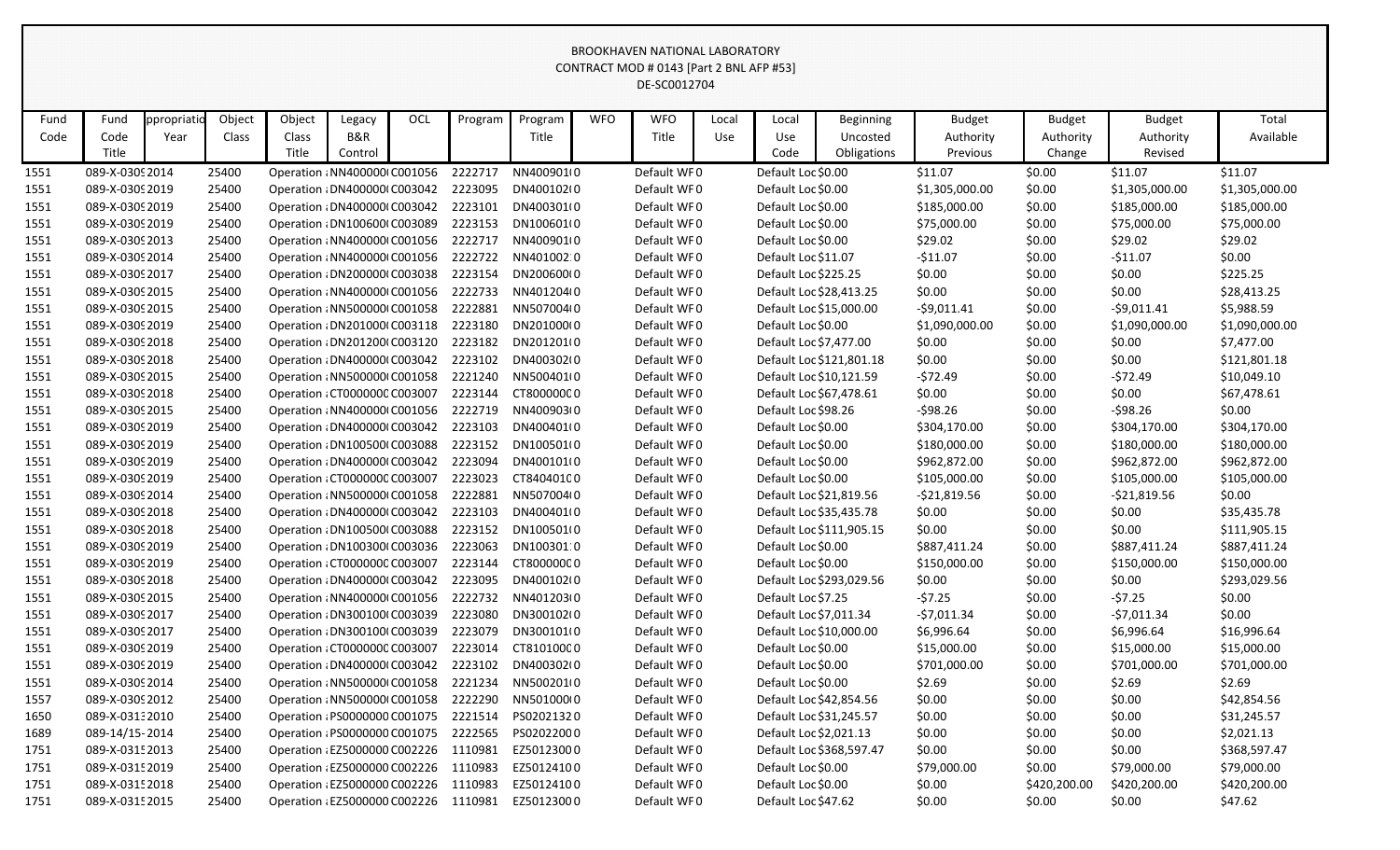BROOKHAVEN NATIONAL LABORATORY
CONTRACT MOD # 0143 [Part 2 BNL AFP #53]
DE-SC0012704

| Fund Code | Fund Code Title | ppropriatio Year | Object Class | Object Class Title | Legacy B&R Control | OCL | Program | Program Title | WFO | WFO Title | Local Use | Local Use Code | Beginning Uncosted Obligations | Budget Authority Previous | Budget Authority Change | Budget Authority Revised | Total Available |
|---|---|---|---|---|---|---|---|---|---|---|---|---|---|---|---|---|---|
| 1551 | 089-X-0309 | 2014 | 25400 | Operation | NN400000 | C001056 | 2222717 | NN400901 | 0 | Default WF | 0 | Default Loc | $0.00 | $11.07 | $0.00 | $11.07 | $11.07 |
| 1551 | 089-X-0309 | 2019 | 25400 | Operation | DN400000 | C003042 | 2223095 | DN400102 | 0 | Default WF | 0 | Default Loc | $0.00 | $1,305,000.00 | $0.00 | $1,305,000.00 | $1,305,000.00 |
| 1551 | 089-X-0309 | 2019 | 25400 | Operation | DN400000 | C003042 | 2223101 | DN400301 | 0 | Default WF | 0 | Default Loc | $0.00 | $185,000.00 | $0.00 | $185,000.00 | $185,000.00 |
| 1551 | 089-X-0309 | 2019 | 25400 | Operation | DN100600 | C003089 | 2223153 | DN100601 | 0 | Default WF | 0 | Default Loc | $0.00 | $75,000.00 | $0.00 | $75,000.00 | $75,000.00 |
| 1551 | 089-X-0309 | 2013 | 25400 | Operation | NN400000 | C001056 | 2222717 | NN400901 | 0 | Default WF | 0 | Default Loc | $0.00 | $29.02 | $0.00 | $29.02 | $29.02 |
| 1551 | 089-X-0309 | 2014 | 25400 | Operation | NN400000 | C001056 | 2222722 | NN401002 | 0 | Default WF | 0 | Default Loc | $11.07 | -$11.07 | $0.00 | -$11.07 | $0.00 |
| 1551 | 089-X-0309 | 2017 | 25400 | Operation | DN200000 | C003038 | 2223154 | DN200600 | 0 | Default WF | 0 | Default Loc | $225.25 | $0.00 | $0.00 | $0.00 | $225.25 |
| 1551 | 089-X-0309 | 2015 | 25400 | Operation | NN400000 | C001056 | 2222733 | NN401204 | 0 | Default WF | 0 | Default Loc | $28,413.25 | $0.00 | $0.00 | $0.00 | $28,413.25 |
| 1551 | 089-X-0309 | 2015 | 25400 | Operation | NN500000 | C001058 | 2222881 | NN507004 | 0 | Default WF | 0 | Default Loc | $15,000.00 | -$9,011.41 | $0.00 | -$9,011.41 | $5,988.59 |
| 1551 | 089-X-0309 | 2019 | 25400 | Operation | DN201000 | C003118 | 2223180 | DN201000 | 0 | Default WF | 0 | Default Loc | $0.00 | $1,090,000.00 | $0.00 | $1,090,000.00 | $1,090,000.00 |
| 1551 | 089-X-0309 | 2018 | 25400 | Operation | DN201200 | C003120 | 2223182 | DN201201 | 0 | Default WF | 0 | Default Loc | $7,477.00 | $0.00 | $0.00 | $0.00 | $7,477.00 |
| 1551 | 089-X-0309 | 2018 | 25400 | Operation | DN400000 | C003042 | 2223102 | DN400302 | 0 | Default WF | 0 | Default Loc | $121,801.18 | $0.00 | $0.00 | $0.00 | $121,801.18 |
| 1551 | 089-X-0309 | 2015 | 25400 | Operation | NN500000 | C001058 | 2221240 | NN500401 | 0 | Default WF | 0 | Default Loc | $10,121.59 | -$72.49 | $0.00 | -$72.49 | $10,049.10 |
| 1551 | 089-X-0309 | 2018 | 25400 | Operation | CT000000 | C003007 | 2223144 | CT800000 | 0 | Default WF | 0 | Default Loc | $67,478.61 | $0.00 | $0.00 | $0.00 | $67,478.61 |
| 1551 | 089-X-0309 | 2015 | 25400 | Operation | NN400000 | C001056 | 2222719 | NN400903 | 0 | Default WF | 0 | Default Loc | $98.26 | -$98.26 | $0.00 | -$98.26 | $0.00 |
| 1551 | 089-X-0309 | 2019 | 25400 | Operation | DN400000 | C003042 | 2223103 | DN400401 | 0 | Default WF | 0 | Default Loc | $0.00 | $304,170.00 | $0.00 | $304,170.00 | $304,170.00 |
| 1551 | 089-X-0309 | 2019 | 25400 | Operation | DN100500 | C003088 | 2223152 | DN100501 | 0 | Default WF | 0 | Default Loc | $0.00 | $180,000.00 | $0.00 | $180,000.00 | $180,000.00 |
| 1551 | 089-X-0309 | 2019 | 25400 | Operation | DN400000 | C003042 | 2223094 | DN400101 | 0 | Default WF | 0 | Default Loc | $0.00 | $962,872.00 | $0.00 | $962,872.00 | $962,872.00 |
| 1551 | 089-X-0309 | 2019 | 25400 | Operation | CT000000 | C003007 | 2223023 | CT840401 | 0 | Default WF | 0 | Default Loc | $0.00 | $105,000.00 | $0.00 | $105,000.00 | $105,000.00 |
| 1551 | 089-X-0309 | 2014 | 25400 | Operation | NN500000 | C001058 | 2222881 | NN507004 | 0 | Default WF | 0 | Default Loc | $21,819.56 | -$21,819.56 | $0.00 | -$21,819.56 | $0.00 |
| 1551 | 089-X-0309 | 2018 | 25400 | Operation | DN400000 | C003042 | 2223103 | DN400401 | 0 | Default WF | 0 | Default Loc | $35,435.78 | $0.00 | $0.00 | $0.00 | $35,435.78 |
| 1551 | 089-X-0309 | 2018 | 25400 | Operation | DN100500 | C003088 | 2223152 | DN100501 | 0 | Default WF | 0 | Default Loc | $111,905.15 | $0.00 | $0.00 | $0.00 | $111,905.15 |
| 1551 | 089-X-0309 | 2019 | 25400 | Operation | DN100300 | C003036 | 2223063 | DN100301 | 0 | Default WF | 0 | Default Loc | $0.00 | $887,411.24 | $0.00 | $887,411.24 | $887,411.24 |
| 1551 | 089-X-0309 | 2019 | 25400 | Operation | CT000000 | C003007 | 2223144 | CT800000 | 0 | Default WF | 0 | Default Loc | $0.00 | $150,000.00 | $0.00 | $150,000.00 | $150,000.00 |
| 1551 | 089-X-0309 | 2018 | 25400 | Operation | DN400000 | C003042 | 2223095 | DN400102 | 0 | Default WF | 0 | Default Loc | $293,029.56 | $0.00 | $0.00 | $0.00 | $293,029.56 |
| 1551 | 089-X-0309 | 2015 | 25400 | Operation | NN400000 | C001056 | 2222732 | NN401203 | 0 | Default WF | 0 | Default Loc | $7.25 | -$7.25 | $0.00 | -$7.25 | $0.00 |
| 1551 | 089-X-0309 | 2017 | 25400 | Operation | DN300100 | C003039 | 2223080 | DN300102 | 0 | Default WF | 0 | Default Loc | $7,011.34 | -$7,011.34 | $0.00 | -$7,011.34 | $0.00 |
| 1551 | 089-X-0309 | 2017 | 25400 | Operation | DN300100 | C003039 | 2223079 | DN300101 | 0 | Default WF | 0 | Default Loc | $10,000.00 | $6,996.64 | $0.00 | $6,996.64 | $16,996.64 |
| 1551 | 089-X-0309 | 2019 | 25400 | Operation | CT000000 | C003007 | 2223014 | CT810100 | 0 | Default WF | 0 | Default Loc | $0.00 | $15,000.00 | $0.00 | $15,000.00 | $15,000.00 |
| 1551 | 089-X-0309 | 2019 | 25400 | Operation | DN400000 | C003042 | 2223102 | DN400302 | 0 | Default WF | 0 | Default Loc | $0.00 | $701,000.00 | $0.00 | $701,000.00 | $701,000.00 |
| 1551 | 089-X-0309 | 2014 | 25400 | Operation | NN500000 | C001058 | 2221234 | NN500201 | 0 | Default WF | 0 | Default Loc | $0.00 | $2.69 | $0.00 | $2.69 | $2.69 |
| 1557 | 089-X-0309 | 2012 | 25400 | Operation | NN500000 | C001058 | 2222290 | NN501000 | 0 | Default WF | 0 | Default Loc | $42,854.56 | $0.00 | $0.00 | $0.00 | $42,854.56 |
| 1650 | 089-X-0313 | 2010 | 25400 | Operation | PS000000 | C001075 | 2221514 | PS020213 | 0 | Default WF | 0 | Default Loc | $31,245.57 | $0.00 | $0.00 | $0.00 | $31,245.57 |
| 1689 | 089-14/15- | 2014 | 25400 | Operation | PS000000 | C001075 | 2222565 | PS020220 | 0 | Default WF | 0 | Default Loc | $2,021.13 | $0.00 | $0.00 | $0.00 | $2,021.13 |
| 1751 | 089-X-0315 | 2013 | 25400 | Operation | EZ500000 | C002226 | 1110981 | EZ501230 | 0 | Default WF | 0 | Default Loc | $368,597.47 | $0.00 | $0.00 | $0.00 | $368,597.47 |
| 1751 | 089-X-0315 | 2019 | 25400 | Operation | EZ500000 | C002226 | 1110983 | EZ501241 | 0 | Default WF | 0 | Default Loc | $0.00 | $79,000.00 | $0.00 | $79,000.00 | $79,000.00 |
| 1751 | 089-X-0315 | 2018 | 25400 | Operation | EZ500000 | C002226 | 1110983 | EZ501241 | 0 | Default WF | 0 | Default Loc | $0.00 | $0.00 | $420,200.00 | $420,200.00 | $420,200.00 |
| 1751 | 089-X-0315 | 2015 | 25400 | Operation | EZ500000 | C002226 | 1110981 | EZ501230 | 0 | Default WF | 0 | Default Loc | $47.62 | $0.00 | $0.00 | $0.00 | $47.62 |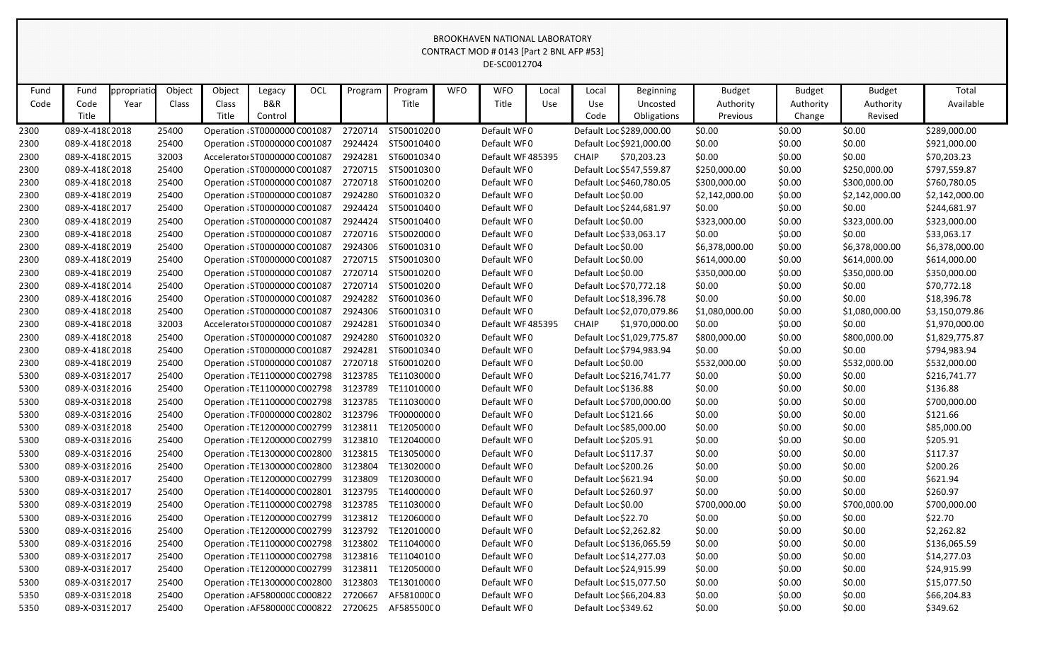BROOKHAVEN NATIONAL LABORATORY
CONTRACT MOD # 0143 [Part 2 BNL AFP #53]
DE-SC0012704

| Fund Code | Fund Code Title | ppropriatio Year | Object Class | Object Class Title | Legacy B&R Control | OCL | Program | Program Title | WFO | WFO Title | Local Use | Local Use Code | Beginning Uncosted Obligations | Budget Authority Previous | Budget Authority Change | Budget Authority Revised | Total Available |
|---|---|---|---|---|---|---|---|---|---|---|---|---|---|---|---|---|---|
| 2300 | 089-X-418( | 2018 | 25400 | Operation : | ST0000000 | C001087 | 2720714 | ST5001020 | 0 | Default WF | 0 | Default Loc | $289,000.00 | $0.00 | $0.00 | $0.00 | $289,000.00 |
| 2300 | 089-X-418( | 2018 | 25400 | Operation : | ST0000000 | C001087 | 2924424 | ST5001040 | 0 | Default WF | 0 | Default Loc | $921,000.00 | $0.00 | $0.00 | $0.00 | $921,000.00 |
| 2300 | 089-X-418( | 2015 | 32003 | Accelerator | ST0000000 | C001087 | 2924281 | ST6001034 | 0 | Default WF | 485395 | CHAIP | $70,203.23 | $0.00 | $0.00 | $0.00 | $70,203.23 |
| 2300 | 089-X-418( | 2018 | 25400 | Operation : | ST0000000 | C001087 | 2720715 | ST5001030 | 0 | Default WF | 0 | Default Loc | $547,559.87 | $250,000.00 | $0.00 | $250,000.00 | $797,559.87 |
| 2300 | 089-X-418( | 2018 | 25400 | Operation : | ST0000000 | C001087 | 2720718 | ST6001020 | 0 | Default WF | 0 | Default Loc | $460,780.05 | $300,000.00 | $0.00 | $300,000.00 | $760,780.05 |
| 2300 | 089-X-418( | 2019 | 25400 | Operation : | ST0000000 | C001087 | 2924280 | ST6001032 | 0 | Default WF | 0 | Default Loc | $0.00 | $2,142,000.00 | $0.00 | $2,142,000.00 | $2,142,000.00 |
| 2300 | 089-X-418( | 2017 | 25400 | Operation : | ST0000000 | C001087 | 2924424 | ST5001040 | 0 | Default WF | 0 | Default Loc | $244,681.97 | $0.00 | $0.00 | $0.00 | $244,681.97 |
| 2300 | 089-X-418( | 2019 | 25400 | Operation : | ST0000000 | C001087 | 2924424 | ST5001040 | 0 | Default WF | 0 | Default Loc | $0.00 | $323,000.00 | $0.00 | $323,000.00 | $323,000.00 |
| 2300 | 089-X-418( | 2018 | 25400 | Operation : | ST0000000 | C001087 | 2720716 | ST5002000 | 0 | Default WF | 0 | Default Loc | $33,063.17 | $0.00 | $0.00 | $0.00 | $33,063.17 |
| 2300 | 089-X-418( | 2019 | 25400 | Operation : | ST0000000 | C001087 | 2924306 | ST6001031 | 0 | Default WF | 0 | Default Loc | $0.00 | $6,378,000.00 | $0.00 | $6,378,000.00 | $6,378,000.00 |
| 2300 | 089-X-418( | 2019 | 25400 | Operation : | ST0000000 | C001087 | 2720715 | ST5001030 | 0 | Default WF | 0 | Default Loc | $0.00 | $614,000.00 | $0.00 | $614,000.00 | $614,000.00 |
| 2300 | 089-X-418( | 2019 | 25400 | Operation : | ST0000000 | C001087 | 2720714 | ST5001020 | 0 | Default WF | 0 | Default Loc | $0.00 | $350,000.00 | $0.00 | $350,000.00 | $350,000.00 |
| 2300 | 089-X-418( | 2014 | 25400 | Operation : | ST0000000 | C001087 | 2720714 | ST5001020 | 0 | Default WF | 0 | Default Loc | $70,772.18 | $0.00 | $0.00 | $0.00 | $70,772.18 |
| 2300 | 089-X-418( | 2016 | 25400 | Operation : | ST0000000 | C001087 | 2924282 | ST6001036 | 0 | Default WF | 0 | Default Loc | $18,396.78 | $0.00 | $0.00 | $0.00 | $18,396.78 |
| 2300 | 089-X-418( | 2018 | 25400 | Operation : | ST0000000 | C001087 | 2924306 | ST6001031 | 0 | Default WF | 0 | Default Loc | $2,070,079.86 | $1,080,000.00 | $0.00 | $1,080,000.00 | $3,150,079.86 |
| 2300 | 089-X-418( | 2018 | 32003 | Accelerator | ST0000000 | C001087 | 2924281 | ST6001034 | 0 | Default WF | 485395 | CHAIP | $1,970,000.00 | $0.00 | $0.00 | $0.00 | $1,970,000.00 |
| 2300 | 089-X-418( | 2018 | 25400 | Operation : | ST0000000 | C001087 | 2924280 | ST6001032 | 0 | Default WF | 0 | Default Loc | $1,029,775.87 | $800,000.00 | $0.00 | $800,000.00 | $1,829,775.87 |
| 2300 | 089-X-418( | 2018 | 25400 | Operation : | ST0000000 | C001087 | 2924281 | ST6001034 | 0 | Default WF | 0 | Default Loc | $794,983.94 | $0.00 | $0.00 | $0.00 | $794,983.94 |
| 2300 | 089-X-418( | 2019 | 25400 | Operation : | ST0000000 | C001087 | 2720718 | ST6001020 | 0 | Default WF | 0 | Default Loc | $0.00 | $532,000.00 | $0.00 | $532,000.00 | $532,000.00 |
| 5300 | 089-X-031{ | 2017 | 25400 | Operation : | TE1100000 | C002798 | 3123785 | TE1103000 | 0 | Default WF | 0 | Default Loc | $216,741.77 | $0.00 | $0.00 | $0.00 | $216,741.77 |
| 5300 | 089-X-031{ | 2016 | 25400 | Operation : | TE1100000 | C002798 | 3123789 | TE1101000 | 0 | Default WF | 0 | Default Loc | $136.88 | $0.00 | $0.00 | $0.00 | $136.88 |
| 5300 | 089-X-031{ | 2018 | 25400 | Operation : | TE1100000 | C002798 | 3123785 | TE1103000 | 0 | Default WF | 0 | Default Loc | $700,000.00 | $0.00 | $0.00 | $0.00 | $700,000.00 |
| 5300 | 089-X-031{ | 2016 | 25400 | Operation : | TF0000000 | C002802 | 3123796 | TF0000000 | 0 | Default WF | 0 | Default Loc | $121.66 | $0.00 | $0.00 | $0.00 | $121.66 |
| 5300 | 089-X-031{ | 2018 | 25400 | Operation : | TE1200000 | C002799 | 3123811 | TE1205000 | 0 | Default WF | 0 | Default Loc | $85,000.00 | $0.00 | $0.00 | $0.00 | $85,000.00 |
| 5300 | 089-X-031{ | 2016 | 25400 | Operation : | TE1200000 | C002799 | 3123810 | TE1204000 | 0 | Default WF | 0 | Default Loc | $205.91 | $0.00 | $0.00 | $0.00 | $205.91 |
| 5300 | 089-X-031{ | 2016 | 25400 | Operation : | TE1300000 | C002800 | 3123815 | TE1305000 | 0 | Default WF | 0 | Default Loc | $117.37 | $0.00 | $0.00 | $0.00 | $117.37 |
| 5300 | 089-X-031{ | 2016 | 25400 | Operation : | TE1300000 | C002800 | 3123804 | TE1302000 | 0 | Default WF | 0 | Default Loc | $200.26 | $0.00 | $0.00 | $0.00 | $200.26 |
| 5300 | 089-X-031{ | 2017 | 25400 | Operation : | TE1200000 | C002799 | 3123809 | TE1203000 | 0 | Default WF | 0 | Default Loc | $621.94 | $0.00 | $0.00 | $0.00 | $621.94 |
| 5300 | 089-X-031{ | 2017 | 25400 | Operation : | TE1400000 | C002801 | 3123795 | TE1400000 | 0 | Default WF | 0 | Default Loc | $260.97 | $0.00 | $0.00 | $0.00 | $260.97 |
| 5300 | 089-X-031{ | 2019 | 25400 | Operation : | TE1100000 | C002798 | 3123785 | TE1103000 | 0 | Default WF | 0 | Default Loc | $0.00 | $700,000.00 | $0.00 | $700,000.00 | $700,000.00 |
| 5300 | 089-X-031{ | 2016 | 25400 | Operation : | TE1200000 | C002799 | 3123812 | TE1206000 | 0 | Default WF | 0 | Default Loc | $22.70 | $0.00 | $0.00 | $0.00 | $22.70 |
| 5300 | 089-X-031{ | 2016 | 25400 | Operation : | TE1200000 | C002799 | 3123792 | TE1201000 | 0 | Default WF | 0 | Default Loc | $2,262.82 | $0.00 | $0.00 | $0.00 | $2,262.82 |
| 5300 | 089-X-031{ | 2016 | 25400 | Operation : | TE1100000 | C002798 | 3123802 | TE1104000 | 0 | Default WF | 0 | Default Loc | $136,065.59 | $0.00 | $0.00 | $0.00 | $136,065.59 |
| 5300 | 089-X-031{ | 2017 | 25400 | Operation : | TE1100000 | C002798 | 3123816 | TE1104010 | 0 | Default WF | 0 | Default Loc | $14,277.03 | $0.00 | $0.00 | $0.00 | $14,277.03 |
| 5300 | 089-X-031{ | 2017 | 25400 | Operation : | TE1200000 | C002799 | 3123811 | TE1205000 | 0 | Default WF | 0 | Default Loc | $24,915.99 | $0.00 | $0.00 | $0.00 | $24,915.99 |
| 5300 | 089-X-031{ | 2017 | 25400 | Operation : | TE1300000 | C002800 | 3123803 | TE1301000 | 0 | Default WF | 0 | Default Loc | $15,077.50 | $0.00 | $0.00 | $0.00 | $15,077.50 |
| 5350 | 089-X-031{ | 2018 | 25400 | Operation : | AF5800000 | C000822 | 2720667 | AF581000C | 0 | Default WF | 0 | Default Loc | $66,204.83 | $0.00 | $0.00 | $0.00 | $66,204.83 |
| 5350 | 089-X-031{ | 2017 | 25400 | Operation : | AF5800000 | C000822 | 2720625 | AF585500C | 0 | Default WF | 0 | Default Loc | $349.62 | $0.00 | $0.00 | $0.00 | $349.62 |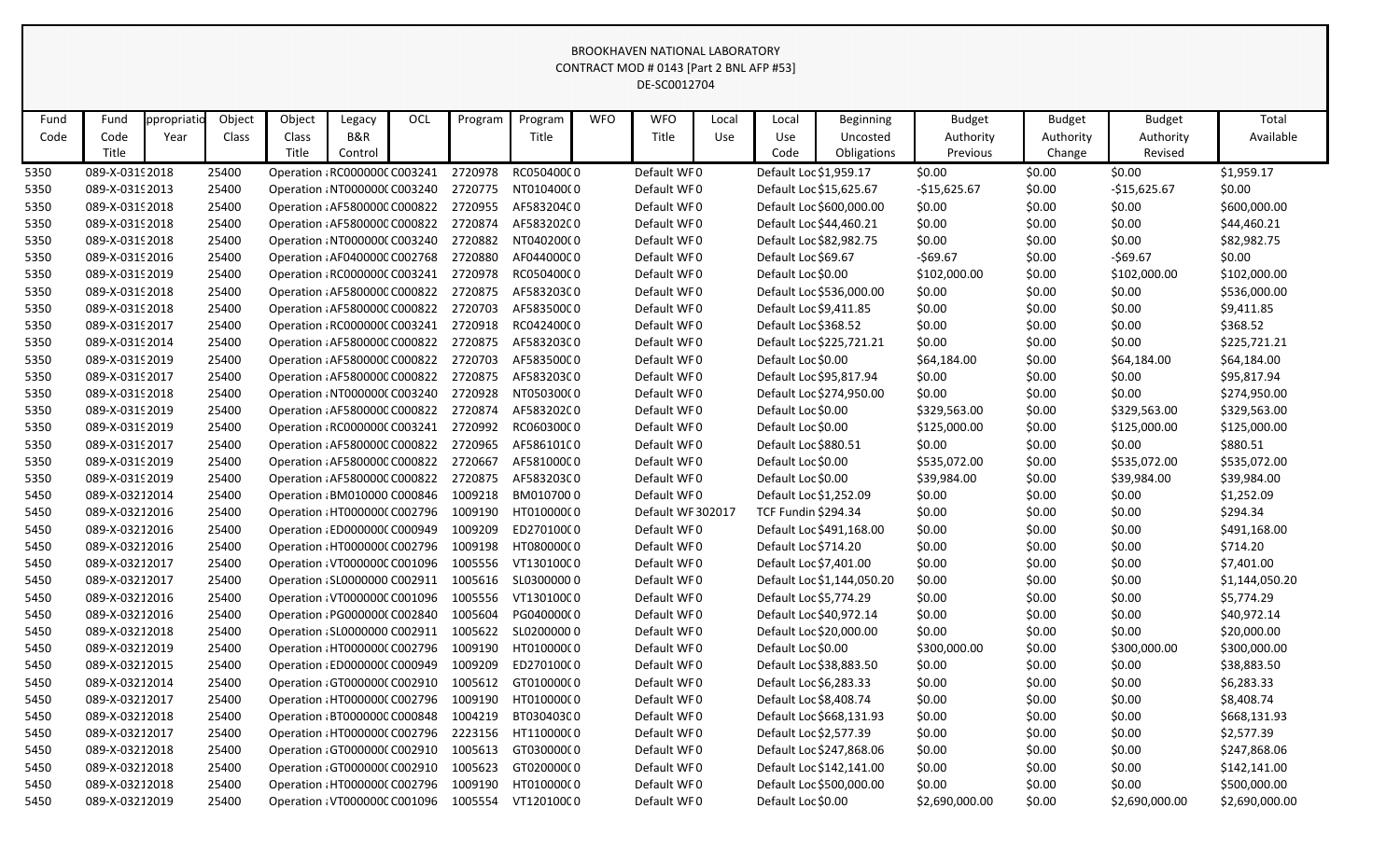BROOKHAVEN NATIONAL LABORATORY
CONTRACT MOD # 0143 [Part 2 BNL AFP #53]
DE-SC0012704

| Fund Code | Fund Code Title | ppropriatio Year | Object Class | Object Class Title | Legacy B&R Control | OCL | Program | Program Title | WFO | WFO Title | Local Use | Local Use Code | Beginning Uncosted Obligations | Budget Authority Previous | Budget Authority Change | Budget Authority Revised | Total Available |
|---|---|---|---|---|---|---|---|---|---|---|---|---|---|---|---|---|---|
| 5350 | 089-X-0319 | 2018 | 25400 | Operation | RC000000( | C003241 | 2720978 | RC050400( | 0 | Default WF | 0 | Default Loc | $1,959.17 | $0.00 | $0.00 | $0.00 | $1,959.17 |
| 5350 | 089-X-0319 | 2013 | 25400 | Operation | NT000000( | C003240 | 2720775 | NT010400( | 0 | Default WF | 0 | Default Loc | $15,625.67 | -$15,625.67 | $0.00 | -$15,625.67 | $0.00 |
| 5350 | 089-X-0319 | 2018 | 25400 | Operation | AF580000( | C000822 | 2720955 | AF583204( | 0 | Default WF | 0 | Default Loc | $600,000.00 | $0.00 | $0.00 | $0.00 | $600,000.00 |
| 5350 | 089-X-0319 | 2018 | 25400 | Operation | AF580000( | C000822 | 2720874 | AF583202( | 0 | Default WF | 0 | Default Loc | $44,460.21 | $0.00 | $0.00 | $0.00 | $44,460.21 |
| 5350 | 089-X-0319 | 2018 | 25400 | Operation | NT000000( | C003240 | 2720882 | NT040200( | 0 | Default WF | 0 | Default Loc | $82,982.75 | $0.00 | $0.00 | $0.00 | $82,982.75 |
| 5350 | 089-X-0319 | 2016 | 25400 | Operation | AF040000( | C002768 | 2720880 | AF044000( | 0 | Default WF | 0 | Default Loc | $69.67 | -$69.67 | $0.00 | -$69.67 | $0.00 |
| 5350 | 089-X-0319 | 2019 | 25400 | Operation | RC000000( | C003241 | 2720978 | RC050400( | 0 | Default WF | 0 | Default Loc | $0.00 | $102,000.00 | $0.00 | $102,000.00 | $102,000.00 |
| 5350 | 089-X-0319 | 2018 | 25400 | Operation | AF580000( | C000822 | 2720875 | AF583203( | 0 | Default WF | 0 | Default Loc | $536,000.00 | $0.00 | $0.00 | $0.00 | $536,000.00 |
| 5350 | 089-X-0319 | 2018 | 25400 | Operation | AF580000( | C000822 | 2720703 | AF583500( | 0 | Default WF | 0 | Default Loc | $9,411.85 | $0.00 | $0.00 | $0.00 | $9,411.85 |
| 5350 | 089-X-0319 | 2017 | 25400 | Operation | RC000000( | C003241 | 2720918 | RC042400( | 0 | Default WF | 0 | Default Loc | $368.52 | $0.00 | $0.00 | $0.00 | $368.52 |
| 5350 | 089-X-0319 | 2014 | 25400 | Operation | AF580000( | C000822 | 2720875 | AF583203( | 0 | Default WF | 0 | Default Loc | $225,721.21 | $0.00 | $0.00 | $0.00 | $225,721.21 |
| 5350 | 089-X-0319 | 2019 | 25400 | Operation | AF580000( | C000822 | 2720703 | AF583500( | 0 | Default WF | 0 | Default Loc | $0.00 | $64,184.00 | $0.00 | $64,184.00 | $64,184.00 |
| 5350 | 089-X-0319 | 2017 | 25400 | Operation | AF580000( | C000822 | 2720875 | AF583203( | 0 | Default WF | 0 | Default Loc | $95,817.94 | $0.00 | $0.00 | $0.00 | $95,817.94 |
| 5350 | 089-X-0319 | 2018 | 25400 | Operation | NT000000( | C003240 | 2720928 | NT050300( | 0 | Default WF | 0 | Default Loc | $274,950.00 | $0.00 | $0.00 | $0.00 | $274,950.00 |
| 5350 | 089-X-0319 | 2019 | 25400 | Operation | AF580000( | C000822 | 2720874 | AF583202( | 0 | Default WF | 0 | Default Loc | $0.00 | $329,563.00 | $0.00 | $329,563.00 | $329,563.00 |
| 5350 | 089-X-0319 | 2019 | 25400 | Operation | RC000000( | C003241 | 2720992 | RC060300( | 0 | Default WF | 0 | Default Loc | $0.00 | $125,000.00 | $0.00 | $125,000.00 | $125,000.00 |
| 5350 | 089-X-0319 | 2017 | 25400 | Operation | AF580000( | C000822 | 2720965 | AF586101( | 0 | Default WF | 0 | Default Loc | $880.51 | $0.00 | $0.00 | $0.00 | $880.51 |
| 5350 | 089-X-0319 | 2019 | 25400 | Operation | AF580000( | C000822 | 2720667 | AF581000( | 0 | Default WF | 0 | Default Loc | $0.00 | $535,072.00 | $0.00 | $535,072.00 | $535,072.00 |
| 5350 | 089-X-0319 | 2019 | 25400 | Operation | AF580000( | C000822 | 2720875 | AF583203( | 0 | Default WF | 0 | Default Loc | $0.00 | $39,984.00 | $0.00 | $39,984.00 | $39,984.00 |
| 5450 | 089-X-0321 | 2014 | 25400 | Operation | BM010000 | C000846 | 1009218 | BM010700 | 0 | Default WF | 0 | Default Loc | $1,252.09 | $0.00 | $0.00 | $0.00 | $1,252.09 |
| 5450 | 089-X-0321 | 2016 | 25400 | Operation | HT000000( | C002796 | 1009190 | HT010000( | 0 | Default WF | 302017 | TCF Fundin | $294.34 | $0.00 | $0.00 | $0.00 | $294.34 |
| 5450 | 089-X-0321 | 2016 | 25400 | Operation | ED000000( | C000949 | 1009209 | ED270100( | 0 | Default WF | 0 | Default Loc | $491,168.00 | $0.00 | $0.00 | $0.00 | $491,168.00 |
| 5450 | 089-X-0321 | 2016 | 25400 | Operation | HT000000( | C002796 | 1009198 | HT080000( | 0 | Default WF | 0 | Default Loc | $714.20 | $0.00 | $0.00 | $0.00 | $714.20 |
| 5450 | 089-X-0321 | 2017 | 25400 | Operation | VT000000( | C001096 | 1005556 | VT130100( | 0 | Default WF | 0 | Default Loc | $7,401.00 | $0.00 | $0.00 | $0.00 | $7,401.00 |
| 5450 | 089-X-0321 | 2017 | 25400 | Operation | SL0000000 | C002911 | 1005616 | SL0300000 | 0 | Default WF | 0 | Default Loc | $1,144,050.20 | $0.00 | $0.00 | $0.00 | $1,144,050.20 |
| 5450 | 089-X-0321 | 2016 | 25400 | Operation | VT000000( | C001096 | 1005556 | VT130100( | 0 | Default WF | 0 | Default Loc | $5,774.29 | $0.00 | $0.00 | $0.00 | $5,774.29 |
| 5450 | 089-X-0321 | 2016 | 25400 | Operation | PG000000( | C002840 | 1005604 | PG040000( | 0 | Default WF | 0 | Default Loc | $40,972.14 | $0.00 | $0.00 | $0.00 | $40,972.14 |
| 5450 | 089-X-0321 | 2018 | 25400 | Operation | SL0000000 | C002911 | 1005622 | SL0200000 | 0 | Default WF | 0 | Default Loc | $20,000.00 | $0.00 | $0.00 | $0.00 | $20,000.00 |
| 5450 | 089-X-0321 | 2019 | 25400 | Operation | HT000000( | C002796 | 1009190 | HT010000( | 0 | Default WF | 0 | Default Loc | $0.00 | $300,000.00 | $0.00 | $300,000.00 | $300,000.00 |
| 5450 | 089-X-0321 | 2015 | 25400 | Operation | ED000000( | C000949 | 1009209 | ED270100( | 0 | Default WF | 0 | Default Loc | $38,883.50 | $0.00 | $0.00 | $0.00 | $38,883.50 |
| 5450 | 089-X-0321 | 2014 | 25400 | Operation | GT000000( | C002910 | 1005612 | GT010000( | 0 | Default WF | 0 | Default Loc | $6,283.33 | $0.00 | $0.00 | $0.00 | $6,283.33 |
| 5450 | 089-X-0321 | 2017 | 25400 | Operation | HT000000( | C002796 | 1009190 | HT010000( | 0 | Default WF | 0 | Default Loc | $8,408.74 | $0.00 | $0.00 | $0.00 | $8,408.74 |
| 5450 | 089-X-0321 | 2018 | 25400 | Operation | BT000000( | C000848 | 1004219 | BT030403( | 0 | Default WF | 0 | Default Loc | $668,131.93 | $0.00 | $0.00 | $0.00 | $668,131.93 |
| 5450 | 089-X-0321 | 2017 | 25400 | Operation | HT000000( | C002796 | 2223156 | HT110000( | 0 | Default WF | 0 | Default Loc | $2,577.39 | $0.00 | $0.00 | $0.00 | $2,577.39 |
| 5450 | 089-X-0321 | 2018 | 25400 | Operation | GT000000( | C002910 | 1005613 | GT030000( | 0 | Default WF | 0 | Default Loc | $247,868.06 | $0.00 | $0.00 | $0.00 | $247,868.06 |
| 5450 | 089-X-0321 | 2018 | 25400 | Operation | GT000000( | C002910 | 1005623 | GT020000( | 0 | Default WF | 0 | Default Loc | $142,141.00 | $0.00 | $0.00 | $0.00 | $142,141.00 |
| 5450 | 089-X-0321 | 2018 | 25400 | Operation | HT000000( | C002796 | 1009190 | HT010000( | 0 | Default WF | 0 | Default Loc | $500,000.00 | $0.00 | $0.00 | $0.00 | $500,000.00 |
| 5450 | 089-X-0321 | 2019 | 25400 | Operation | VT000000( | C001096 | 1005554 | VT120100( | 0 | Default WF | 0 | Default Loc | $0.00 | $2,690,000.00 | $0.00 | $2,690,000.00 | $2,690,000.00 |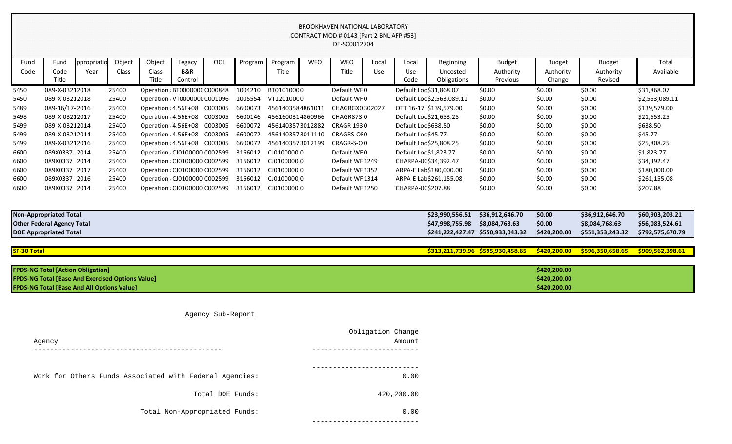BROOKHAVEN NATIONAL LABORATORY
CONTRACT MOD # 0143 [Part 2 BNL AFP #53]
DE-SC0012704

| Fund Code | Fund Code Title | ppropriatio Year | Object Class | Object Class Title | Legacy B&R Control | OCL | Program | Program Title | WFO | WFO Title | Local Use | Local Use Code | Beginning Uncosted Obligations | Budget Authority Previous | Budget Authority Change | Budget Authority Revised | Total Available |
|---|---|---|---|---|---|---|---|---|---|---|---|---|---|---|---|---|---|
| 5450 | 089-X-0321 | 2018 | 25400 | Operation | BT0000000 | C000848 | 1004210 | BT0101000 | 0 | Default WF | 0 | Default Loc | $31,868.07 | $0.00 | $0.00 | $0.00 | $31,868.07 |
| 5450 | 089-X-0321 | 2018 | 25400 | Operation | VT0000000 | C001096 | 1005554 | VT1201000 | 0 | Default WF | 0 | Default Loc | $2,563,089.11 | $0.00 | $0.00 | $0.00 | $2,563,089.11 |
| 5489 | 089-16/17- | 2016 | 25400 | Operation | 4.56E+08 | C003005 | 6600073 | 4561403584 | 861011 | CHAGRGX0 | 302027 | OTT 16-17 | $139,579.00 | $0.00 | $0.00 | $0.00 | $139,579.00 |
| 5498 | 089-X-0321 | 2017 | 25400 | Operation | 4.56E+08 | C003005 | 6600146 | 4561600314 | 860966 | CHAGR873 | 0 | Default Loc | $21,653.25 | $0.00 | $0.00 | $0.00 | $21,653.25 |
| 5499 | 089-X-0321 | 2014 | 25400 | Operation | 4.56E+08 | C003005 | 6600072 | 4561403573 | 012882 | CRAGR 193 | 0 | Default Loc | $638.50 | $0.00 | $0.00 | $0.00 | $638.50 |
| 5499 | 089-X-0321 | 2014 | 25400 | Operation | 4.56E+08 | C003005 | 6600072 | 4561403573 | 011110 | CRAGRS-OI | 0 | Default Loc | $45.77 | $0.00 | $0.00 | $0.00 | $45.77 |
| 5499 | 089-X-0321 | 2016 | 25400 | Operation | 4.56E+08 | C003005 | 6600072 | 4561403573 | 012199 | CRAGR-S-O | 0 | Default Loc | $25,808.25 | $0.00 | $0.00 | $0.00 | $25,808.25 |
| 6600 | 089X0337 | 2014 | 25400 | Operation | CJ0100000 | C002599 | 3166012 | CJ0100000 | 0 | Default WF | 0 | Default Loc | $1,823.77 | $0.00 | $0.00 | $0.00 | $1,823.77 |
| 6600 | 089X0337 | 2014 | 25400 | Operation | CJ0100000 | C002599 | 3166012 | CJ0100000 | 0 | Default WF | 1249 | CHARPA-0C | $34,392.47 | $0.00 | $0.00 | $0.00 | $34,392.47 |
| 6600 | 089X0337 | 2017 | 25400 | Operation | CJ0100000 | C002599 | 3166012 | CJ0100000 | 0 | Default WF | 1352 | ARPA-E Lab | $180,000.00 | $0.00 | $0.00 | $0.00 | $180,000.00 |
| 6600 | 089X0337 | 2016 | 25400 | Operation | CJ0100000 | C002599 | 3166012 | CJ0100000 | 0 | Default WF | 1314 | ARPA-E Lab | $261,155.08 | $0.00 | $0.00 | $0.00 | $261,155.08 |
| 6600 | 089X0337 | 2014 | 25400 | Operation | CJ0100000 | C002599 | 3166012 | CJ0100000 | 0 | Default WF | 1250 | CHARPA-0C | $207.88 | $0.00 | $0.00 | $0.00 | $207.88 |

| | Beginning Uncosted Obligations | Budget Authority Previous | Budget Authority Change | Budget Authority Revised | Total Available |
|---|---|---|---|---|---|
| **Non-Appropriated Total** | $23,990,556.51 | $36,912,646.70 | $0.00 | $36,912,646.70 | $60,903,203.21 |
| **Other Federal Agency Total** | $47,998,755.98 | $8,084,768.63 | $0.00 | $8,084,768.63 | $56,083,524.61 |
| **DOE Appropriated Total** | $241,222,427.47 | $550,933,043.32 | $420,200.00 | $551,353,243.32 | $792,575,670.79 |
| **SF-30 Total** | $313,211,739.96 | $595,930,458.65 | $420,200.00 | $596,350,658.65 | $909,562,398.61 |

| | |
|---|---|
| **FPDS-NG Total [Action Obligation]** | $420,200.00 |
| **FPDS-NG Total [Base And Exercised Options Value]** | $420,200.00 |
| **FPDS-NG Total [Base And All Options Value]** | $420,200.00 |

Agency Sub-Report

| Agency | Obligation Change Amount |
|---|---|
| Work for Others Funds Associated with Federal Agencies: | 0.00 |
| Total DOE Funds: | 420,200.00 |
| Total Non-Appropriated Funds: | 0.00 |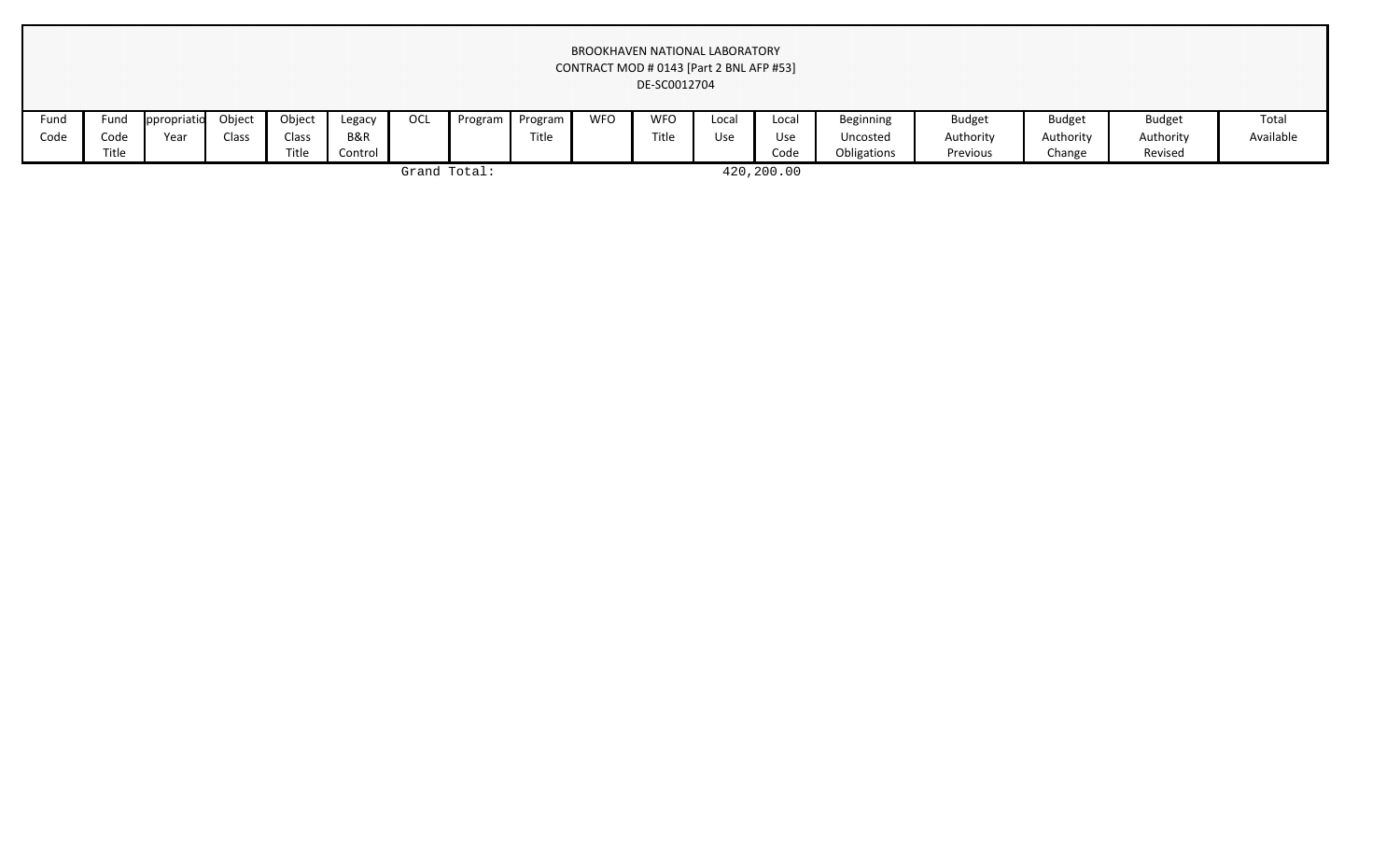BROOKHAVEN NATIONAL LABORATORY
CONTRACT MOD # 0143 [Part 2 BNL AFP #53]
DE-SC0012704

| Fund Code | Fund Code Title | ppropriatio Year | Object Class | Object Class Title | Legacy B&R Control | OCL | Program | Program Title | WFO | WFO Title | Local Use | Local Use Code | Beginning Uncosted Obligations | Budget Authority Previous | Budget Authority Change | Budget Authority Revised | Total Available |
|---|---|---|---|---|---|---|---|---|---|---|---|---|---|---|---|---|---|
| | | | | | | Grand Total: | | | | | | 420,200.00 | | | | | |